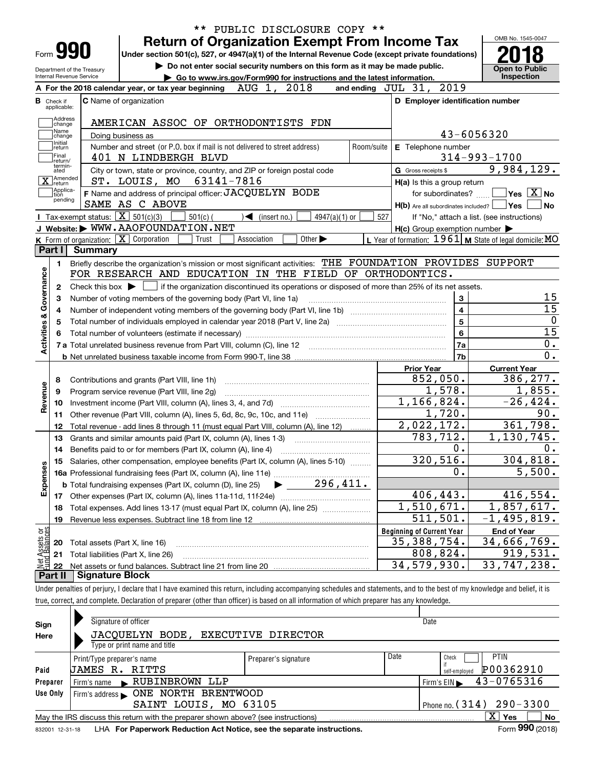** PUBLIC DISCLOSURE COPY **

# Form 990 — Return of Organization Exempt From Income Tax (2018)

Under section 501(c), 527, or 4947(a)(1) of the Internal Revenue Code (except private foundations)

▶ Do not enter social security numbers on this form as it may be made public.

▶ Go to www.irs.gov/Form990 for instructions and the latest information.

Department of the Treasury, Internal Revenue Service

OMB No. 1545-0047 — **Open to Public Inspection**

**A** For the 2018 calendar year, or tax year beginning AUG 1, 2018 and ending JUL 31, 2019

**B** Check if applicable: Address change, Name change, Initial return, Final return/terminated, [X] Amended return, Application pending

**C** Name of organization: AMERICAN ASSOC OF ORTHODONTISTS FDN

Doing business as

Number and street (or P.O. box if mail is not delivered to street address): 401 N LINDBERGH BLVD — Room/suite

City or town, state or province, country, and ZIP or foreign postal code: ST. LOUIS, MO 63141-7816

**D** Employer identification number: 43-6056320

**E** Telephone number: 314-993-1700

**G** Gross receipts $ 9,984,129.

**F** Name and address of principal officer: JACQUELYN BODE, SAME AS C ABOVE

**H(a)** Is this a group return for subordinates? Yes [ ] No [X]

**H(b)** Are all subordinates included? Yes [ ] No [ ] If "No," attach a list. (see instructions)

**H(c)** Group exemption number ▶

**I** Tax-exempt status: [X] 501(c)(3) [ ] 501(c) ( ) ◀ (insert no.) [ ] 4947(a)(1) or [ ] 527

**J** Website: ▶ WWW.AAOFOUNDATION.NET

**K** Form of organization: [X] Corporation [ ] Trust [ ] Association [ ] Other ▶

**L** Year of formation: 1961 **M** State of legal domicile: MO

## Part I Summary

**Activities & Governance**

1. Briefly describe the organization's mission or most significant activities: THE FOUNDATION PROVIDES SUPPORT FOR RESEARCH AND EDUCATION IN THE FIELD OF ORTHODONTICS.
2. Check this box ▶ [ ] if the organization discontinued its operations or disposed of more than 25% of its net assets.

| Line | Description | | Value |
|---|---|---|---|
| 3 | Number of voting members of the governing body (Part VI, line 1a) | 3 | 15 |
| 4 | Number of independent voting members of the governing body (Part VI, line 1b) | 4 | 15 |
| 5 | Total number of individuals employed in calendar year 2018 (Part V, line 2a) | 5 | 0 |
| 6 | Total number of volunteers (estimate if necessary) | 6 | 15 |
| 7a | Total unrelated business revenue from Part VIII, column (C), line 12 | 7a | 0. |
| 7b | Net unrelated business taxable income from Form 990-T, line 38 | 7b | 0. |

| Line | Description | Prior Year | Current Year |
|---|---|---|---|
| **Revenue** | | | |
| 8 | Contributions and grants (Part VIII, line 1h) | 852,050. | 386,277. |
| 9 | Program service revenue (Part VIII, line 2g) | 1,578. | 1,855. |
| 10 | Investment income (Part VIII, column (A), lines 3, 4, and 7d) | 1,166,824. | -26,424. |
| 11 | Other revenue (Part VIII, column (A), lines 5, 6d, 8c, 9c, 10c, and 11e) | 1,720. | 90. |
| 12 | Total revenue - add lines 8 through 11 (must equal Part VIII, column (A), line 12) | 2,022,172. | 361,798. |
| **Expenses** | | | |
| 13 | Grants and similar amounts paid (Part IX, column (A), lines 1-3) | 783,712. | 1,130,745. |
| 14 | Benefits paid to or for members (Part IX, column (A), line 4) | 0. | 0. |
| 15 | Salaries, other compensation, employee benefits (Part IX, column (A), lines 5-10) | 320,516. | 304,818. |
| 16a | Professional fundraising fees (Part IX, column (A), line 11e) | 0. | 5,500. |
| b | Total fundraising expenses (Part IX, column (D), line 25) ▶ 296,411. | | |
| 17 | Other expenses (Part IX, column (A), lines 11a-11d, 11f-24e) | 406,443. | 416,554. |
| 18 | Total expenses. Add lines 13-17 (must equal Part IX, column (A), line 25) | 1,510,671. | 1,857,617. |
| 19 | Revenue less expenses. Subtract line 18 from line 12 | 511,501. | -1,495,819. |

| Line | Net Assets or Fund Balances | Beginning of Current Year | End of Year |
|---|---|---|---|
| 20 | Total assets (Part X, line 16) | 35,388,754. | 34,666,769. |
| 21 | Total liabilities (Part X, line 26) | 808,824. | 919,531. |
| 22 | Net assets or fund balances. Subtract line 21 from line 20 | 34,579,930. | 33,747,238. |

## Part II Signature Block

Under penalties of perjury, I declare that I have examined this return, including accompanying schedules and statements, and to the best of my knowledge and belief, it is true, correct, and complete. Declaration of preparer (other than officer) is based on all information of which preparer has any knowledge.

**Sign Here**

Signature of officer — Date

JACQUELYN BODE, EXECUTIVE DIRECTOR

Type or print name and title

**Paid Preparer Use Only**

| Print/Type preparer's name | Preparer's signature | Date | Check if self-employed | PTIN |
|---|---|---|---|---|
| JAMES R. RITTS | | | [ ] | P00362910 |

Firm's name ▶ RUBINBROWN LLP — Firm's EIN ▶ 43-0765316

Firm's address ▶ ONE NORTH BRENTWOOD, SAINT LOUIS, MO 63105 — Phone no. (314) 290-3300

May the IRS discuss this return with the preparer shown above? (see instructions) [X] Yes [ ] No

832001 12-31-18 LHA For Paperwork Reduction Act Notice, see the separate instructions. Form **990** (2018)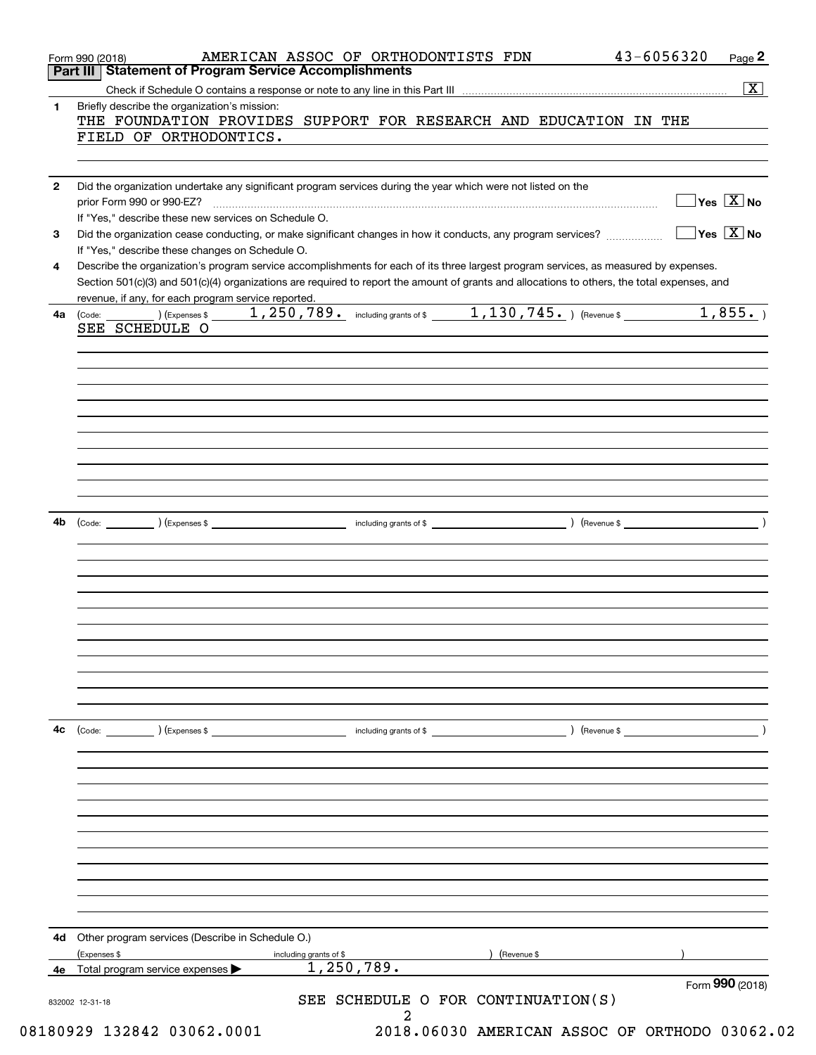Form 990 (2018) AMERICAN ASSOC OF ORTHODONTISTS FDN 43-6056320

## Part III Statement of Program Service Accomplishments

Check if Schedule O contains a response or note to any line in this Part III .......... [X]

**1** Briefly describe the organization's mission:

THE FOUNDATION PROVIDES SUPPORT FOR RESEARCH AND EDUCATION IN THE FIELD OF ORTHODONTICS.

**2** Did the organization undertake any significant program services during the year which were not listed on the prior Form 990 or 990-EZ? .......... [ ] Yes [X] No

If "Yes," describe these new services on Schedule O.

**3** Did the organization cease conducting, or make significant changes in how it conducts, any program services? .......... [ ] Yes [X] No

If "Yes," describe these changes on Schedule O.

**4** Describe the organization's program service accomplishments for each of its three largest program services, as measured by expenses. Section 501(c)(3) and 501(c)(4) organizations are required to report the amount of grants and allocations to others, the total expenses, and revenue, if any, for each program service reported.

**4a** (Code: ) (Expenses $ 1,250,789. including grants of $ 1,130,745. ) (Revenue $ 1,855. )

SEE SCHEDULE O

**4b** (Code: ) (Expenses $ including grants of $ ) (Revenue $ )

**4c** (Code: ) (Expenses $ including grants of $ ) (Revenue $ )

**4d** Other program services (Describe in Schedule O.)

(Expenses $ including grants of $ ) (Revenue $ )

**4e** Total program service expenses ▶ 1,250,789.

Form **990** (2018)

SEE SCHEDULE O FOR CONTINUATION(S)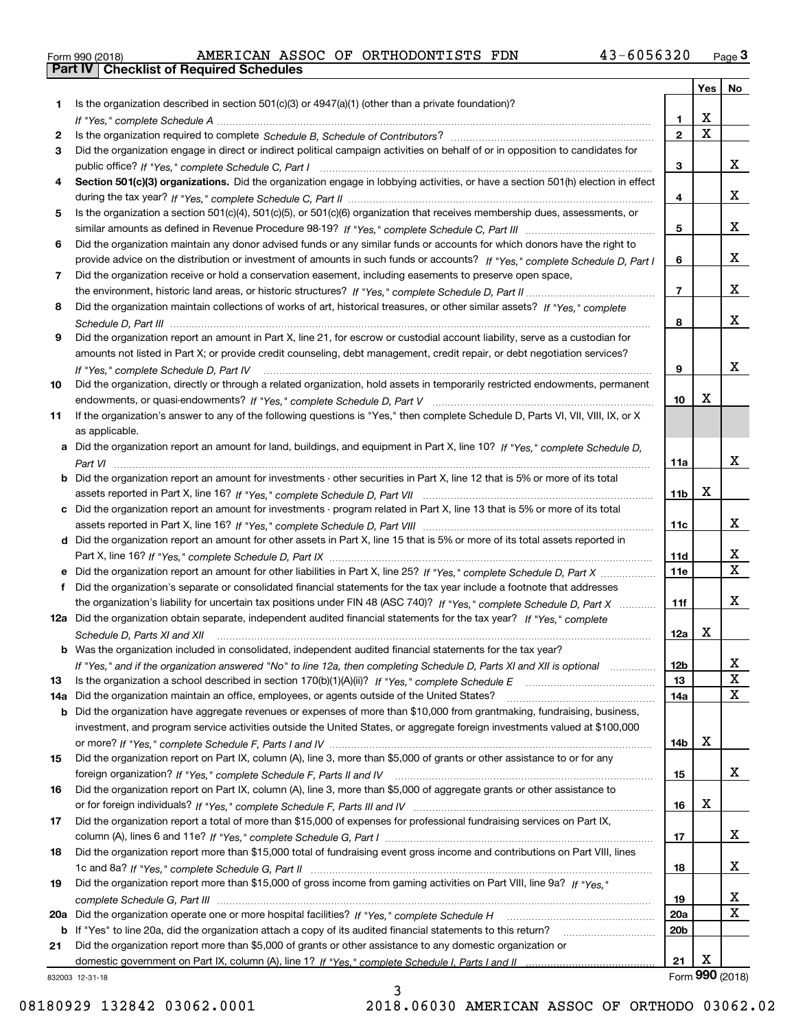Form 990 (2018) AMERICAN ASSOC OF ORTHODONTISTS FDN 43-6056320 Page 3

## Part IV Checklist of Required Schedules

| | | | Yes | No |
|---|---|---|---|---|
| 1 | Is the organization described in section 501(c)(3) or 4947(a)(1) (other than a private foundation)? *If "Yes," complete Schedule A* | 1 | X | |
| 2 | Is the organization required to complete *Schedule B, Schedule of Contributors*? | 2 | X | |
| 3 | Did the organization engage in direct or indirect political campaign activities on behalf of or in opposition to candidates for public office? *If "Yes," complete Schedule C, Part I* | 3 | | X |
| 4 | **Section 501(c)(3) organizations.** Did the organization engage in lobbying activities, or have a section 501(h) election in effect during the tax year? *If "Yes," complete Schedule C, Part II* | 4 | | X |
| 5 | Is the organization a section 501(c)(4), 501(c)(5), or 501(c)(6) organization that receives membership dues, assessments, or similar amounts as defined in Revenue Procedure 98-19? *If "Yes," complete Schedule C, Part III* | 5 | | X |
| 6 | Did the organization maintain any donor advised funds or any similar funds or accounts for which donors have the right to provide advice on the distribution or investment of amounts in such funds or accounts? *If "Yes," complete Schedule D, Part I* | 6 | | X |
| 7 | Did the organization receive or hold a conservation easement, including easements to preserve open space, the environment, historic land areas, or historic structures? *If "Yes," complete Schedule D, Part II* | 7 | | X |
| 8 | Did the organization maintain collections of works of art, historical treasures, or other similar assets? *If "Yes," complete Schedule D, Part III* | 8 | | X |
| 9 | Did the organization report an amount in Part X, line 21, for escrow or custodial account liability, serve as a custodian for amounts not listed in Part X; or provide credit counseling, debt management, credit repair, or debt negotiation services? *If "Yes," complete Schedule D, Part IV* | 9 | | X |
| 10 | Did the organization, directly or through a related organization, hold assets in temporarily restricted endowments, permanent endowments, or quasi-endowments? *If "Yes," complete Schedule D, Part V* | 10 | X | |
| 11 | If the organization's answer to any of the following questions is "Yes," then complete Schedule D, Parts VI, VII, VIII, IX, or X as applicable. | | | |
| a | Did the organization report an amount for land, buildings, and equipment in Part X, line 10? *If "Yes," complete Schedule D, Part VI* | 11a | | X |
| b | Did the organization report an amount for investments - other securities in Part X, line 12 that is 5% or more of its total assets reported in Part X, line 16? *If "Yes," complete Schedule D, Part VII* | 11b | X | |
| c | Did the organization report an amount for investments - program related in Part X, line 13 that is 5% or more of its total assets reported in Part X, line 16? *If "Yes," complete Schedule D, Part VIII* | 11c | | X |
| d | Did the organization report an amount for other assets in Part X, line 15 that is 5% or more of its total assets reported in Part X, line 16? *If "Yes," complete Schedule D, Part IX* | 11d | | X |
| e | Did the organization report an amount for other liabilities in Part X, line 25? *If "Yes," complete Schedule D, Part X* | 11e | | X |
| f | Did the organization's separate or consolidated financial statements for the tax year include a footnote that addresses the organization's liability for uncertain tax positions under FIN 48 (ASC 740)? *If "Yes," complete Schedule D, Part X* | 11f | | X |
| 12a | Did the organization obtain separate, independent audited financial statements for the tax year? *If "Yes," complete Schedule D, Parts XI and XII* | 12a | X | |
| b | Was the organization included in consolidated, independent audited financial statements for the tax year? *If "Yes," and if the organization answered "No" to line 12a, then completing Schedule D, Parts XI and XII is optional* | 12b | | X |
| 13 | Is the organization a school described in section 170(b)(1)(A)(ii)? *If "Yes," complete Schedule E* | 13 | | X |
| 14a | Did the organization maintain an office, employees, or agents outside of the United States? | 14a | | X |
| b | Did the organization have aggregate revenues or expenses of more than $10,000 from grantmaking, fundraising, business, investment, and program service activities outside the United States, or aggregate foreign investments valued at $100,000 or more? *If "Yes," complete Schedule F, Parts I and IV* | 14b | X | |
| 15 | Did the organization report on Part IX, column (A), line 3, more than $5,000 of grants or other assistance to or for any foreign organization? *If "Yes," complete Schedule F, Parts II and IV* | 15 | | X |
| 16 | Did the organization report on Part IX, column (A), line 3, more than $5,000 of aggregate grants or other assistance to or for foreign individuals? *If "Yes," complete Schedule F, Parts III and IV* | 16 | X | |
| 17 | Did the organization report a total of more than $15,000 of expenses for professional fundraising services on Part IX, column (A), lines 6 and 11e? *If "Yes," complete Schedule G, Part I* | 17 | | X |
| 18 | Did the organization report more than $15,000 total of fundraising event gross income and contributions on Part VIII, lines 1c and 8a? *If "Yes," complete Schedule G, Part II* | 18 | | X |
| 19 | Did the organization report more than $15,000 of gross income from gaming activities on Part VIII, line 9a? *If "Yes," complete Schedule G, Part III* | 19 | | X |
| 20a | Did the organization operate one or more hospital facilities? *If "Yes," complete Schedule H* | 20a | | X |
| b | If "Yes" to line 20a, did the organization attach a copy of its audited financial statements to this return? | 20b | | |
| 21 | Did the organization report more than $5,000 of grants or other assistance to any domestic organization or domestic government on Part IX, column (A), line 1? *If "Yes," complete Schedule I, Parts I and II* | 21 | X | |

832003 12-31-18 Form **990** (2018)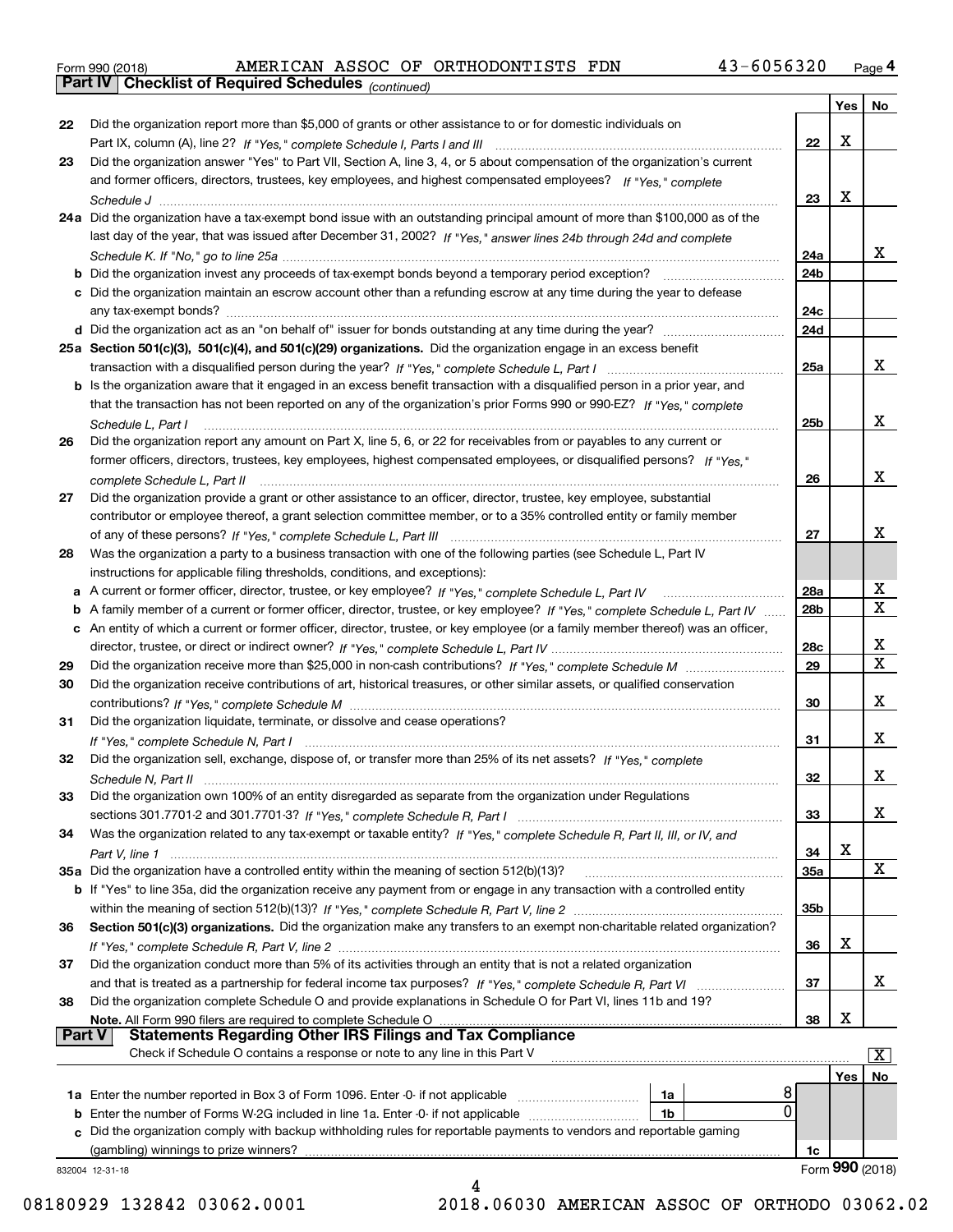Form 990 (2018) AMERICAN ASSOC OF ORTHODONTISTS FDN 43-6056320 Page 4

**Part IV Checklist of Required Schedules** *(continued)*

| | | | Yes | No |
|---|---|---|---|---|
| 22 | Did the organization report more than $5,000 of grants or other assistance to or for domestic individuals on Part IX, column (A), line 2? *If "Yes," complete Schedule I, Parts I and III* | 22 | X | |
| 23 | Did the organization answer "Yes" to Part VII, Section A, line 3, 4, or 5 about compensation of the organization's current and former officers, directors, trustees, key employees, and highest compensated employees? *If "Yes," complete Schedule J* | 23 | X | |
| 24a | Did the organization have a tax-exempt bond issue with an outstanding principal amount of more than $100,000 as of the last day of the year, that was issued after December 31, 2002? *If "Yes," answer lines 24b through 24d and complete Schedule K. If "No," go to line 25a* | 24a | | X |
| b | Did the organization invest any proceeds of tax-exempt bonds beyond a temporary period exception? | 24b | | |
| c | Did the organization maintain an escrow account other than a refunding escrow at any time during the year to defease any tax-exempt bonds? | 24c | | |
| d | Did the organization act as an "on behalf of" issuer for bonds outstanding at any time during the year? | 24d | | |
| 25a | **Section 501(c)(3), 501(c)(4), and 501(c)(29) organizations.** Did the organization engage in an excess benefit transaction with a disqualified person during the year? *If "Yes," complete Schedule L, Part I* | 25a | | X |
| b | Is the organization aware that it engaged in an excess benefit transaction with a disqualified person in a prior year, and that the transaction has not been reported on any of the organization's prior Forms 990 or 990-EZ? *If "Yes," complete Schedule L, Part I* | 25b | | X |
| 26 | Did the organization report any amount on Part X, line 5, 6, or 22 for receivables from or payables to any current or former officers, directors, trustees, key employees, highest compensated employees, or disqualified persons? *If "Yes," complete Schedule L, Part II* | 26 | | X |
| 27 | Did the organization provide a grant or other assistance to an officer, director, trustee, key employee, substantial contributor or employee thereof, a grant selection committee member, or to a 35% controlled entity or family member of any of these persons? *If "Yes," complete Schedule L, Part III* | 27 | | X |
| 28 | Was the organization a party to a business transaction with one of the following parties (see Schedule L, Part IV instructions for applicable filing thresholds, conditions, and exceptions): | | | |
| a | A current or former officer, director, trustee, or key employee? *If "Yes," complete Schedule L, Part IV* | 28a | | X |
| b | A family member of a current or former officer, director, trustee, or key employee? *If "Yes," complete Schedule L, Part IV* | 28b | | X |
| c | An entity of which a current or former officer, director, trustee, or key employee (or a family member thereof) was an officer, director, trustee, or direct or indirect owner? *If "Yes," complete Schedule L, Part IV* | 28c | | X |
| 29 | Did the organization receive more than $25,000 in non-cash contributions? *If "Yes," complete Schedule M* | 29 | | X |
| 30 | Did the organization receive contributions of art, historical treasures, or other similar assets, or qualified conservation contributions? *If "Yes," complete Schedule M* | 30 | | X |
| 31 | Did the organization liquidate, terminate, or dissolve and cease operations? *If "Yes," complete Schedule N, Part I* | 31 | | X |
| 32 | Did the organization sell, exchange, dispose of, or transfer more than 25% of its net assets? *If "Yes," complete Schedule N, Part II* | 32 | | X |
| 33 | Did the organization own 100% of an entity disregarded as separate from the organization under Regulations sections 301.7701-2 and 301.7701-3? *If "Yes," complete Schedule R, Part I* | 33 | | X |
| 34 | Was the organization related to any tax-exempt or taxable entity? *If "Yes," complete Schedule R, Part II, III, or IV, and Part V, line 1* | 34 | X | |
| 35a | Did the organization have a controlled entity within the meaning of section 512(b)(13)? | 35a | | X |
| b | If "Yes" to line 35a, did the organization receive any payment from or engage in any transaction with a controlled entity within the meaning of section 512(b)(13)? *If "Yes," complete Schedule R, Part V, line 2* | 35b | | |
| 36 | **Section 501(c)(3) organizations.** Did the organization make any transfers to an exempt non-charitable related organization? *If "Yes," complete Schedule R, Part V, line 2* | 36 | X | |
| 37 | Did the organization conduct more than 5% of its activities through an entity that is not a related organization and that is treated as a partnership for federal income tax purposes? *If "Yes," complete Schedule R, Part VI* | 37 | | X |
| 38 | Did the organization complete Schedule O and provide explanations in Schedule O for Part VI, lines 11b and 19? **Note.** All Form 990 filers are required to complete Schedule O | 38 | X | |

**Part V Statements Regarding Other IRS Filings and Tax Compliance**

Check if Schedule O contains a response or note to any line in this Part V [X]

| | | | | | Yes | No |
|---|---|---|---|---|---|---|
| 1a | Enter the number reported in Box 3 of Form 1096. Enter -0- if not applicable | 1a | 8 | | | |
| b | Enter the number of Forms W-2G included in line 1a. Enter -0- if not applicable | 1b | 0 | | | |
| c | Did the organization comply with backup withholding rules for reportable payments to vendors and reportable gaming (gambling) winnings to prize winners? | | | 1c | | |

832004 12-31-18 Form **990** (2018)

08180929 132842 03062.0001 2018.06030 AMERICAN ASSOC OF ORTHODO 03062.02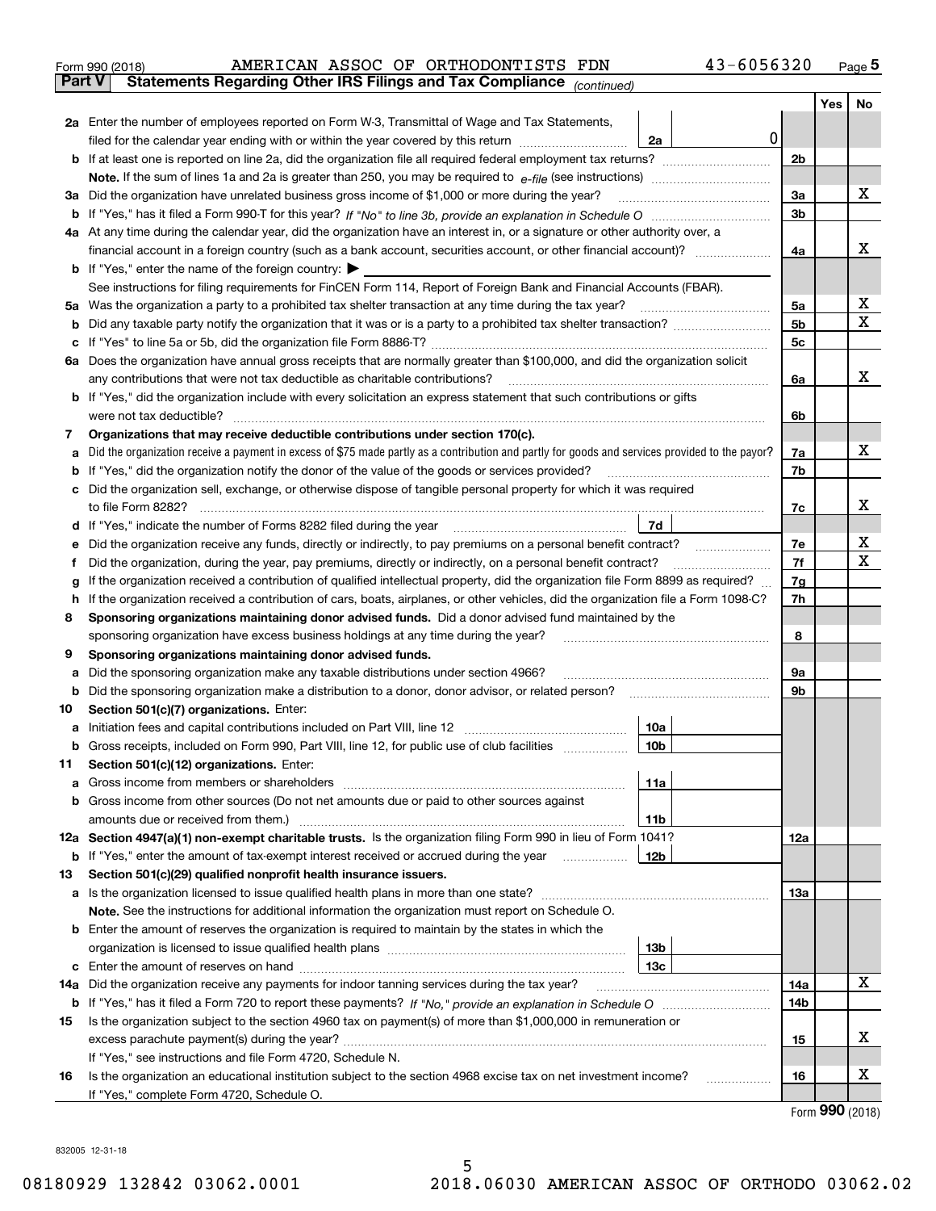Form 990 (2018) AMERICAN ASSOC OF ORTHODONTISTS FDN 43-6056320 Page 5

**Part V Statements Regarding Other IRS Filings and Tax Compliance** *(continued)*

| | | | | | Yes | No |
|---|---|---|---|---|---|---|
| **2a** | Enter the number of employees reported on Form W-3, Transmittal of Wage and Tax Statements, filed for the calendar year ending with or within the year covered by this return | 2a | 0 | | | |
| **b** | If at least one is reported on line 2a, did the organization file all required federal employment tax returns? | | | 2b | | |
| | **Note.** If the sum of lines 1a and 2a is greater than 250, you may be required to *e-file* (see instructions) | | | | | |
| **3a** | Did the organization have unrelated business gross income of $1,000 or more during the year? | | | 3a | | X |
| **b** | If "Yes," has it filed a Form 990-T for this year? *If "No" to line 3b, provide an explanation in Schedule O* | | | 3b | | |
| **4a** | At any time during the calendar year, did the organization have an interest in, or a signature or other authority over, a financial account in a foreign country (such as a bank account, securities account, or other financial account)? | | | 4a | | X |
| **b** | If "Yes," enter the name of the foreign country: ▶ | | | | | |
| | See instructions for filing requirements for FinCEN Form 114, Report of Foreign Bank and Financial Accounts (FBAR). | | | | | |
| **5a** | Was the organization a party to a prohibited tax shelter transaction at any time during the tax year? | | | 5a | | X |
| **b** | Did any taxable party notify the organization that it was or is a party to a prohibited tax shelter transaction? | | | 5b | | X |
| **c** | If "Yes" to line 5a or 5b, did the organization file Form 8886-T? | | | 5c | | |
| **6a** | Does the organization have annual gross receipts that are normally greater than $100,000, and did the organization solicit any contributions that were not tax deductible as charitable contributions? | | | 6a | | X |
| **b** | If "Yes," did the organization include with every solicitation an express statement that such contributions or gifts were not tax deductible? | | | 6b | | |
| **7** | **Organizations that may receive deductible contributions under section 170(c).** | | | | | |
| **a** | Did the organization receive a payment in excess of $75 made partly as a contribution and partly for goods and services provided to the payor? | | | 7a | | X |
| **b** | If "Yes," did the organization notify the donor of the value of the goods or services provided? | | | 7b | | |
| **c** | Did the organization sell, exchange, or otherwise dispose of tangible personal property for which it was required to file Form 8282? | | | 7c | | X |
| **d** | If "Yes," indicate the number of Forms 8282 filed during the year | 7d | | | | |
| **e** | Did the organization receive any funds, directly or indirectly, to pay premiums on a personal benefit contract? | | | 7e | | X |
| **f** | Did the organization, during the year, pay premiums, directly or indirectly, on a personal benefit contract? | | | 7f | | X |
| **g** | If the organization received a contribution of qualified intellectual property, did the organization file Form 8899 as required? | | | 7g | | |
| **h** | If the organization received a contribution of cars, boats, airplanes, or other vehicles, did the organization file a Form 1098-C? | | | 7h | | |
| **8** | **Sponsoring organizations maintaining donor advised funds.** Did a donor advised fund maintained by the sponsoring organization have excess business holdings at any time during the year? | | | 8 | | |
| **9** | **Sponsoring organizations maintaining donor advised funds.** | | | | | |
| **a** | Did the sponsoring organization make any taxable distributions under section 4966? | | | 9a | | |
| **b** | Did the sponsoring organization make a distribution to a donor, donor advisor, or related person? | | | 9b | | |
| **10** | **Section 501(c)(7) organizations.** Enter: | | | | | |
| **a** | Initiation fees and capital contributions included on Part VIII, line 12 | 10a | | | | |
| **b** | Gross receipts, included on Form 990, Part VIII, line 12, for public use of club facilities | 10b | | | | |
| **11** | **Section 501(c)(12) organizations.** Enter: | | | | | |
| **a** | Gross income from members or shareholders | 11a | | | | |
| **b** | Gross income from other sources (Do not net amounts due or paid to other sources against amounts due or received from them.) | 11b | | | | |
| **12a** | **Section 4947(a)(1) non-exempt charitable trusts.** Is the organization filing Form 990 in lieu of Form 1041? | | | 12a | | |
| **b** | If "Yes," enter the amount of tax-exempt interest received or accrued during the year | 12b | | | | |
| **13** | **Section 501(c)(29) qualified nonprofit health insurance issuers.** | | | | | |
| **a** | Is the organization licensed to issue qualified health plans in more than one state? | | | 13a | | |
| | **Note.** See the instructions for additional information the organization must report on Schedule O. | | | | | |
| **b** | Enter the amount of reserves the organization is required to maintain by the states in which the organization is licensed to issue qualified health plans | 13b | | | | |
| **c** | Enter the amount of reserves on hand | 13c | | | | |
| **14a** | Did the organization receive any payments for indoor tanning services during the tax year? | | | 14a | | X |
| **b** | If "Yes," has it filed a Form 720 to report these payments? *If "No," provide an explanation in Schedule O* | | | 14b | | |
| **15** | Is the organization subject to the section 4960 tax on payment(s) of more than $1,000,000 in remuneration or excess parachute payment(s) during the year? | | | 15 | | X |
| | If "Yes," see instructions and file Form 4720, Schedule N. | | | | | |
| **16** | Is the organization an educational institution subject to the section 4968 excise tax on net investment income? | | | 16 | | X |
| | If "Yes," complete Form 4720, Schedule O. | | | | | |

Form **990** (2018)

832005 12-31-18

08180929 132842 03062.0001 2018.06030 AMERICAN ASSOC OF ORTHODO 03062.02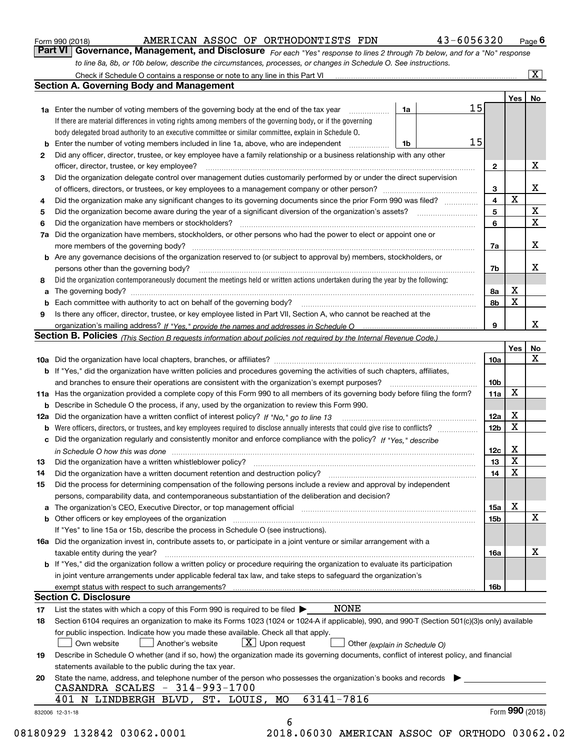Form 990 (2018) AMERICAN ASSOC OF ORTHODONTISTS FDN 43-6056320 Page 6

## Part VI Governance, Management, and Disclosure

*For each "Yes" response to lines 2 through 7b below, and for a "No" response to line 8a, 8b, or 10b below, describe the circumstances, processes, or changes in Schedule O. See instructions.*

Check if Schedule O contains a response or note to any line in this Part VI ..... [X]

### Section A. Governing Body and Management

| | | | | | Yes | No |
|---|---|---|---|---|---|---|
| **1a** | Enter the number of voting members of the governing body at the end of the tax year. If there are material differences in voting rights among members of the governing body, or if the governing body delegated broad authority to an executive committee or similar committee, explain in Schedule O. | 1a | 15 | | | |
| **b** | Enter the number of voting members included in line 1a, above, who are independent | 1b | 15 | | | |
| **2** | Did any officer, director, trustee, or key employee have a family relationship or a business relationship with any other officer, director, trustee, or key employee? | | | 2 | | X |
| **3** | Did the organization delegate control over management duties customarily performed by or under the direct supervision of officers, directors, or trustees, or key employees to a management company or other person? | | | 3 | | X |
| **4** | Did the organization make any significant changes to its governing documents since the prior Form 990 was filed? | | | 4 | X | |
| **5** | Did the organization become aware during the year of a significant diversion of the organization's assets? | | | 5 | | X |
| **6** | Did the organization have members or stockholders? | | | 6 | | X |
| **7a** | Did the organization have members, stockholders, or other persons who had the power to elect or appoint one or more members of the governing body? | | | 7a | | X |
| **b** | Are any governance decisions of the organization reserved to (or subject to approval by) members, stockholders, or persons other than the governing body? | | | 7b | | X |
| **8** | Did the organization contemporaneously document the meetings held or written actions undertaken during the year by the following: | | | | | |
| **a** | The governing body? | | | 8a | X | |
| **b** | Each committee with authority to act on behalf of the governing body? | | | 8b | X | |
| **9** | Is there any officer, director, trustee, or key employee listed in Part VII, Section A, who cannot be reached at the organization's mailing address? *If "Yes," provide the names and addresses in Schedule O* | | | 9 | | X |

### Section B. Policies *(This Section B requests information about policies not required by the Internal Revenue Code.)*

| | | | Yes | No |
|---|---|---|---|---|
| **10a** | Did the organization have local chapters, branches, or affiliates? | 10a | | X |
| **b** | If "Yes," did the organization have written policies and procedures governing the activities of such chapters, affiliates, and branches to ensure their operations are consistent with the organization's exempt purposes? | 10b | | |
| **11a** | Has the organization provided a complete copy of this Form 990 to all members of its governing body before filing the form? | 11a | X | |
| **b** | Describe in Schedule O the process, if any, used by the organization to review this Form 990. | | | |
| **12a** | Did the organization have a written conflict of interest policy? *If "No," go to line 13* | 12a | X | |
| **b** | Were officers, directors, or trustees, and key employees required to disclose annually interests that could give rise to conflicts? | 12b | X | |
| **c** | Did the organization regularly and consistently monitor and enforce compliance with the policy? *If "Yes," describe in Schedule O how this was done* | 12c | X | |
| **13** | Did the organization have a written whistleblower policy? | 13 | X | |
| **14** | Did the organization have a written document retention and destruction policy? | 14 | X | |
| **15** | Did the process for determining compensation of the following persons include a review and approval by independent persons, comparability data, and contemporaneous substantiation of the deliberation and decision? | | | |
| **a** | The organization's CEO, Executive Director, or top management official | 15a | X | |
| **b** | Other officers or key employees of the organization | 15b | | X |
| | If "Yes" to line 15a or 15b, describe the process in Schedule O (see instructions). | | | |
| **16a** | Did the organization invest in, contribute assets to, or participate in a joint venture or similar arrangement with a taxable entity during the year? | 16a | | X |
| **b** | If "Yes," did the organization follow a written policy or procedure requiring the organization to evaluate its participation in joint venture arrangements under applicable federal tax law, and take steps to safeguard the organization's exempt status with respect to such arrangements? | 16b | | |

### Section C. Disclosure

**17** List the states with which a copy of this Form 990 is required to be filed ▶ NONE

**18** Section 6104 requires an organization to make its Forms 1023 (1024 or 1024-A if applicable), 990, and 990-T (Section 501(c)(3)s only) available for public inspection. Indicate how you made these available. Check all that apply.

[ ] Own website [ ] Another's website [X] Upon request [ ] Other *(explain in Schedule O)*

**19** Describe in Schedule O whether (and if so, how) the organization made its governing documents, conflict of interest policy, and financial statements available to the public during the tax year.

**20** State the name, address, and telephone number of the person who possesses the organization's books and records ▶

CASANDRA SCALES - 314-993-1700
401 N LINDBERGH BLVD, ST. LOUIS, MO 63141-7816

832006 12-31-18 Form 990 (2018)

08180929 132842 03062.0001 2018.06030 AMERICAN ASSOC OF ORTHODO 03062.02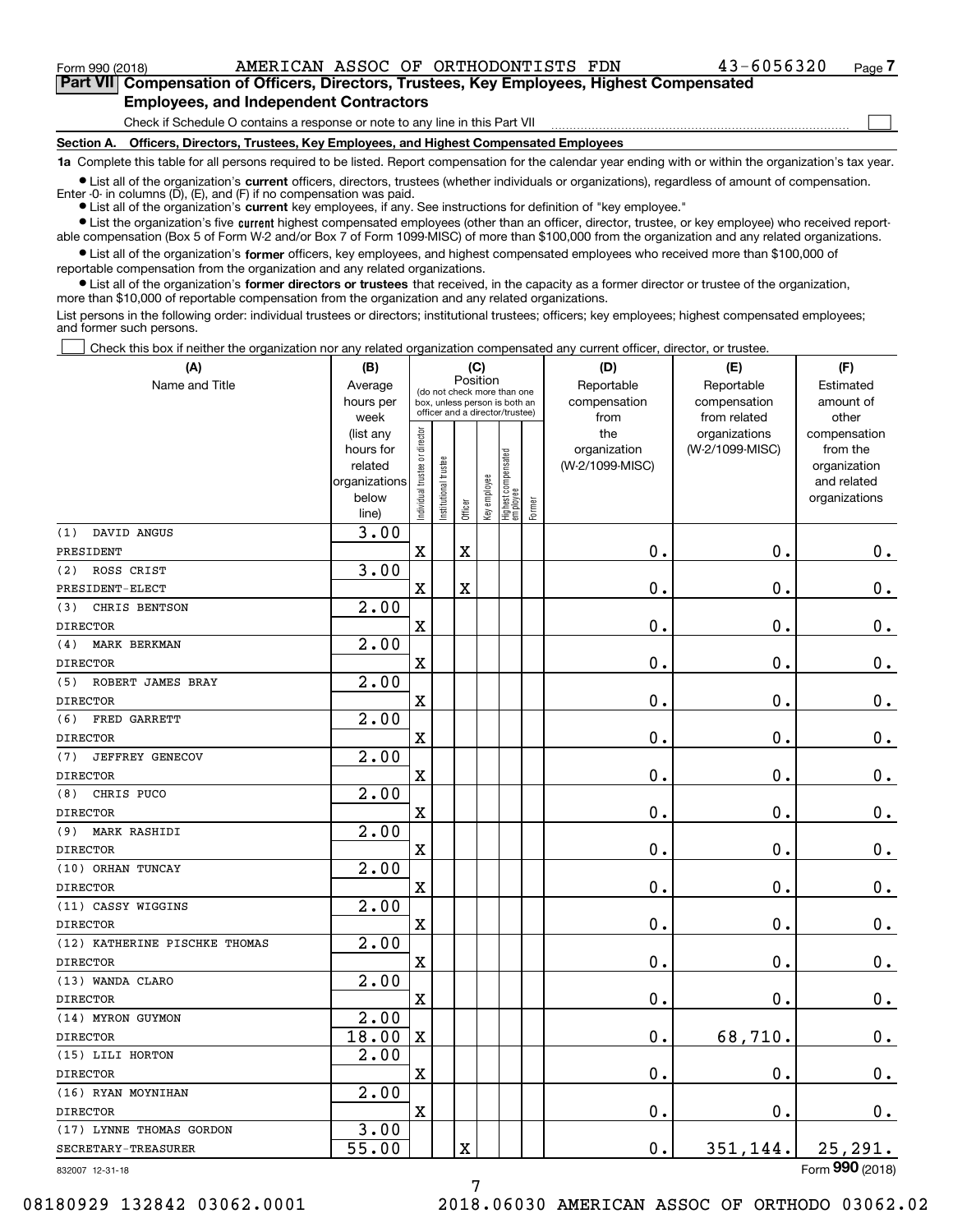Form 990 (2018) AMERICAN ASSOC OF ORTHODONTISTS FDN 43-6056320 Page 7

## Part VII Compensation of Officers, Directors, Trustees, Key Employees, Highest Compensated Employees, and Independent Contractors

Check if Schedule O contains a response or note to any line in this Part VII

### Section A. Officers, Directors, Trustees, Key Employees, and Highest Compensated Employees

**1a** Complete this table for all persons required to be listed. Report compensation for the calendar year ending with or within the organization's tax year.

- List all of the organization's **current** officers, directors, trustees (whether individuals or organizations), regardless of amount of compensation. Enter -0- in columns (D), (E), and (F) if no compensation was paid.
- List all of the organization's **current** key employees, if any. See instructions for definition of "key employee."
- List the organization's five **current** highest compensated employees (other than an officer, director, trustee, or key employee) who received reportable compensation (Box 5 of Form W-2 and/or Box 7 of Form 1099-MISC) of more than $100,000 from the organization and any related organizations.
- List all of the organization's **former** officers, key employees, and highest compensated employees who received more than $100,000 of reportable compensation from the organization and any related organizations.
- List all of the organization's **former directors or trustees** that received, in the capacity as a former director or trustee of the organization, more than $10,000 of reportable compensation from the organization and any related organizations.

List persons in the following order: individual trustees or directors; institutional trustees; officers; key employees; highest compensated employees; and former such persons.

Check this box if neither the organization nor any related organization compensated any current officer, director, or trustee.

| (A) Name and Title | (B) Average hours per week (list any hours for related organizations below line) | (C) Position: Individual trustee or director | Institutional trustee | Officer | Key employee | Highest compensated employee | Former | (D) Reportable compensation from the organization (W-2/1099-MISC) | (E) Reportable compensation from related organizations (W-2/1099-MISC) | (F) Estimated amount of other compensation from the organization and related organizations |
|---|---|---|---|---|---|---|---|---|---|---|
| (1) DAVID ANGUS<br>PRESIDENT | 3.00 | X | | X | | | | 0. | 0. | 0. |
| (2) ROSS CRIST<br>PRESIDENT-ELECT | 3.00 | X | | X | | | | 0. | 0. | 0. |
| (3) CHRIS BENTSON<br>DIRECTOR | 2.00 | X | | | | | | 0. | 0. | 0. |
| (4) MARK BERKMAN<br>DIRECTOR | 2.00 | X | | | | | | 0. | 0. | 0. |
| (5) ROBERT JAMES BRAY<br>DIRECTOR | 2.00 | X | | | | | | 0. | 0. | 0. |
| (6) FRED GARRETT<br>DIRECTOR | 2.00 | X | | | | | | 0. | 0. | 0. |
| (7) JEFFREY GENECOV<br>DIRECTOR | 2.00 | X | | | | | | 0. | 0. | 0. |
| (8) CHRIS PUCO<br>DIRECTOR | 2.00 | X | | | | | | 0. | 0. | 0. |
| (9) MARK RASHIDI<br>DIRECTOR | 2.00 | X | | | | | | 0. | 0. | 0. |
| (10) ORHAN TUNCAY<br>DIRECTOR | 2.00 | X | | | | | | 0. | 0. | 0. |
| (11) CASSY WIGGINS<br>DIRECTOR | 2.00 | X | | | | | | 0. | 0. | 0. |
| (12) KATHERINE PISCHKE THOMAS<br>DIRECTOR | 2.00 | X | | | | | | 0. | 0. | 0. |
| (13) WANDA CLARO<br>DIRECTOR | 2.00 | X | | | | | | 0. | 0. | 0. |
| (14) MYRON GUYMON<br>DIRECTOR | 2.00<br>18.00 | X | | | | | | 0. | 68,710. | 0. |
| (15) LILI HORTON<br>DIRECTOR | 2.00 | X | | | | | | 0. | 0. | 0. |
| (16) RYAN MOYNIHAN<br>DIRECTOR | 2.00 | X | | | | | | 0. | 0. | 0. |
| (17) LYNNE THOMAS GORDON<br>SECRETARY-TREASURER | 3.00<br>55.00 | | | X | | | | 0. | 351,144. | 25,291. |

832007 12-31-18 Form 990 (2018)

08180929 132842 03062.0001 2018.06030 AMERICAN ASSOC OF ORTHODO 03062.02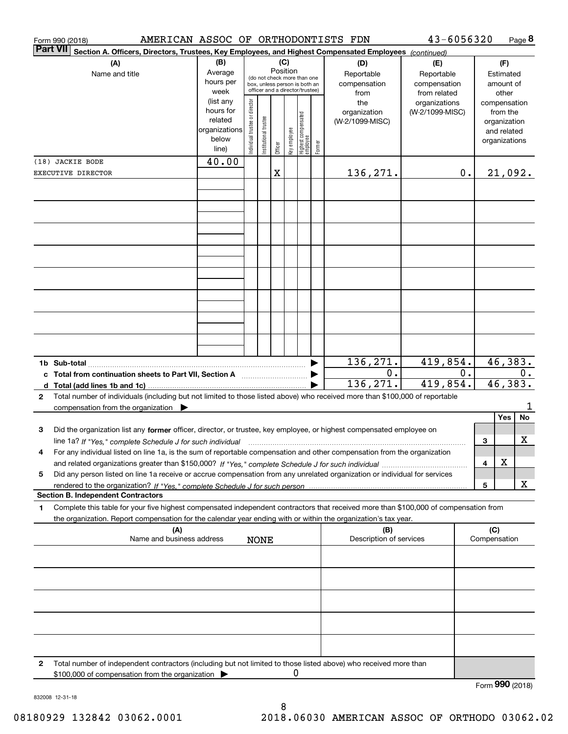Form 990 (2018) AMERICAN ASSOC OF ORTHODONTISTS FDN 43-6056320 Page 8

**Part VII** Section A. Officers, Directors, Trustees, Key Employees, and Highest Compensated Employees *(continued)*

| (A) Name and title | (B) Average hours per week (list any hours for related organizations below line) | (C) Position: Individual trustee or director | Institutional trustee | Officer | Key employee | Highest compensated employee | Former | (D) Reportable compensation from the organization (W-2/1099-MISC) | (E) Reportable compensation from related organizations (W-2/1099-MISC) | (F) Estimated amount of other compensation from the organization and related organizations |
|---|---|---|---|---|---|---|---|---|---|---|
| (18) JACKIE BODE EXECUTIVE DIRECTOR | 40.00 | | | X | | | | 136,271. | 0. | 21,092. |
| | | | | | | | | | | |
| | | | | | | | | | | |
| | | | | | | | | | | |
| | | | | | | | | | | |
| | | | | | | | | | | |
| | | | | | | | | | | |
| | | | | | | | | | | |

| | (D) | (E) | (F) |
|---|---|---|---|
| 1b Sub-total | 136,271. | 419,854. | 46,383. |
| c Total from continuation sheets to Part VII, Section A | 0. | 0. | 0. |
| d Total (add lines 1b and 1c) | 136,271. | 419,854. | 46,383. |

2 Total number of individuals (including but not limited to those listed above) who received more than $100,000 of reportable compensation from the organization ▶ 1

| | | Yes | No |
|---|---|---|---|
| 3 Did the organization list any **former** officer, director, or trustee, key employee, or highest compensated employee on line 1a? *If "Yes," complete Schedule J for such individual* | 3 | | X |
| 4 For any individual listed on line 1a, is the sum of reportable compensation and other compensation from the organization and related organizations greater than $150,000? *If "Yes," complete Schedule J for such individual* | 4 | X | |
| 5 Did any person listed on line 1a receive or accrue compensation from any unrelated organization or individual for services rendered to the organization? *If "Yes," complete Schedule J for such person* | 5 | | X |

**Section B. Independent Contractors**

1 Complete this table for your five highest compensated independent contractors that received more than $100,000 of compensation from the organization. Report compensation for the calendar year ending with or within the organization's tax year.

| (A) Name and business address | (B) Description of services | (C) Compensation |
|---|---|---|
| NONE | | |
| | | |
| | | |
| | | |
| | | |

2 Total number of independent contractors (including but not limited to those listed above) who received more than $100,000 of compensation from the organization ▶ 0

Form **990** (2018)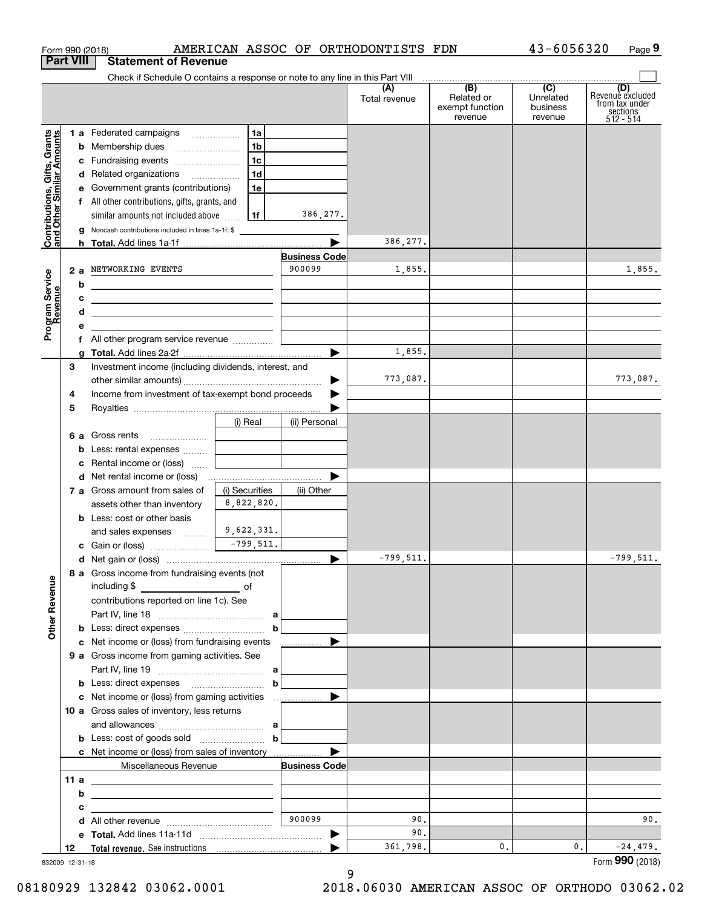Form 990 (2018) AMERICAN ASSOC OF ORTHODONTISTS FDN 43-6056320 Page 9

**Part VIII Statement of Revenue**

Check if Schedule O contains a response or note to any line in this Part VIII

| | | | (A) Total revenue | (B) Related or exempt function revenue | (C) Unrelated business revenue | (D) Revenue excluded from tax under sections 512 - 514 |
|---|---|---|---|---|---|---|
| **Contributions, Gifts, Grants and Other Similar Amounts** | 1 a Federated campaigns | 1a | | | | |
| | b Membership dues | 1b | | | | |
| | c Fundraising events | 1c | | | | |
| | d Related organizations | 1d | | | | |
| | e Government grants (contributions) | 1e | | | | |
| | f All other contributions, gifts, grants, and similar amounts not included above | 1f 386,277. | | | | |
| | g Noncash contributions included in lines 1a-1f: $ | | | | | |
| | h **Total.** Add lines 1a-1f | | 386,277. | | | |
| **Program Service Revenue** | | **Business Code** | | | | |
| | 2 a NETWORKING EVENTS | 900099 | 1,855. | | | 1,855. |
| | b | | | | | |
| | c | | | | | |
| | d | | | | | |
| | e | | | | | |
| | f All other program service revenue | | | | | |
| | g **Total.** Add lines 2a-2f | | 1,855. | | | |
| **Other Revenue** | 3 Investment income (including dividends, interest, and other similar amounts) | | 773,087. | | | 773,087. |
| | 4 Income from investment of tax-exempt bond proceeds | | | | | |
| | 5 Royalties | | | | | |
| | | (i) Real / (ii) Personal | | | | |
| | 6 a Gross rents | | | | | |
| | b Less: rental expenses | | | | | |
| | c Rental income or (loss) | | | | | |
| | d Net rental income or (loss) | | | | | |
| | 7 a Gross amount from sales of assets other than inventory | (i) Securities 8,822,820. / (ii) Other | | | | |
| | b Less: cost or other basis and sales expenses | 9,622,331. | | | | |
| | c Gain or (loss) | -799,511. | | | | |
| | d Net gain or (loss) | | -799,511. | | | -799,511. |
| | 8 a Gross income from fundraising events (not including $ of contributions reported on line 1c). See Part IV, line 18 | a | | | | |
| | b Less: direct expenses | b | | | | |
| | c Net income or (loss) from fundraising events | | | | | |
| | 9 a Gross income from gaming activities. See Part IV, line 19 | a | | | | |
| | b Less: direct expenses | b | | | | |
| | c Net income or (loss) from gaming activities | | | | | |
| | 10 a Gross sales of inventory, less returns and allowances | a | | | | |
| | b Less: cost of goods sold | b | | | | |
| | c Net income or (loss) from sales of inventory | | | | | |
| | Miscellaneous Revenue | **Business Code** | | | | |
| | 11 a | | | | | |
| | b | | | | | |
| | c | | | | | |
| | d All other revenue | 900099 | 90. | | | 90. |
| | e **Total.** Add lines 11a-11d | | 90. | | | |
| | 12 **Total revenue.** See instructions | | 361,798. | 0. | 0. | -24,479. |

832009 12-31-18 Form **990** (2018)

08180929 132842 03062.0001 2018.06030 AMERICAN ASSOC OF ORTHODO 03062.02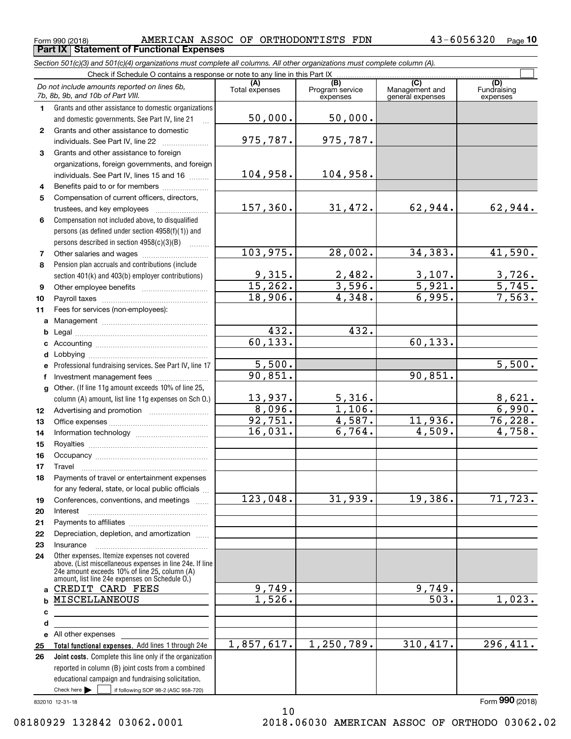Form 990 (2018) AMERICAN ASSOC OF ORTHODONTISTS FDN 43-6056320

## Part IX Statement of Functional Expenses

*Section 501(c)(3) and 501(c)(4) organizations must complete all columns. All other organizations must complete column (A).*

Check if Schedule O contains a response or note to any line in this Part IX

| *Do not include amounts reported on lines 6b, 7b, 8b, 9b, and 10b of Part VIII.* | (A) Total expenses | (B) Program service expenses | (C) Management and general expenses | (D) Fundraising expenses |
|---|---|---|---|---|
| 1 Grants and other assistance to domestic organizations and domestic governments. See Part IV, line 21 | 50,000. | 50,000. | | |
| 2 Grants and other assistance to domestic individuals. See Part IV, line 22 | 975,787. | 975,787. | | |
| 3 Grants and other assistance to foreign organizations, foreign governments, and foreign individuals. See Part IV, lines 15 and 16 | 104,958. | 104,958. | | |
| 4 Benefits paid to or for members | | | | |
| 5 Compensation of current officers, directors, trustees, and key employees | 157,360. | 31,472. | 62,944. | 62,944. |
| 6 Compensation not included above, to disqualified persons (as defined under section 4958(f)(1)) and persons described in section 4958(c)(3)(B) | | | | |
| 7 Other salaries and wages | 103,975. | 28,002. | 34,383. | 41,590. |
| 8 Pension plan accruals and contributions (include section 401(k) and 403(b) employer contributions) | 9,315. | 2,482. | 3,107. | 3,726. |
| 9 Other employee benefits | 15,262. | 3,596. | 5,921. | 5,745. |
| 10 Payroll taxes | 18,906. | 4,348. | 6,995. | 7,563. |
| 11 Fees for services (non-employees): | | | | |
| a Management | | | | |
| b Legal | 432. | 432. | | |
| c Accounting | 60,133. | | 60,133. | |
| d Lobbying | | | | |
| e Professional fundraising services. See Part IV, line 17 | 5,500. | | | 5,500. |
| f Investment management fees | 90,851. | | 90,851. | |
| g Other. (If line 11g amount exceeds 10% of line 25, column (A) amount, list line 11g expenses on Sch O.) | 13,937. | 5,316. | | 8,621. |
| 12 Advertising and promotion | 8,096. | 1,106. | | 6,990. |
| 13 Office expenses | 92,751. | 4,587. | 11,936. | 76,228. |
| 14 Information technology | 16,031. | 6,764. | 4,509. | 4,758. |
| 15 Royalties | | | | |
| 16 Occupancy | | | | |
| 17 Travel | | | | |
| 18 Payments of travel or entertainment expenses for any federal, state, or local public officials | | | | |
| 19 Conferences, conventions, and meetings | 123,048. | 31,939. | 19,386. | 71,723. |
| 20 Interest | | | | |
| 21 Payments to affiliates | | | | |
| 22 Depreciation, depletion, and amortization | | | | |
| 23 Insurance | | | | |
| 24 Other expenses. Itemize expenses not covered above. (List miscellaneous expenses in line 24e. If line 24e amount exceeds 10% of line 25, column (A) amount, list line 24e expenses on Schedule O.) | | | | |
| a CREDIT CARD FEES | 9,749. | | 9,749. | |
| b MISCELLANEOUS | 1,526. | | 503. | 1,023. |
| c | | | | |
| d | | | | |
| e All other expenses | | | | |
| 25 **Total functional expenses.** Add lines 1 through 24e | 1,857,617. | 1,250,789. | 310,417. | 296,411. |
| 26 **Joint costs.** Complete this line only if the organization reported in column (B) joint costs from a combined educational campaign and fundraising solicitation. Check here ☐ if following SOP 98-2 (ASC 958-720) | | | | |

832010 12-31-18

Form **990** (2018)

08180929 132842 03062.0001 2018.06030 AMERICAN ASSOC OF ORTHODO 03062.02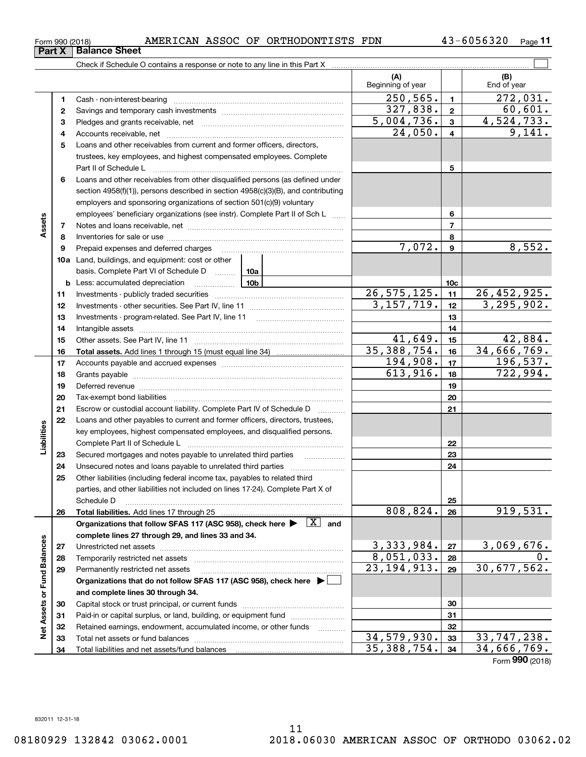Form 990 (2018) AMERICAN ASSOC OF ORTHODONTISTS FDN 43-6056320

## Part X | Balance Sheet

Check if Schedule O contains a response or note to any line in this Part X

| | | | (A) Beginning of year | | (B) End of year |
|---|---|---|---|---|---|
| Assets | 1 | Cash - non-interest-bearing | 250,565. | 1 | 272,031. |
| | 2 | Savings and temporary cash investments | 327,838. | 2 | 60,601. |
| | 3 | Pledges and grants receivable, net | 5,004,736. | 3 | 4,524,733. |
| | 4 | Accounts receivable, net | 24,050. | 4 | 9,141. |
| | 5 | Loans and other receivables from current and former officers, directors, trustees, key employees, and highest compensated employees. Complete Part II of Schedule L | | 5 | |
| | 6 | Loans and other receivables from other disqualified persons (as defined under section 4958(f)(1)), persons described in section 4958(c)(3)(B), and contributing employers and sponsoring organizations of section 501(c)(9) voluntary employees' beneficiary organizations (see instr). Complete Part II of Sch L | | 6 | |
| | 7 | Notes and loans receivable, net | | 7 | |
| | 8 | Inventories for sale or use | | 8 | |
| | 9 | Prepaid expenses and deferred charges | 7,072. | 9 | 8,552. |
| | 10a | Land, buildings, and equipment: cost or other basis. Complete Part VI of Schedule D 10a | | | |
| | b | Less: accumulated depreciation 10b | | 10c | |
| | 11 | Investments - publicly traded securities | 26,575,125. | 11 | 26,452,925. |
| | 12 | Investments - other securities. See Part IV, line 11 | 3,157,719. | 12 | 3,295,902. |
| | 13 | Investments - program-related. See Part IV, line 11 | | 13 | |
| | 14 | Intangible assets | | 14 | |
| | 15 | Other assets. See Part IV, line 11 | 41,649. | 15 | 42,884. |
| | 16 | **Total assets.** Add lines 1 through 15 (must equal line 34) | 35,388,754. | 16 | 34,666,769. |
| Liabilities | 17 | Accounts payable and accrued expenses | 194,908. | 17 | 196,537. |
| | 18 | Grants payable | 613,916. | 18 | 722,994. |
| | 19 | Deferred revenue | | 19 | |
| | 20 | Tax-exempt bond liabilities | | 20 | |
| | 21 | Escrow or custodial account liability. Complete Part IV of Schedule D | | 21 | |
| | 22 | Loans and other payables to current and former officers, directors, trustees, key employees, highest compensated employees, and disqualified persons. Complete Part II of Schedule L | | 22 | |
| | 23 | Secured mortgages and notes payable to unrelated third parties | | 23 | |
| | 24 | Unsecured notes and loans payable to unrelated third parties | | 24 | |
| | 25 | Other liabilities (including federal income tax, payables to related third parties, and other liabilities not included on lines 17-24). Complete Part X of Schedule D | | 25 | |
| | 26 | **Total liabilities.** Add lines 17 through 25 | 808,824. | 26 | 919,531. |
| Net Assets or Fund Balances | | **Organizations that follow SFAS 117 (ASC 958), check here ▶ [X] and complete lines 27 through 29, and lines 33 and 34.** | | | |
| | 27 | Unrestricted net assets | 3,333,984. | 27 | 3,069,676. |
| | 28 | Temporarily restricted net assets | 8,051,033. | 28 | 0. |
| | 29 | Permanently restricted net assets | 23,194,913. | 29 | 30,677,562. |
| | | **Organizations that do not follow SFAS 117 (ASC 958), check here ▶ [ ] and complete lines 30 through 34.** | | | |
| | 30 | Capital stock or trust principal, or current funds | | 30 | |
| | 31 | Paid-in or capital surplus, or land, building, or equipment fund | | 31 | |
| | 32 | Retained earnings, endowment, accumulated income, or other funds | | 32 | |
| | 33 | Total net assets or fund balances | 34,579,930. | 33 | 33,747,238. |
| | 34 | Total liabilities and net assets/fund balances | 35,388,754. | 34 | 34,666,769. |

Form **990** (2018)

832011 12-31-18

08180929 132842 03062.0001 2018.06030 AMERICAN ASSOC OF ORTHODO 03062.02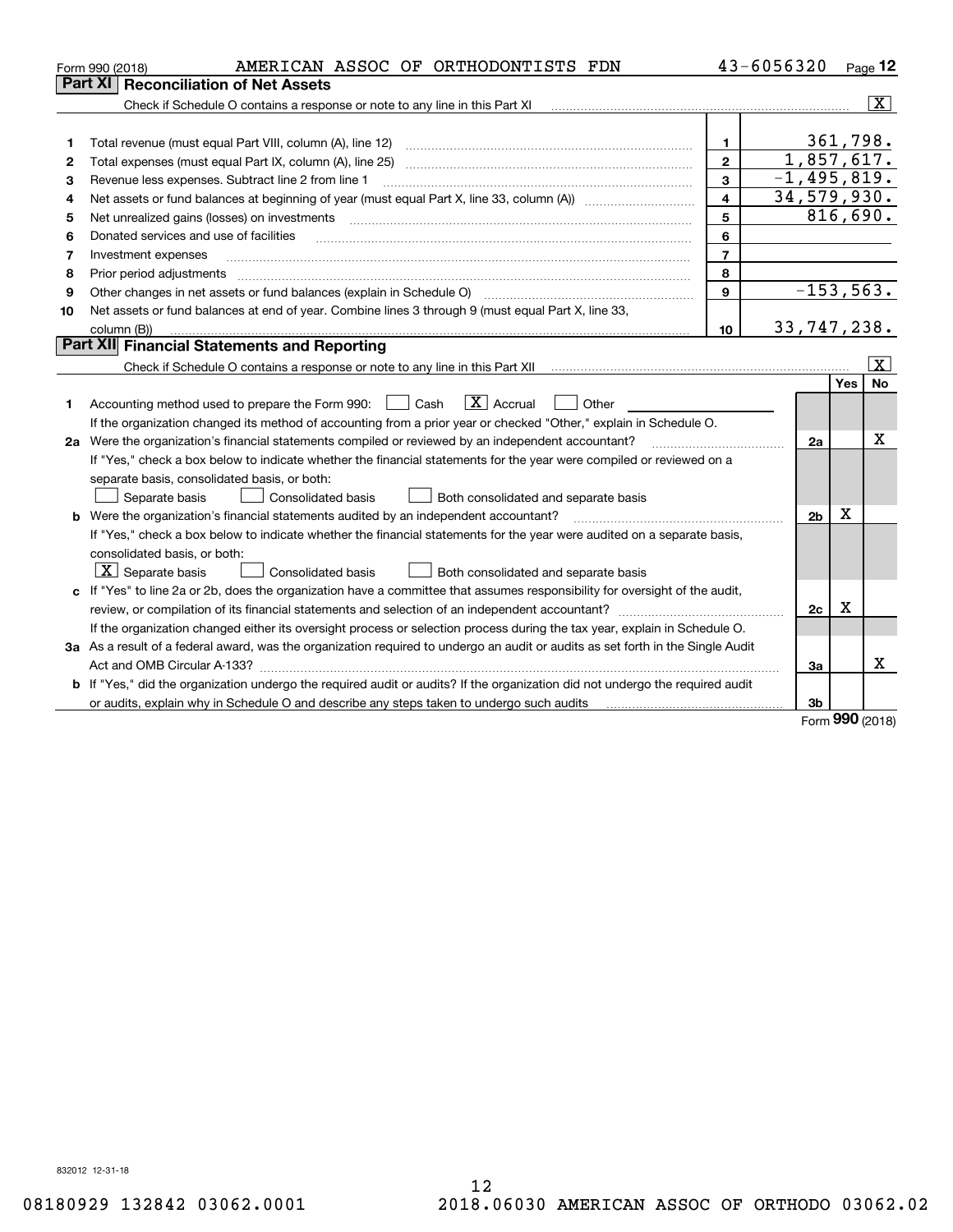Form 990 (2018) AMERICAN ASSOC OF ORTHODONTISTS FDN 43-6056320

## Part XI Reconciliation of Net Assets

Check if Schedule O contains a response or note to any line in this Part XI [X]

| | | | |
|---|---|---|---|
| 1 | Total revenue (must equal Part VIII, column (A), line 12) | 1 | 361,798. |
| 2 | Total expenses (must equal Part IX, column (A), line 25) | 2 | 1,857,617. |
| 3 | Revenue less expenses. Subtract line 2 from line 1 | 3 | -1,495,819. |
| 4 | Net assets or fund balances at beginning of year (must equal Part X, line 33, column (A)) | 4 | 34,579,930. |
| 5 | Net unrealized gains (losses) on investments | 5 | 816,690. |
| 6 | Donated services and use of facilities | 6 | |
| 7 | Investment expenses | 7 | |
| 8 | Prior period adjustments | 8 | |
| 9 | Other changes in net assets or fund balances (explain in Schedule O) | 9 | -153,563. |
| 10 | Net assets or fund balances at end of year. Combine lines 3 through 9 (must equal Part X, line 33, column (B)) | 10 | 33,747,238. |

## Part XII Financial Statements and Reporting

Check if Schedule O contains a response or note to any line in this Part XII [X]

| | | | Yes | No |
|---|---|---|---|---|
| 1 | Accounting method used to prepare the Form 990: [ ] Cash [X] Accrual [ ] Other<br>If the organization changed its method of accounting from a prior year or checked "Other," explain in Schedule O. | | | |
| 2a | Were the organization's financial statements compiled or reviewed by an independent accountant?<br>If "Yes," check a box below to indicate whether the financial statements for the year were compiled or reviewed on a separate basis, consolidated basis, or both:<br>[ ] Separate basis [ ] Consolidated basis [ ] Both consolidated and separate basis | 2a | | X |
| b | Were the organization's financial statements audited by an independent accountant?<br>If "Yes," check a box below to indicate whether the financial statements for the year were audited on a separate basis, consolidated basis, or both:<br>[X] Separate basis [ ] Consolidated basis [ ] Both consolidated and separate basis | 2b | X | |
| c | If "Yes" to line 2a or 2b, does the organization have a committee that assumes responsibility for oversight of the audit, review, or compilation of its financial statements and selection of an independent accountant?<br>If the organization changed either its oversight process or selection process during the tax year, explain in Schedule O. | 2c | X | |
| 3a | As a result of a federal award, was the organization required to undergo an audit or audits as set forth in the Single Audit Act and OMB Circular A-133? | 3a | | X |
| b | If "Yes," did the organization undergo the required audit or audits? If the organization did not undergo the required audit or audits, explain why in Schedule O and describe any steps taken to undergo such audits | 3b | | |

Form 990 (2018)

832012 12-31-18

08180929 132842 03062.0001 2018.06030 AMERICAN ASSOC OF ORTHODO 03062.02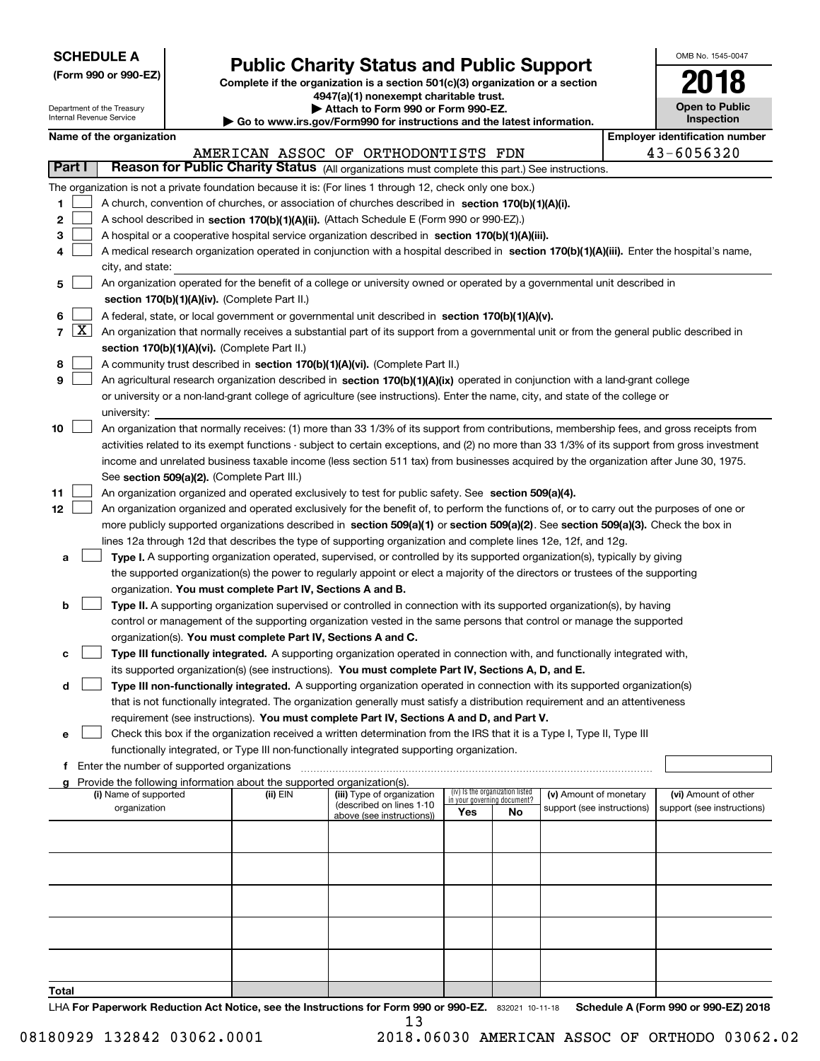**SCHEDULE A**
**(Form 990 or 990-EZ)**

Department of the Treasury
Internal Revenue Service

# Public Charity Status and Public Support

**Complete if the organization is a section 501(c)(3) organization or a section 4947(a)(1) nonexempt charitable trust.**
**▶ Attach to Form 990 or Form 990-EZ.**
**▶ Go to www.irs.gov/Form990 for instructions and the latest information.**

OMB No. 1545-0047

**2018**

**Open to Public Inspection**

**Name of the organization:** AMERICAN ASSOC OF ORTHODONTISTS FDN

**Employer identification number:** 43-6056320

## Part I — Reason for Public Charity Status (All organizations must complete this part.) See instructions.

The organization is not a private foundation because it is: (For lines 1 through 12, check only one box.)

1. [ ] A church, convention of churches, or association of churches described in **section 170(b)(1)(A)(i).**
2. [ ] A school described in **section 170(b)(1)(A)(ii).** (Attach Schedule E (Form 990 or 990-EZ).)
3. [ ] A hospital or a cooperative hospital service organization described in **section 170(b)(1)(A)(iii).**
4. [ ] A medical research organization operated in conjunction with a hospital described in **section 170(b)(1)(A)(iii).** Enter the hospital's name, city, and state:
5. [ ] An organization operated for the benefit of a college or university owned or operated by a governmental unit described in **section 170(b)(1)(A)(iv).** (Complete Part II.)
6. [ ] A federal, state, or local government or governmental unit described in **section 170(b)(1)(A)(v).**
7. [X] An organization that normally receives a substantial part of its support from a governmental unit or from the general public described in **section 170(b)(1)(A)(vi).** (Complete Part II.)
8. [ ] A community trust described in **section 170(b)(1)(A)(vi).** (Complete Part II.)
9. [ ] An agricultural research organization described in **section 170(b)(1)(A)(ix)** operated in conjunction with a land-grant college or university or a non-land-grant college of agriculture (see instructions). Enter the name, city, and state of the college or university:
10. [ ] An organization that normally receives: (1) more than 33 1/3% of its support from contributions, membership fees, and gross receipts from activities related to its exempt functions - subject to certain exceptions, and (2) no more than 33 1/3% of its support from gross investment income and unrelated business taxable income (less section 511 tax) from businesses acquired by the organization after June 30, 1975. See **section 509(a)(2).** (Complete Part III.)
11. [ ] An organization organized and operated exclusively to test for public safety. See **section 509(a)(4).**
12. [ ] An organization organized and operated exclusively for the benefit of, to perform the functions of, or to carry out the purposes of one or more publicly supported organizations described in **section 509(a)(1)** or **section 509(a)(2)**. See **section 509(a)(3).** Check the box in lines 12a through 12d that describes the type of supporting organization and complete lines 12e, 12f, and 12g.
   - **a** [ ] **Type I.** A supporting organization operated, supervised, or controlled by its supported organization(s), typically by giving the supported organization(s) the power to regularly appoint or elect a majority of the directors or trustees of the supporting organization. **You must complete Part IV, Sections A and B.**
   - **b** [ ] **Type II.** A supporting organization supervised or controlled in connection with its supported organization(s), by having control or management of the supporting organization vested in the same persons that control or manage the supported organization(s). **You must complete Part IV, Sections A and C.**
   - **c** [ ] **Type III functionally integrated.** A supporting organization operated in connection with, and functionally integrated with, its supported organization(s) (see instructions). **You must complete Part IV, Sections A, D, and E.**
   - **d** [ ] **Type III non-functionally integrated.** A supporting organization operated in connection with its supported organization(s) that is not functionally integrated. The organization generally must satisfy a distribution requirement and an attentiveness requirement (see instructions). **You must complete Part IV, Sections A and D, and Part V.**
   - **e** [ ] Check this box if the organization received a written determination from the IRS that it is a Type I, Type II, Type III functionally integrated, or Type III non-functionally integrated supporting organization.
   - **f** Enter the number of supported organizations
   - **g** Provide the following information about the supported organization(s).

| (i) Name of supported organization | (ii) EIN | (iii) Type of organization (described on lines 1-10 above (see instructions)) | (iv) Is the organization listed in your governing document? Yes | No | (v) Amount of monetary support (see instructions) | (vi) Amount of other support (see instructions) |
|---|---|---|---|---|---|---|
| | | | | | | |
| | | | | | | |
| | | | | | | |
| | | | | | | |
| | | | | | | |
| **Total** | | | | | | |

LHA **For Paperwork Reduction Act Notice, see the Instructions for Form 990 or 990-EZ.** 832021 10-11-18 **Schedule A (Form 990 or 990-EZ) 2018**

08180929 132842 03062.0001 2018.06030 AMERICAN ASSOC OF ORTHODO 03062.02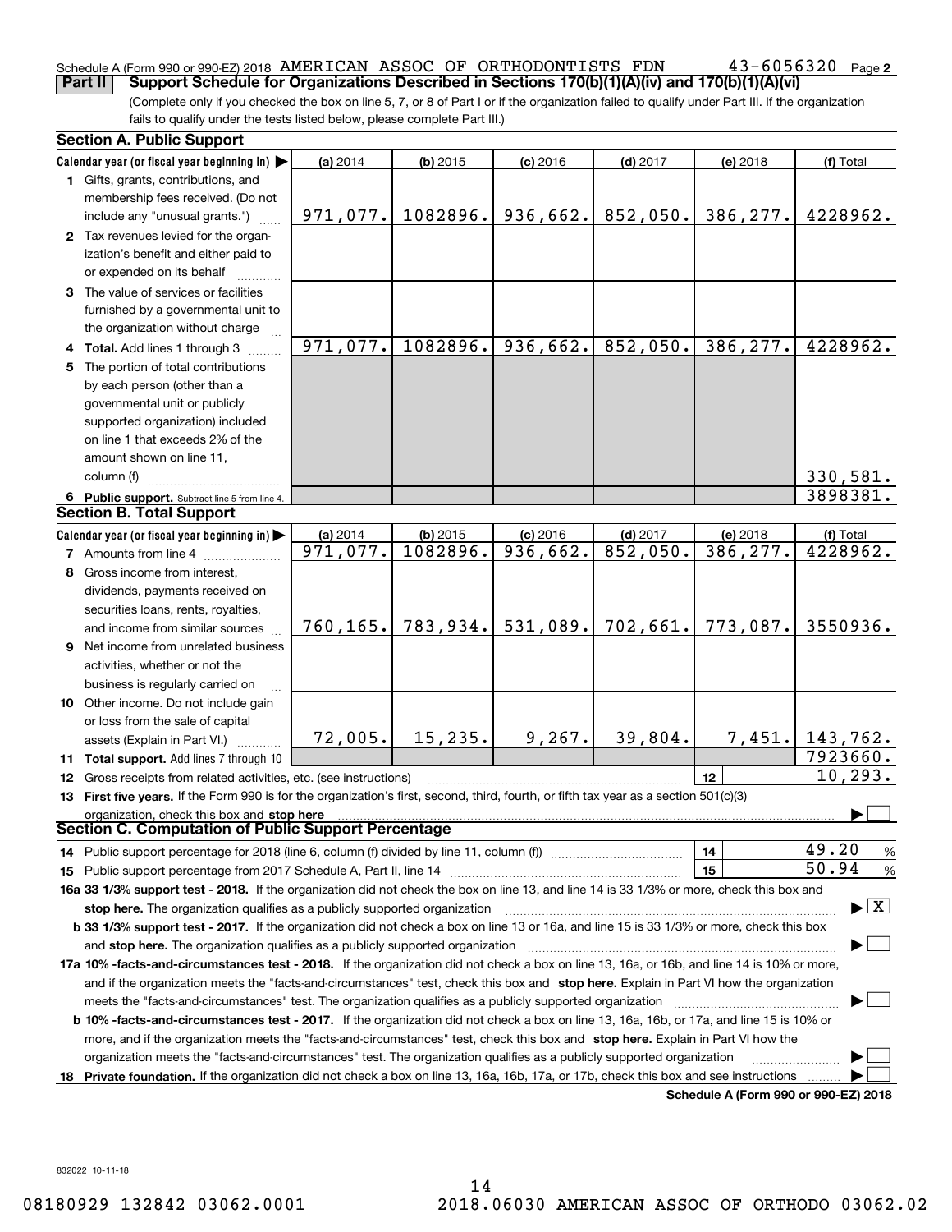Schedule A (Form 990 or 990-EZ) 2018 AMERICAN ASSOC OF ORTHODONTISTS FDN 43-6056320 Page 2

**Part II Support Schedule for Organizations Described in Sections 170(b)(1)(A)(iv) and 170(b)(1)(A)(vi)**

(Complete only if you checked the box on line 5, 7, or 8 of Part I or if the organization failed to qualify under Part III. If the organization fails to qualify under the tests listed below, please complete Part III.)

## Section A. Public Support

| Calendar year (or fiscal year beginning in) ▶ | (a) 2014 | (b) 2015 | (c) 2016 | (d) 2017 | (e) 2018 | (f) Total |
|---|---|---|---|---|---|---|
| **1** Gifts, grants, contributions, and membership fees received. (Do not include any "unusual grants.") | 971,077. | 1082896. | 936,662. | 852,050. | 386,277. | 4228962. |
| **2** Tax revenues levied for the organization's benefit and either paid to or expended on its behalf | | | | | | |
| **3** The value of services or facilities furnished by a governmental unit to the organization without charge | | | | | | |
| **4 Total.** Add lines 1 through 3 | 971,077. | 1082896. | 936,662. | 852,050. | 386,277. | 4228962. |
| **5** The portion of total contributions by each person (other than a governmental unit or publicly supported organization) included on line 1 that exceeds 2% of the amount shown on line 11, column (f) | | | | | | 330,581. |
| **6 Public support.** Subtract line 5 from line 4. | | | | | | 3898381. |

## Section B. Total Support

| Calendar year (or fiscal year beginning in) ▶ | (a) 2014 | (b) 2015 | (c) 2016 | (d) 2017 | (e) 2018 | (f) Total |
|---|---|---|---|---|---|---|
| **7** Amounts from line 4 | 971,077. | 1082896. | 936,662. | 852,050. | 386,277. | 4228962. |
| **8** Gross income from interest, dividends, payments received on securities loans, rents, royalties, and income from similar sources | 760,165. | 783,934. | 531,089. | 702,661. | 773,087. | 3550936. |
| **9** Net income from unrelated business activities, whether or not the business is regularly carried on | | | | | | |
| **10** Other income. Do not include gain or loss from the sale of capital assets (Explain in Part VI.) | 72,005. | 15,235. | 9,267. | 39,804. | 7,451. | 143,762. |
| **11 Total support.** Add lines 7 through 10 | | | | | | 7923660. |
| **12** Gross receipts from related activities, etc. (see instructions) | | | | | 12 | 10,293. |

**13 First five years.** If the Form 990 is for the organization's first, second, third, fourth, or fifth tax year as a section 501(c)(3) organization, check this box and **stop here** ▶ ☐

## Section C. Computation of Public Support Percentage

**14** Public support percentage for 2018 (line 6, column (f) divided by line 11, column (f)) ..... **14** 49.20 %

**15** Public support percentage from 2017 Schedule A, Part II, line 14 ..... **15** 50.94 %

**16a 33 1/3% support test - 2018.** If the organization did not check the box on line 13, and line 14 is 33 1/3% or more, check this box and **stop here.** The organization qualifies as a publicly supported organization ▶ ☒

**b 33 1/3% support test - 2017.** If the organization did not check a box on line 13 or 16a, and line 15 is 33 1/3% or more, check this box and **stop here.** The organization qualifies as a publicly supported organization ▶ ☐

**17a 10% -facts-and-circumstances test - 2018.** If the organization did not check a box on line 13, 16a, or 16b, and line 14 is 10% or more, and if the organization meets the "facts-and-circumstances" test, check this box and **stop here.** Explain in Part VI how the organization meets the "facts-and-circumstances" test. The organization qualifies as a publicly supported organization ▶ ☐

**b 10% -facts-and-circumstances test - 2017.** If the organization did not check a box on line 13, 16a, 16b, or 17a, and line 15 is 10% or more, and if the organization meets the "facts-and-circumstances" test, check this box and **stop here.** Explain in Part VI how the organization meets the "facts-and-circumstances" test. The organization qualifies as a publicly supported organization ▶ ☐

**18 Private foundation.** If the organization did not check a box on line 13, 16a, 16b, 17a, or 17b, check this box and see instructions ▶ ☐

**Schedule A (Form 990 or 990-EZ) 2018**

832022 10-11-18

08180929 132842 03062.0001 2018.06030 AMERICAN ASSOC OF ORTHODO 03062.02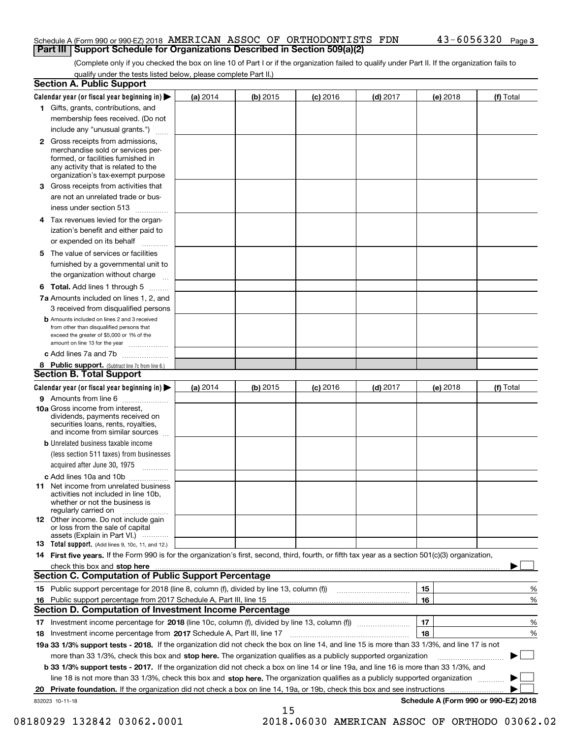Schedule A (Form 990 or 990-EZ) 2018 AMERICAN ASSOC OF ORTHODONTISTS FDN 43-6056320 Page 3

## Part III Support Schedule for Organizations Described in Section 509(a)(2)

(Complete only if you checked the box on line 10 of Part I or if the organization failed to qualify under Part II. If the organization fails to qualify under the tests listed below, please complete Part II.)

### Section A. Public Support

| Calendar year (or fiscal year beginning in) ▶ | (a) 2014 | (b) 2015 | (c) 2016 | (d) 2017 | (e) 2018 | (f) Total |
|---|---|---|---|---|---|---|
| 1 Gifts, grants, contributions, and membership fees received. (Do not include any "unusual grants.") | | | | | | |
| 2 Gross receipts from admissions, merchandise sold or services performed, or facilities furnished in any activity that is related to the organization's tax-exempt purpose | | | | | | |
| 3 Gross receipts from activities that are not an unrelated trade or business under section 513 | | | | | | |
| 4 Tax revenues levied for the organization's benefit and either paid to or expended on its behalf | | | | | | |
| 5 The value of services or facilities furnished by a governmental unit to the organization without charge | | | | | | |
| 6 **Total.** Add lines 1 through 5 | | | | | | |
| 7a Amounts included on lines 1, 2, and 3 received from disqualified persons | | | | | | |
| b Amounts included on lines 2 and 3 received from other than disqualified persons that exceed the greater of $5,000 or 1% of the amount on line 13 for the year | | | | | | |
| c Add lines 7a and 7b | | | | | | |
| 8 **Public support.** (Subtract line 7c from line 6.) | | | | | | |

### Section B. Total Support

| Calendar year (or fiscal year beginning in) ▶ | (a) 2014 | (b) 2015 | (c) 2016 | (d) 2017 | (e) 2018 | (f) Total |
|---|---|---|---|---|---|---|
| 9 Amounts from line 6 | | | | | | |
| 10a Gross income from interest, dividends, payments received on securities loans, rents, royalties, and income from similar sources | | | | | | |
| b Unrelated business taxable income (less section 511 taxes) from businesses acquired after June 30, 1975 | | | | | | |
| c Add lines 10a and 10b | | | | | | |
| 11 Net income from unrelated business activities not included in line 10b, whether or not the business is regularly carried on | | | | | | |
| 12 Other income. Do not include gain or loss from the sale of capital assets (Explain in Part VI.) | | | | | | |
| 13 **Total support.** (Add lines 9, 10c, 11, and 12.) | | | | | | |

14 **First five years.** If the Form 990 is for the organization's first, second, third, fourth, or fifth tax year as a section 501(c)(3) organization, check this box and **stop here** ▶ ☐

### Section C. Computation of Public Support Percentage

| | | | |
|---|---|---|---|
| 15 | Public support percentage for 2018 (line 8, column (f), divided by line 13, column (f)) | 15 | % |
| 16 | Public support percentage from 2017 Schedule A, Part III, line 15 | 16 | % |

### Section D. Computation of Investment Income Percentage

| | | | |
|---|---|---|---|
| 17 | Investment income percentage for **2018** (line 10c, column (f), divided by line 13, column (f)) | 17 | % |
| 18 | Investment income percentage from **2017** Schedule A, Part III, line 17 | 18 | % |

**19a 33 1/3% support tests - 2018.** If the organization did not check the box on line 14, and line 15 is more than 33 1/3%, and line 17 is not more than 33 1/3%, check this box and **stop here.** The organization qualifies as a publicly supported organization ▶ ☐

**b 33 1/3% support tests - 2017.** If the organization did not check a box on line 14 or line 19a, and line 16 is more than 33 1/3%, and line 18 is not more than 33 1/3%, check this box and **stop here.** The organization qualifies as a publicly supported organization ▶ ☐

**20 Private foundation.** If the organization did not check a box on line 14, 19a, or 19b, check this box and see instructions ▶ ☐

832023 10-11-18 **Schedule A (Form 990 or 990-EZ) 2018**

08180929 132842 03062.0001 2018.06030 AMERICAN ASSOC OF ORTHODO 03062.02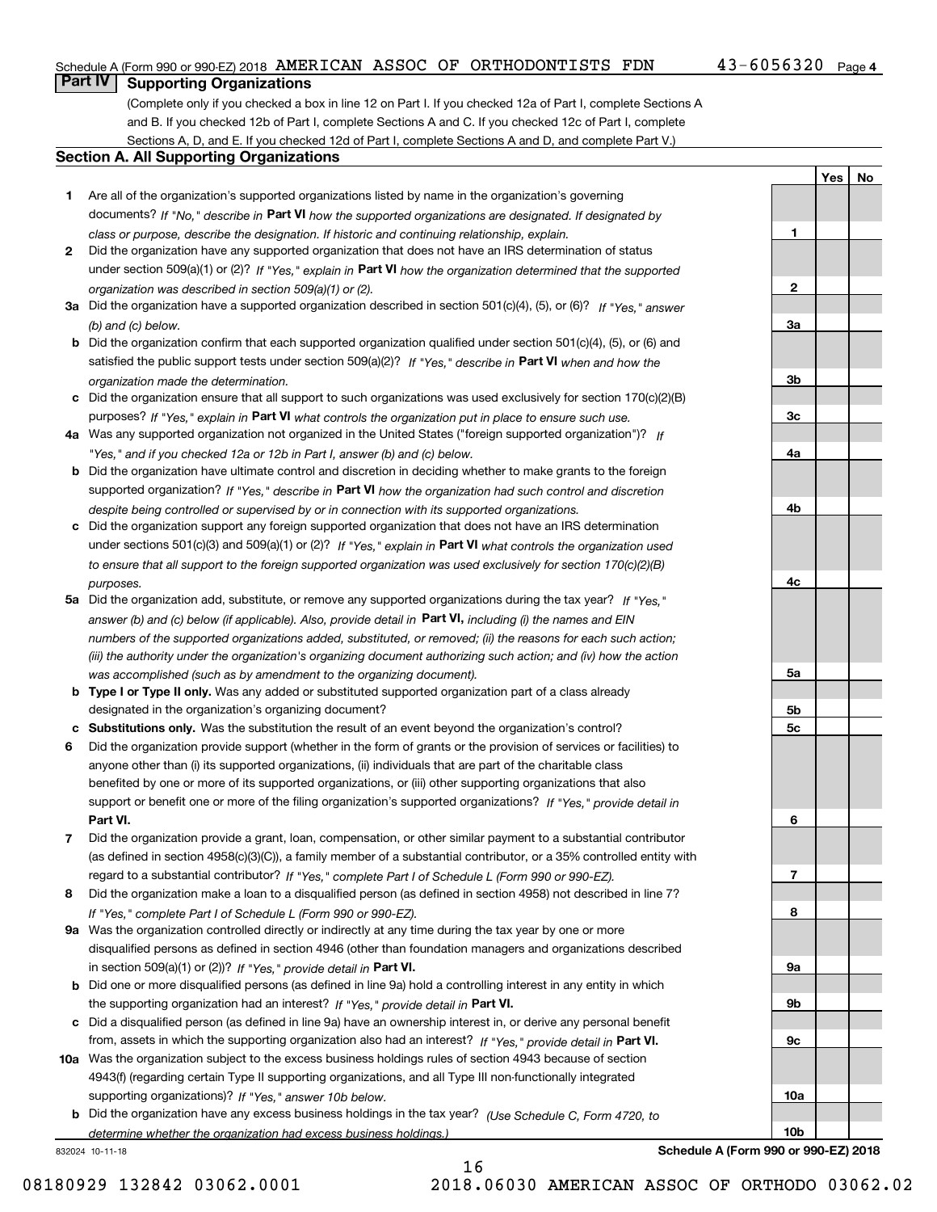Schedule A (Form 990 or 990-EZ) 2018 AMERICAN ASSOC OF ORTHODONTISTS FDN 43-6056320 Page 4

## Part IV Supporting Organizations

(Complete only if you checked a box in line 12 on Part I. If you checked 12a of Part I, complete Sections A and B. If you checked 12b of Part I, complete Sections A and C. If you checked 12c of Part I, complete Sections A, D, and E. If you checked 12d of Part I, complete Sections A and D, and complete Part V.)

### Section A. All Supporting Organizations

| | | | Yes | No |
|---|---|---|---|---|
| **1** | Are all of the organization's supported organizations listed by name in the organization's governing documents? *If "No," describe in* **Part VI** *how the supported organizations are designated. If designated by class or purpose, describe the designation. If historic and continuing relationship, explain.* | **1** | | |
| **2** | Did the organization have any supported organization that does not have an IRS determination of status under section 509(a)(1) or (2)? *If "Yes," explain in* **Part VI** *how the organization determined that the supported organization was described in section 509(a)(1) or (2).* | **2** | | |
| **3a** | Did the organization have a supported organization described in section 501(c)(4), (5), or (6)? *If "Yes," answer (b) and (c) below.* | **3a** | | |
| **b** | Did the organization confirm that each supported organization qualified under section 501(c)(4), (5), or (6) and satisfied the public support tests under section 509(a)(2)? *If "Yes," describe in* **Part VI** *when and how the organization made the determination.* | **3b** | | |
| **c** | Did the organization ensure that all support to such organizations was used exclusively for section 170(c)(2)(B) purposes? *If "Yes," explain in* **Part VI** *what controls the organization put in place to ensure such use.* | **3c** | | |
| **4a** | Was any supported organization not organized in the United States ("foreign supported organization")? *If "Yes," and if you checked 12a or 12b in Part I, answer (b) and (c) below.* | **4a** | | |
| **b** | Did the organization have ultimate control and discretion in deciding whether to make grants to the foreign supported organization? *If "Yes," describe in* **Part VI** *how the organization had such control and discretion despite being controlled or supervised by or in connection with its supported organizations.* | **4b** | | |
| **c** | Did the organization support any foreign supported organization that does not have an IRS determination under sections 501(c)(3) and 509(a)(1) or (2)? *If "Yes," explain in* **Part VI** *what controls the organization used to ensure that all support to the foreign supported organization was used exclusively for section 170(c)(2)(B) purposes.* | **4c** | | |
| **5a** | Did the organization add, substitute, or remove any supported organizations during the tax year? *If "Yes," answer (b) and (c) below (if applicable). Also, provide detail in* **Part VI,** *including (i) the names and EIN numbers of the supported organizations added, substituted, or removed; (ii) the reasons for each such action; (iii) the authority under the organization's organizing document authorizing such action; and (iv) how the action was accomplished (such as by amendment to the organizing document).* | **5a** | | |
| **b** | **Type I or Type II only.** Was any added or substituted supported organization part of a class already designated in the organization's organizing document? | **5b** | | |
| **c** | **Substitutions only.** Was the substitution the result of an event beyond the organization's control? | **5c** | | |
| **6** | Did the organization provide support (whether in the form of grants or the provision of services or facilities) to anyone other than (i) its supported organizations, (ii) individuals that are part of the charitable class benefited by one or more of its supported organizations, or (iii) other supporting organizations that also support or benefit one or more of the filing organization's supported organizations? *If "Yes," provide detail in* **Part VI.** | **6** | | |
| **7** | Did the organization provide a grant, loan, compensation, or other similar payment to a substantial contributor (as defined in section 4958(c)(3)(C)), a family member of a substantial contributor, or a 35% controlled entity with regard to a substantial contributor? *If "Yes," complete Part I of Schedule L (Form 990 or 990-EZ).* | **7** | | |
| **8** | Did the organization make a loan to a disqualified person (as defined in section 4958) not described in line 7? *If "Yes," complete Part I of Schedule L (Form 990 or 990-EZ).* | **8** | | |
| **9a** | Was the organization controlled directly or indirectly at any time during the tax year by one or more disqualified persons as defined in section 4946 (other than foundation managers and organizations described in section 509(a)(1) or (2))? *If "Yes," provide detail in* **Part VI.** | **9a** | | |
| **b** | Did one or more disqualified persons (as defined in line 9a) hold a controlling interest in any entity in which the supporting organization had an interest? *If "Yes," provide detail in* **Part VI.** | **9b** | | |
| **c** | Did a disqualified person (as defined in line 9a) have an ownership interest in, or derive any personal benefit from, assets in which the supporting organization also had an interest? *If "Yes," provide detail in* **Part VI.** | **9c** | | |
| **10a** | Was the organization subject to the excess business holdings rules of section 4943 because of section 4943(f) (regarding certain Type II supporting organizations, and all Type III non-functionally integrated supporting organizations)? *If "Yes," answer 10b below.* | **10a** | | |
| **b** | Did the organization have any excess business holdings in the tax year? *(Use Schedule C, Form 4720, to determine whether the organization had excess business holdings.)* | **10b** | | |

832024 10-11-18 **Schedule A (Form 990 or 990-EZ) 2018**

08180929 132842 03062.0001 2018.06030 AMERICAN ASSOC OF ORTHODO 03062.02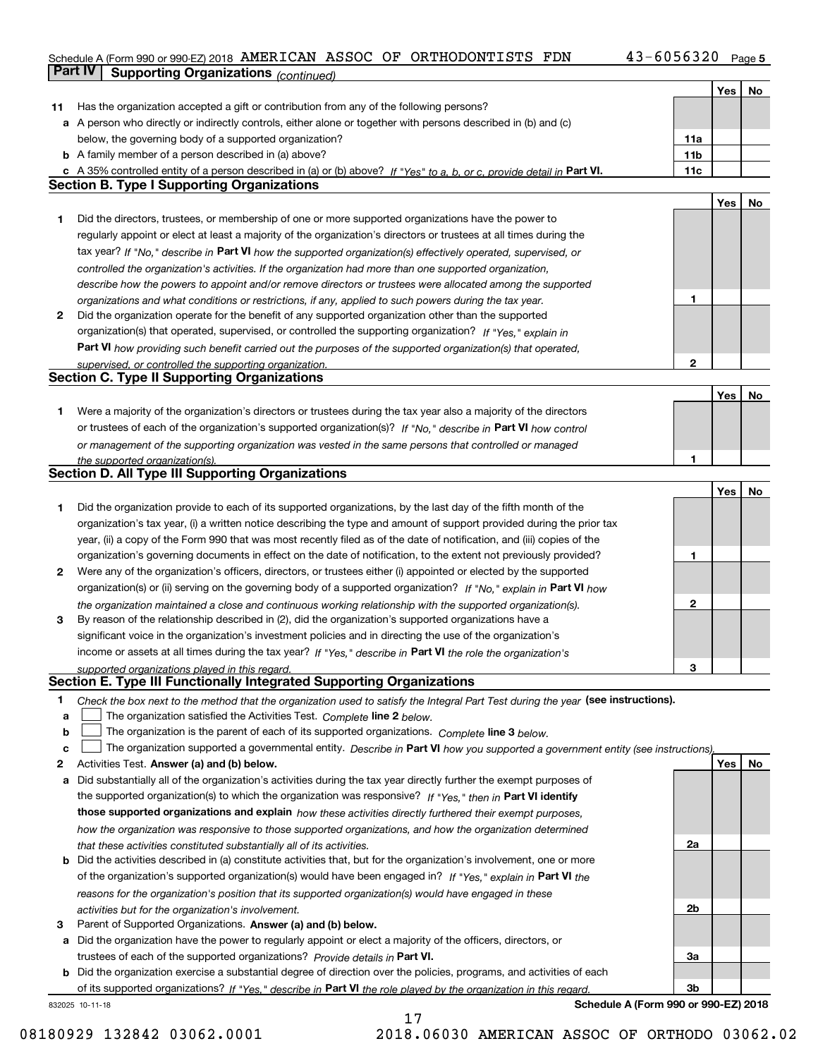Schedule A (Form 990 or 990-EZ) 2018 AMERICAN ASSOC OF ORTHODONTISTS FDN 43-6056320 Page 5

## Part IV Supporting Organizations *(continued)*

| | | | Yes | No |
|---|---|---|---|---|
| **11** | Has the organization accepted a gift or contribution from any of the following persons? | | | |
| **a** | A person who directly or indirectly controls, either alone or together with persons described in (b) and (c) below, the governing body of a supported organization? | 11a | | |
| **b** | A family member of a person described in (a) above? | 11b | | |
| **c** | A 35% controlled entity of a person described in (a) or (b) above? *If "Yes" to a, b, or c, provide detail in* **Part VI.** | 11c | | |

### Section B. Type I Supporting Organizations

| | | | Yes | No |
|---|---|---|---|---|
| **1** | Did the directors, trustees, or membership of one or more supported organizations have the power to regularly appoint or elect at least a majority of the organization's directors or trustees at all times during the tax year? *If "No," describe in* **Part VI** *how the supported organization(s) effectively operated, supervised, or controlled the organization's activities. If the organization had more than one supported organization, describe how the powers to appoint and/or remove directors or trustees were allocated among the supported organizations and what conditions or restrictions, if any, applied to such powers during the tax year.* | 1 | | |
| **2** | Did the organization operate for the benefit of any supported organization other than the supported organization(s) that operated, supervised, or controlled the supporting organization? *If "Yes," explain in* **Part VI** *how providing such benefit carried out the purposes of the supported organization(s) that operated, supervised, or controlled the supporting organization.* | 2 | | |

### Section C. Type II Supporting Organizations

| | | | Yes | No |
|---|---|---|---|---|
| **1** | Were a majority of the organization's directors or trustees during the tax year also a majority of the directors or trustees of each of the organization's supported organization(s)? *If "No," describe in* **Part VI** *how control or management of the supporting organization was vested in the same persons that controlled or managed the supported organization(s).* | 1 | | |

### Section D. All Type III Supporting Organizations

| | | | Yes | No |
|---|---|---|---|---|
| **1** | Did the organization provide to each of its supported organizations, by the last day of the fifth month of the organization's tax year, (i) a written notice describing the type and amount of support provided during the prior tax year, (ii) a copy of the Form 990 that was most recently filed as of the date of notification, and (iii) copies of the organization's governing documents in effect on the date of notification, to the extent not previously provided? | 1 | | |
| **2** | Were any of the organization's officers, directors, or trustees either (i) appointed or elected by the supported organization(s) or (ii) serving on the governing body of a supported organization? *If "No," explain in* **Part VI** *how the organization maintained a close and continuous working relationship with the supported organization(s).* | 2 | | |
| **3** | By reason of the relationship described in (2), did the organization's supported organizations have a significant voice in the organization's investment policies and in directing the use of the organization's income or assets at all times during the tax year? *If "Yes," describe in* **Part VI** *the role the organization's supported organizations played in this regard.* | 3 | | |

### Section E. Type III Functionally Integrated Supporting Organizations

**1** *Check the box next to the method that the organization used to satisfy the Integral Part Test during the year* **(see instructions).**

- **a** ☐ The organization satisfied the Activities Test. *Complete* **line 2** *below.*
- **b** ☐ The organization is the parent of each of its supported organizations. *Complete* **line 3** *below.*
- **c** ☐ The organization supported a governmental entity. *Describe in* **Part VI** *how you supported a government entity (see instructions).*

| | | | Yes | No |
|---|---|---|---|---|
| **2** | Activities Test. **Answer (a) and (b) below.** | | | |
| **a** | Did substantially all of the organization's activities during the tax year directly further the exempt purposes of the supported organization(s) to which the organization was responsive? *If "Yes," then in* **Part VI identify those supported organizations and explain** *how these activities directly furthered their exempt purposes, how the organization was responsive to those supported organizations, and how the organization determined that these activities constituted substantially all of its activities.* | 2a | | |
| **b** | Did the activities described in (a) constitute activities that, but for the organization's involvement, one or more of the organization's supported organization(s) would have been engaged in? *If "Yes," explain in* **Part VI** *the reasons for the organization's position that its supported organization(s) would have engaged in these activities but for the organization's involvement.* | 2b | | |
| **3** | Parent of Supported Organizations. **Answer (a) and (b) below.** | | | |
| **a** | Did the organization have the power to regularly appoint or elect a majority of the officers, directors, or trustees of each of the supported organizations? *Provide details in* **Part VI.** | 3a | | |
| **b** | Did the organization exercise a substantial degree of direction over the policies, programs, and activities of each of its supported organizations? *If "Yes," describe in* **Part VI** *the role played by the organization in this regard.* | 3b | | |

832025 10-11-18 **Schedule A (Form 990 or 990-EZ) 2018**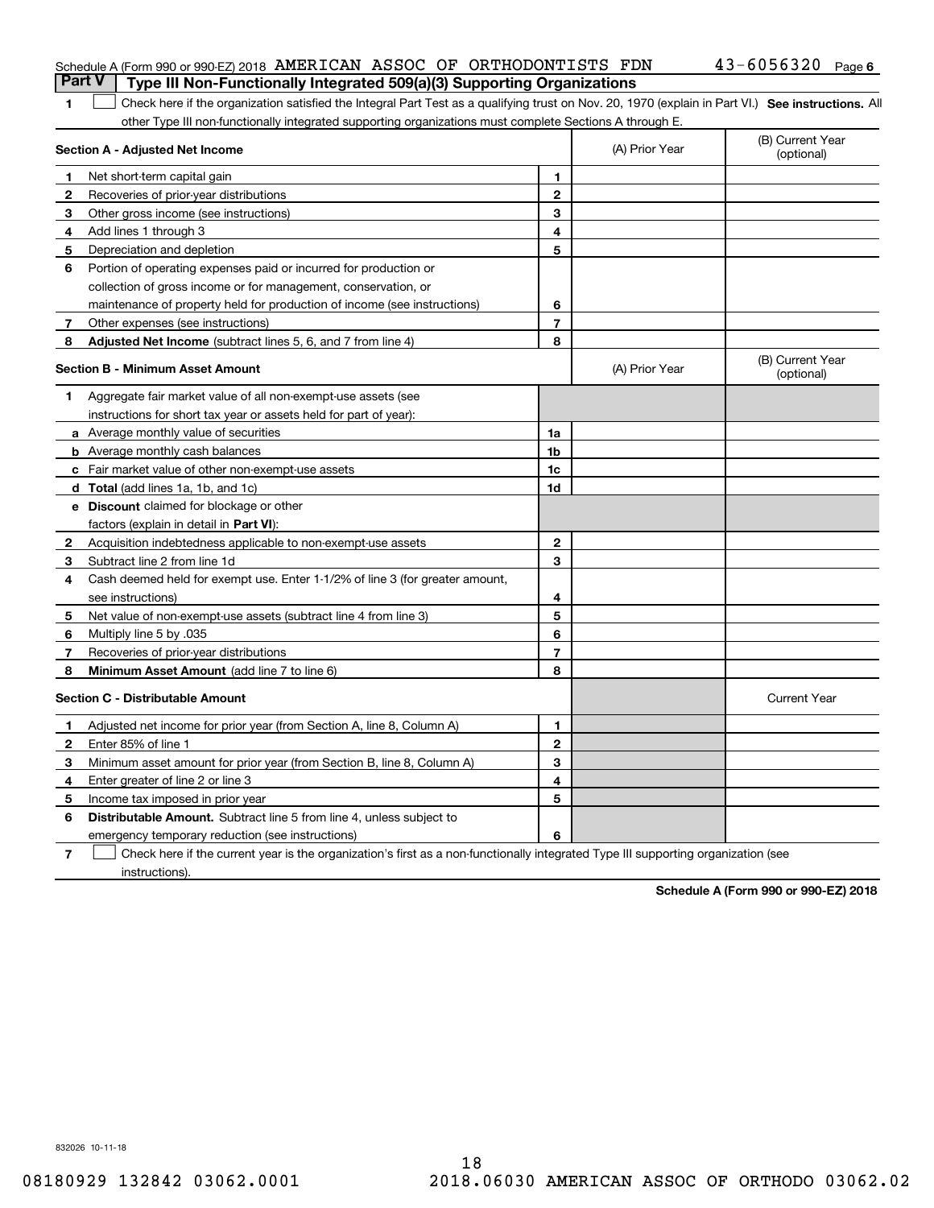Schedule A (Form 990 or 990-EZ) 2018 AMERICAN ASSOC OF ORTHODONTISTS FDN 43-6056320 Page 6

**Part V | Type III Non-Functionally Integrated 509(a)(3) Supporting Organizations**

1 ☐ Check here if the organization satisfied the Integral Part Test as a qualifying trust on Nov. 20, 1970 (explain in Part VI.) **See instructions.** All other Type III non-functionally integrated supporting organizations must complete Sections A through E.

| **Section A - Adjusted Net Income** | | (A) Prior Year | (B) Current Year (optional) |
|---|---|---|---|
| **1** Net short-term capital gain | 1 | | |
| **2** Recoveries of prior-year distributions | 2 | | |
| **3** Other gross income (see instructions) | 3 | | |
| **4** Add lines 1 through 3 | 4 | | |
| **5** Depreciation and depletion | 5 | | |
| **6** Portion of operating expenses paid or incurred for production or collection of gross income or for management, conservation, or maintenance of property held for production of income (see instructions) | 6 | | |
| **7** Other expenses (see instructions) | 7 | | |
| **8** **Adjusted Net Income** (subtract lines 5, 6, and 7 from line 4) | 8 | | |

| **Section B - Minimum Asset Amount** | | (A) Prior Year | (B) Current Year (optional) |
|---|---|---|---|
| **1** Aggregate fair market value of all non-exempt-use assets (see instructions for short tax year or assets held for part of year): | | | |
| **a** Average monthly value of securities | 1a | | |
| **b** Average monthly cash balances | 1b | | |
| **c** Fair market value of other non-exempt-use assets | 1c | | |
| **d** **Total** (add lines 1a, 1b, and 1c) | 1d | | |
| **e** **Discount** claimed for blockage or other factors (explain in detail in **Part VI**): | | | |
| **2** Acquisition indebtedness applicable to non-exempt-use assets | 2 | | |
| **3** Subtract line 2 from line 1d | 3 | | |
| **4** Cash deemed held for exempt use. Enter 1-1/2% of line 3 (for greater amount, see instructions) | 4 | | |
| **5** Net value of non-exempt-use assets (subtract line 4 from line 3) | 5 | | |
| **6** Multiply line 5 by .035 | 6 | | |
| **7** Recoveries of prior-year distributions | 7 | | |
| **8** **Minimum Asset Amount** (add line 7 to line 6) | 8 | | |

| **Section C - Distributable Amount** | | | Current Year |
|---|---|---|---|
| **1** Adjusted net income for prior year (from Section A, line 8, Column A) | 1 | | |
| **2** Enter 85% of line 1 | 2 | | |
| **3** Minimum asset amount for prior year (from Section B, line 8, Column A) | 3 | | |
| **4** Enter greater of line 2 or line 3 | 4 | | |
| **5** Income tax imposed in prior year | 5 | | |
| **6** **Distributable Amount.** Subtract line 5 from line 4, unless subject to emergency temporary reduction (see instructions) | 6 | | |

7 ☐ Check here if the current year is the organization's first as a non-functionally integrated Type III supporting organization (see instructions).

**Schedule A (Form 990 or 990-EZ) 2018**

832026 10-11-18

08180929 132842 03062.0001 2018.06030 AMERICAN ASSOC OF ORTHODO 03062.02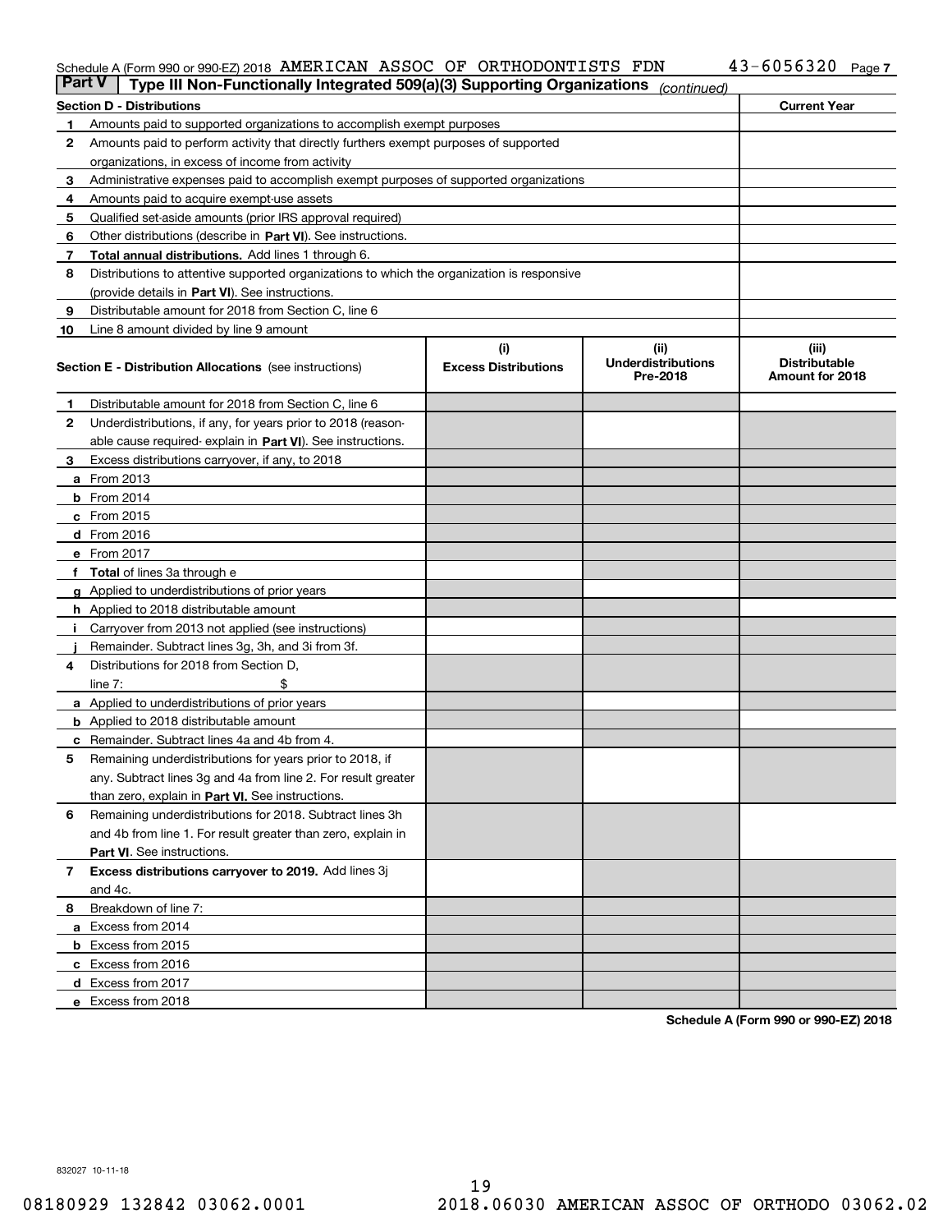Schedule A (Form 990 or 990-EZ) 2018 AMERICAN ASSOC OF ORTHODONTISTS FDN 43-6056320 Page 7

**Part V | Type III Non-Functionally Integrated 509(a)(3) Supporting Organizations** *(continued)*

| Section D - Distributions | | Current Year |
|---|---|---|
| 1 | Amounts paid to supported organizations to accomplish exempt purposes | |
| 2 | Amounts paid to perform activity that directly furthers exempt purposes of supported organizations, in excess of income from activity | |
| 3 | Administrative expenses paid to accomplish exempt purposes of supported organizations | |
| 4 | Amounts paid to acquire exempt-use assets | |
| 5 | Qualified set-aside amounts (prior IRS approval required) | |
| 6 | Other distributions (describe in **Part VI**). See instructions. | |
| 7 | **Total annual distributions.** Add lines 1 through 6. | |
| 8 | Distributions to attentive supported organizations to which the organization is responsive (provide details in **Part VI**). See instructions. | |
| 9 | Distributable amount for 2018 from Section C, line 6 | |
| 10 | Line 8 amount divided by line 9 amount | |

| Section E - Distribution Allocations (see instructions) | (i) Excess Distributions | (ii) Underdistributions Pre-2018 | (iii) Distributable Amount for 2018 |
|---|---|---|---|
| **1** Distributable amount for 2018 from Section C, line 6 | | | |
| **2** Underdistributions, if any, for years prior to 2018 (reasonable cause required- explain in **Part VI**). See instructions. | | | |
| **3** Excess distributions carryover, if any, to 2018 | | | |
| **a** From 2013 | | | |
| **b** From 2014 | | | |
| **c** From 2015 | | | |
| **d** From 2016 | | | |
| **e** From 2017 | | | |
| **f Total** of lines 3a through e | | | |
| **g** Applied to underdistributions of prior years | | | |
| **h** Applied to 2018 distributable amount | | | |
| **i** Carryover from 2013 not applied (see instructions) | | | |
| **j** Remainder. Subtract lines 3g, 3h, and 3i from 3f. | | | |
| **4** Distributions for 2018 from Section D, line 7: $ | | | |
| **a** Applied to underdistributions of prior years | | | |
| **b** Applied to 2018 distributable amount | | | |
| **c** Remainder. Subtract lines 4a and 4b from 4. | | | |
| **5** Remaining underdistributions for years prior to 2018, if any. Subtract lines 3g and 4a from line 2. For result greater than zero, explain in **Part VI.** See instructions. | | | |
| **6** Remaining underdistributions for 2018. Subtract lines 3h and 4b from line 1. For result greater than zero, explain in **Part VI**. See instructions. | | | |
| **7 Excess distributions carryover to 2019.** Add lines 3j and 4c. | | | |
| **8** Breakdown of line 7: | | | |
| **a** Excess from 2014 | | | |
| **b** Excess from 2015 | | | |
| **c** Excess from 2016 | | | |
| **d** Excess from 2017 | | | |
| **e** Excess from 2018 | | | |

**Schedule A (Form 990 or 990-EZ) 2018**

832027 10-11-18

08180929 132842 03062.0001 2018.06030 AMERICAN ASSOC OF ORTHODO 03062.02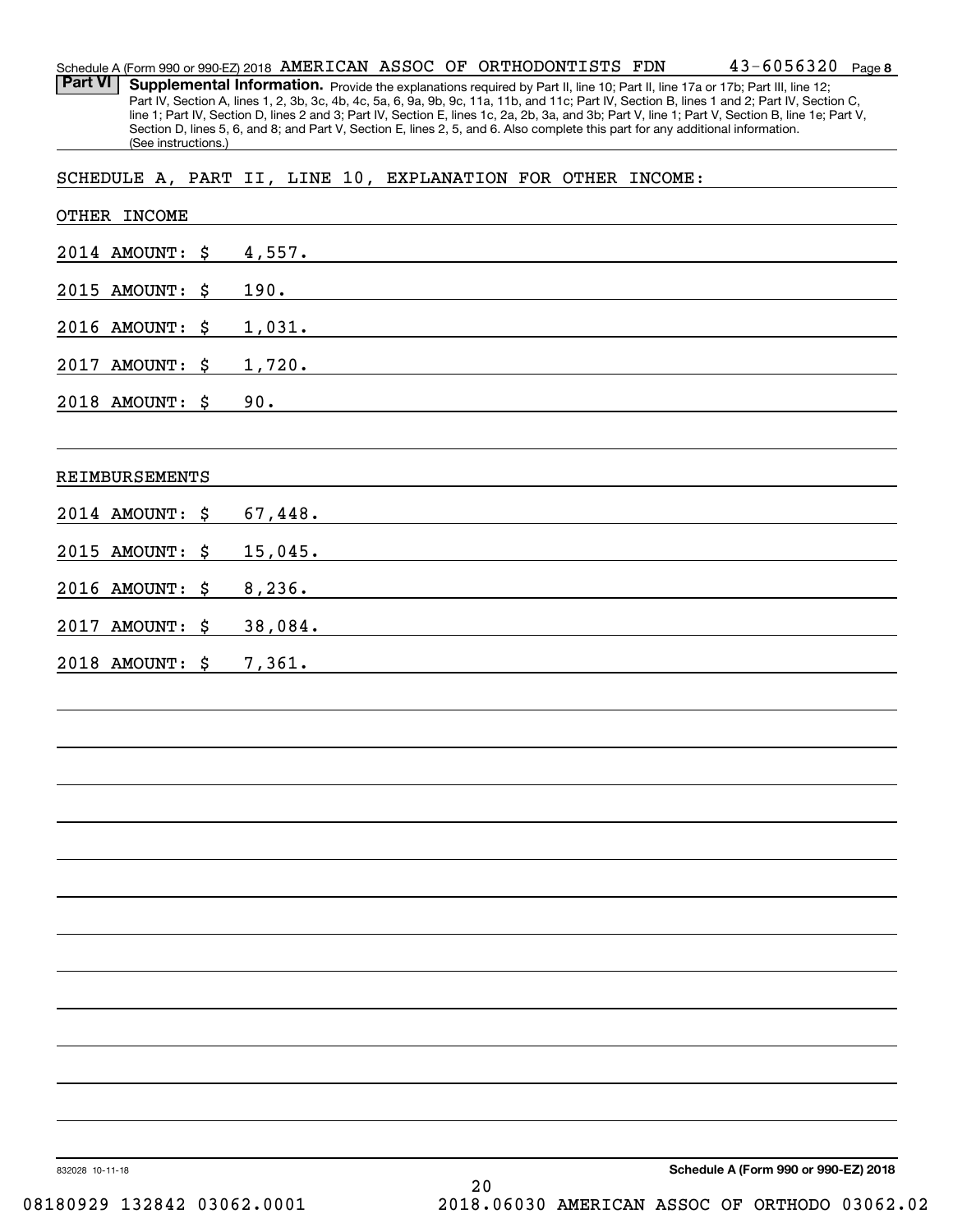Schedule A (Form 990 or 990-EZ) 2018 AMERICAN ASSOC OF ORTHODONTISTS FDN 43-6056320 Page 8

**Part VI** **Supplemental Information.** Provide the explanations required by Part II, line 10; Part II, line 17a or 17b; Part III, line 12; Part IV, Section A, lines 1, 2, 3b, 3c, 4b, 4c, 5a, 6, 9a, 9b, 9c, 11a, 11b, and 11c; Part IV, Section B, lines 1 and 2; Part IV, Section C, line 1; Part IV, Section D, lines 2 and 3; Part IV, Section E, lines 1c, 2a, 2b, 3a, and 3b; Part V, line 1; Part V, Section B, line 1e; Part V, Section D, lines 5, 6, and 8; and Part V, Section E, lines 2, 5, and 6. Also complete this part for any additional information. (See instructions.)

SCHEDULE A, PART II, LINE 10, EXPLANATION FOR OTHER INCOME:

OTHER INCOME

2014 AMOUNT: $ 4,557.

2015 AMOUNT: $ 190.

2016 AMOUNT: $ 1,031.

2017 AMOUNT: $ 1,720.

2018 AMOUNT: $ 90.

REIMBURSEMENTS

2014 AMOUNT: $ 67,448.

2015 AMOUNT: $ 15,045.

2016 AMOUNT: $ 8,236.

2017 AMOUNT: $ 38,084.

2018 AMOUNT: $ 7,361.

832028 10-11-18 **Schedule A (Form 990 or 990-EZ) 2018**

08180929 132842 03062.0001 2018.06030 AMERICAN ASSOC OF ORTHODO 03062.02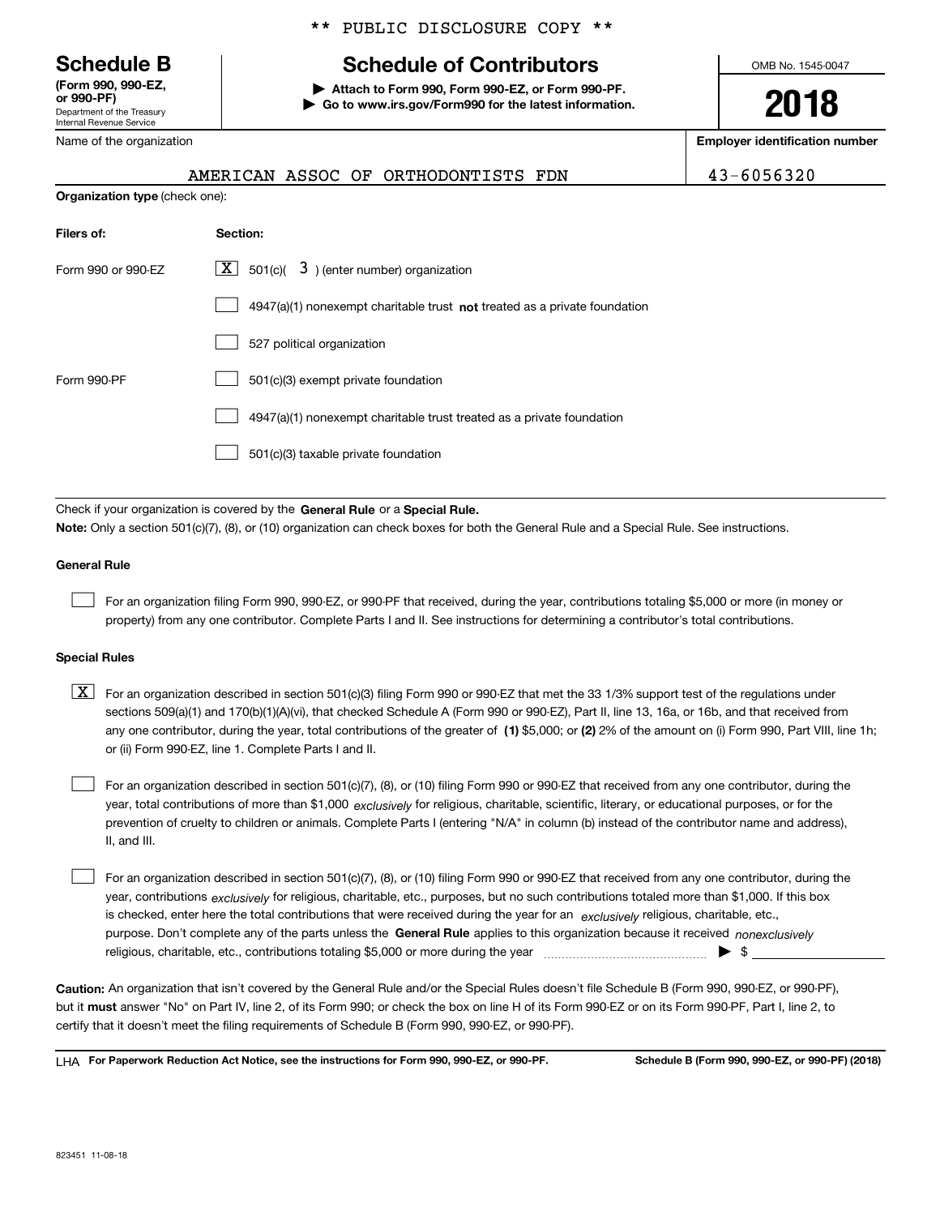\*\* PUBLIC DISCLOSURE COPY \*\*

**Schedule B**
**(Form 990, 990-EZ, or 990-PF)**
Department of the Treasury
Internal Revenue Service

# Schedule of Contributors

▶ **Attach to Form 990, Form 990-EZ, or Form 990-PF.**
▶ **Go to www.irs.gov/Form990 for the latest information.**

OMB No. 1545-0047

**2018**

| Name of the organization | Employer identification number |
|---|---|
| AMERICAN ASSOC OF ORTHODONTISTS FDN | 43-6056320 |

**Organization type** (check one):

| Filers of: | Section: |
|---|---|
| Form 990 or 990-EZ | [X] 501(c)( 3 ) (enter number) organization |
| | [ ] 4947(a)(1) nonexempt charitable trust **not** treated as a private foundation |
| | [ ] 527 political organization |
| Form 990-PF | [ ] 501(c)(3) exempt private foundation |
| | [ ] 4947(a)(1) nonexempt charitable trust treated as a private foundation |
| | [ ] 501(c)(3) taxable private foundation |

Check if your organization is covered by the **General Rule** or a **Special Rule.**
**Note:** Only a section 501(c)(7), (8), or (10) organization can check boxes for both the General Rule and a Special Rule. See instructions.

**General Rule**

[ ] For an organization filing Form 990, 990-EZ, or 990-PF that received, during the year, contributions totaling $5,000 or more (in money or property) from any one contributor. Complete Parts I and II. See instructions for determining a contributor's total contributions.

**Special Rules**

[X] For an organization described in section 501(c)(3) filing Form 990 or 990-EZ that met the 33 1/3% support test of the regulations under sections 509(a)(1) and 170(b)(1)(A)(vi), that checked Schedule A (Form 990 or 990-EZ), Part II, line 13, 16a, or 16b, and that received from any one contributor, during the year, total contributions of the greater of **(1)** $5,000; or **(2)** 2% of the amount on (i) Form 990, Part VIII, line 1h; or (ii) Form 990-EZ, line 1. Complete Parts I and II.

[ ] For an organization described in section 501(c)(7), (8), or (10) filing Form 990 or 990-EZ that received from any one contributor, during the year, total contributions of more than $1,000 *exclusively* for religious, charitable, scientific, literary, or educational purposes, or for the prevention of cruelty to children or animals. Complete Parts I (entering "N/A" in column (b) instead of the contributor name and address), II, and III.

[ ] For an organization described in section 501(c)(7), (8), or (10) filing Form 990 or 990-EZ that received from any one contributor, during the year, contributions *exclusively* for religious, charitable, etc., purposes, but no such contributions totaled more than $1,000. If this box is checked, enter here the total contributions that were received during the year for an *exclusively* religious, charitable, etc., purpose. Don't complete any of the parts unless the **General Rule** applies to this organization because it received *nonexclusively* religious, charitable, etc., contributions totaling $5,000 or more during the year ▶ $ \_\_\_\_\_\_\_\_\_\_

**Caution:** An organization that isn't covered by the General Rule and/or the Special Rules doesn't file Schedule B (Form 990, 990-EZ, or 990-PF), but it **must** answer "No" on Part IV, line 2, of its Form 990; or check the box on line H of its Form 990-EZ or on its Form 990-PF, Part I, line 2, to certify that it doesn't meet the filing requirements of Schedule B (Form 990, 990-EZ, or 990-PF).

LHA **For Paperwork Reduction Act Notice, see the instructions for Form 990, 990-EZ, or 990-PF.** **Schedule B (Form 990, 990-EZ, or 990-PF) (2018)**

823451 11-08-18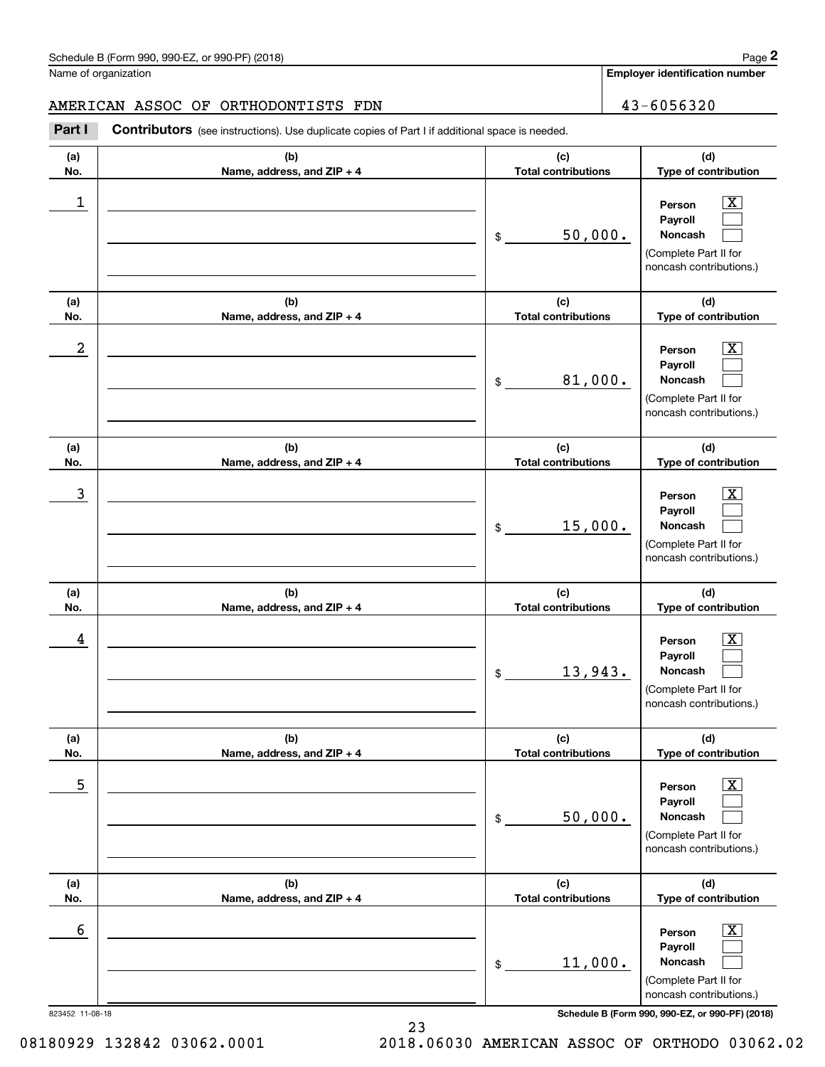Schedule B (Form 990, 990-EZ, or 990-PF) (2018)

Name of organization: AMERICAN ASSOC OF ORTHODONTISTS FDN

**Employer identification number:** 43-6056320

**Part I** **Contributors** (see instructions). Use duplicate copies of Part I if additional space is needed.

| (a) No. | (b) Name, address, and ZIP + 4 | (c) Total contributions | (d) Type of contribution |
|---|---|---|---|
| 1 | | $ 50,000. | Person [X] Payroll [ ] Noncash [ ] (Complete Part II for noncash contributions.) |
| 2 | | $ 81,000. | Person [X] Payroll [ ] Noncash [ ] (Complete Part II for noncash contributions.) |
| 3 | | $ 15,000. | Person [X] Payroll [ ] Noncash [ ] (Complete Part II for noncash contributions.) |
| 4 | | $ 13,943. | Person [X] Payroll [ ] Noncash [ ] (Complete Part II for noncash contributions.) |
| 5 | | $ 50,000. | Person [X] Payroll [ ] Noncash [ ] (Complete Part II for noncash contributions.) |
| 6 | | $ 11,000. | Person [X] Payroll [ ] Noncash [ ] (Complete Part II for noncash contributions.) |

823452 11-08-18

Schedule B (Form 990, 990-EZ, or 990-PF) (2018)

08180929 132842 03062.0001 2018.06030 AMERICAN ASSOC OF ORTHODO 03062.02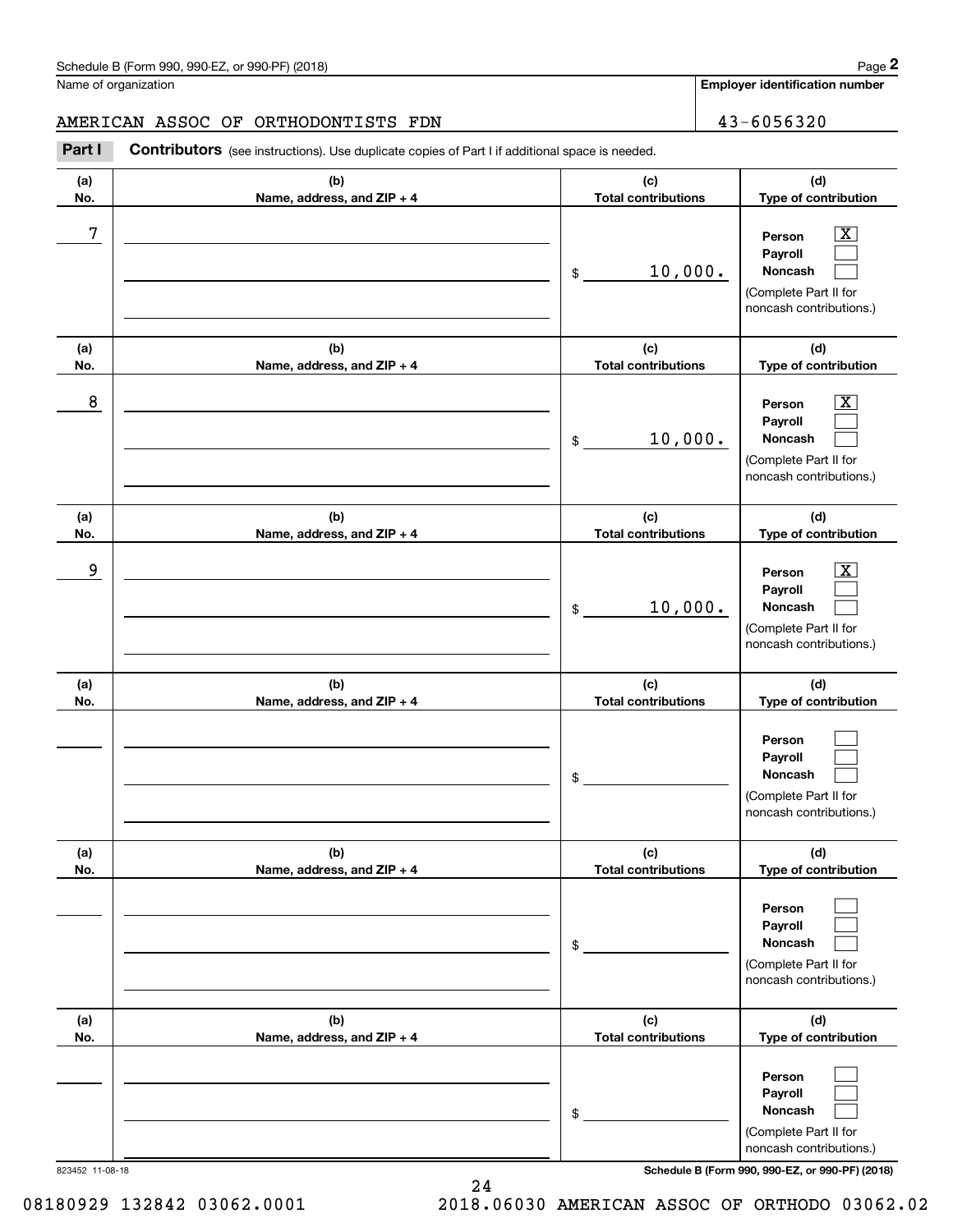Schedule B (Form 990, 990-EZ, or 990-PF) (2018)

Name of organization: AMERICAN ASSOC OF ORTHODONTISTS FDN

Employer identification number: 43-6056320

**Part I** **Contributors** (see instructions). Use duplicate copies of Part I if additional space is needed.

| (a) No. | (b) Name, address, and ZIP + 4 | (c) Total contributions | (d) Type of contribution |
|---|---|---|---|
| 7 | | $ 10,000. | Person [X] Payroll [ ] Noncash [ ] (Complete Part II for noncash contributions.) |
| 8 | | $ 10,000. | Person [X] Payroll [ ] Noncash [ ] (Complete Part II for noncash contributions.) |
| 9 | | $ 10,000. | Person [X] Payroll [ ] Noncash [ ] (Complete Part II for noncash contributions.) |
| | | $ | Person [ ] Payroll [ ] Noncash [ ] (Complete Part II for noncash contributions.) |
| | | $ | Person [ ] Payroll [ ] Noncash [ ] (Complete Part II for noncash contributions.) |
| | | $ | Person [ ] Payroll [ ] Noncash [ ] (Complete Part II for noncash contributions.) |

823452 11-08-18

Schedule B (Form 990, 990-EZ, or 990-PF) (2018)

08180929 132842 03062.0001 2018.06030 AMERICAN ASSOC OF ORTHODO 03062.02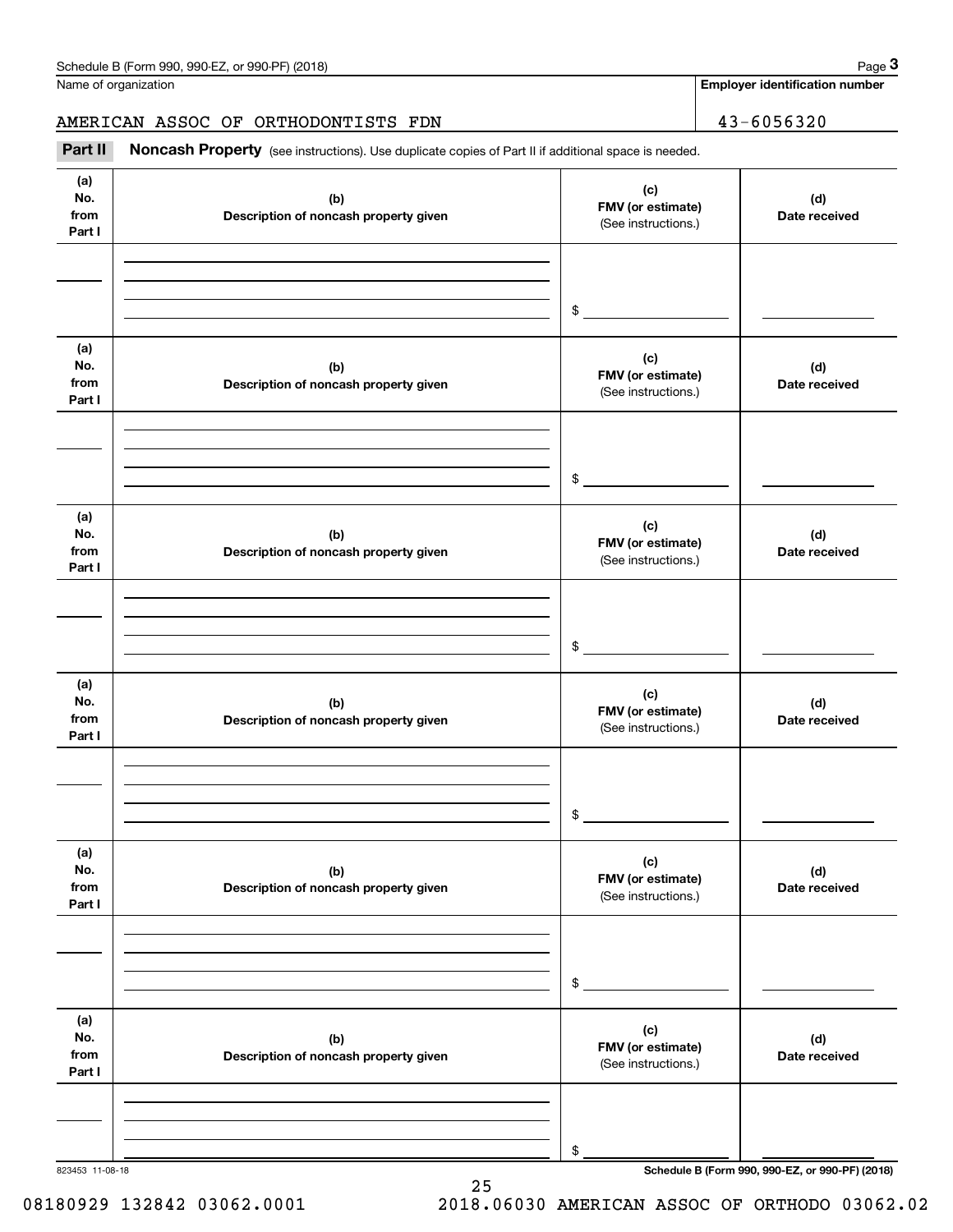Name of organization

AMERICAN ASSOC OF ORTHODONTISTS FDN

**Employer identification number**

43-6056320

**Part II** **Noncash Property** (see instructions). Use duplicate copies of Part II if additional space is needed.

| (a) No. from Part I | (b) Description of noncash property given | (c) FMV (or estimate) (See instructions.) | (d) Date received |
|---|---|---|---|
| | | $ | |

| (a) No. from Part I | (b) Description of noncash property given | (c) FMV (or estimate) (See instructions.) | (d) Date received |
|---|---|---|---|
| | | $ | |

| (a) No. from Part I | (b) Description of noncash property given | (c) FMV (or estimate) (See instructions.) | (d) Date received |
|---|---|---|---|
| | | $ | |

| (a) No. from Part I | (b) Description of noncash property given | (c) FMV (or estimate) (See instructions.) | (d) Date received |
|---|---|---|---|
| | | $ | |

| (a) No. from Part I | (b) Description of noncash property given | (c) FMV (or estimate) (See instructions.) | (d) Date received |
|---|---|---|---|
| | | $ | |

| (a) No. from Part I | (b) Description of noncash property given | (c) FMV (or estimate) (See instructions.) | (d) Date received |
|---|---|---|---|
| | | $ | |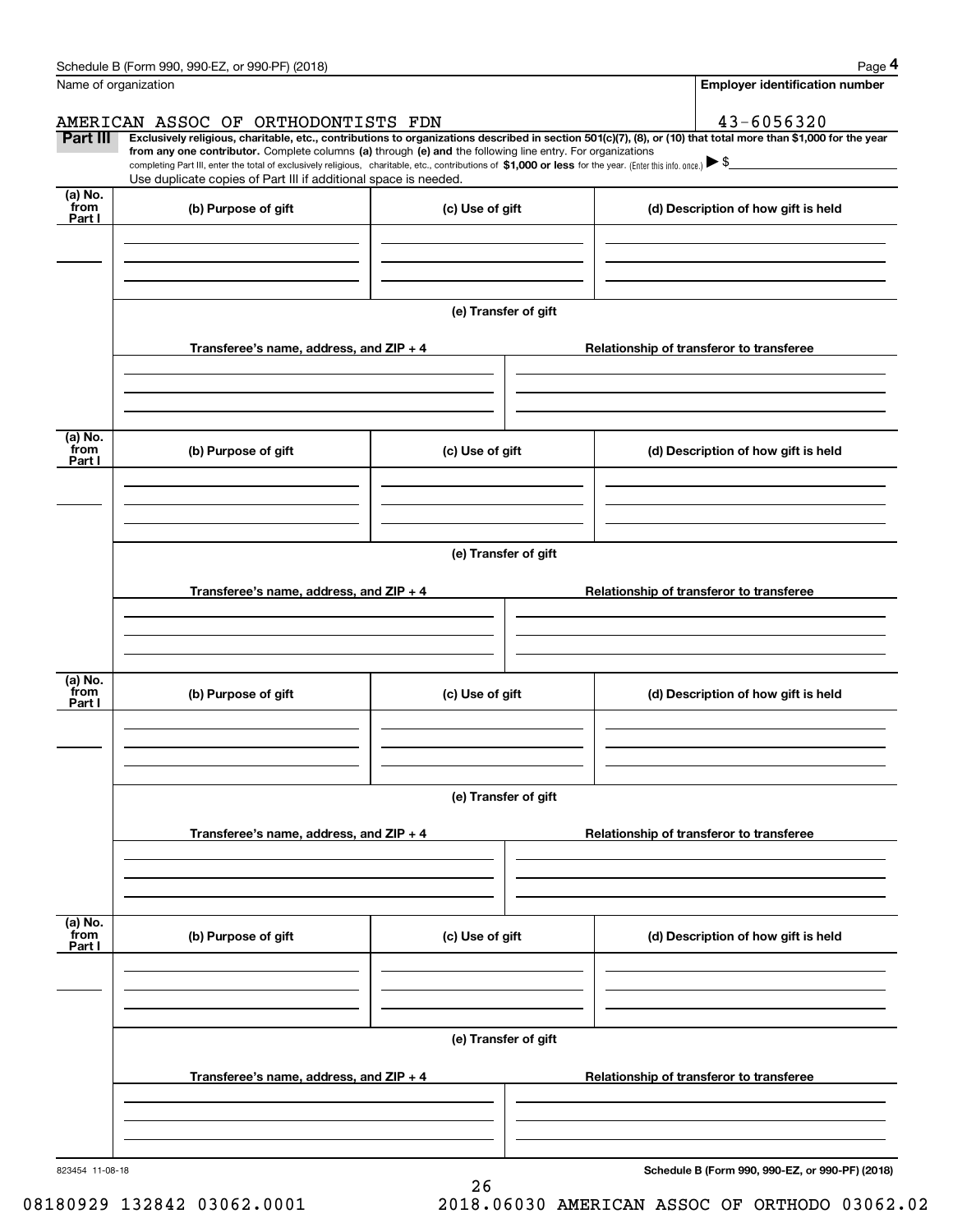Schedule B (Form 990, 990-EZ, or 990-PF) (2018)

Name of organization: AMERICAN ASSOC OF ORTHODONTISTS FDN

Employer identification number: 43-6056320

**Part III** **Exclusively religious, charitable, etc., contributions to organizations described in section 501(c)(7), (8), or (10) that total more than $1,000 for the year from any one contributor.** Complete columns **(a)** through **(e) and** the following line entry. For organizations completing Part III, enter the total of exclusively religious, charitable, etc., contributions of **$1,000 or less** for the year. (Enter this info. once.) ▶ $

Use duplicate copies of Part III if additional space is needed.

| (a) No. from Part I | (b) Purpose of gift | (c) Use of gift | (d) Description of how gift is held |
|---|---|---|---|
| | | | |

(e) Transfer of gift

| Transferee's name, address, and ZIP + 4 | Relationship of transferor to transferee |
|---|---|
| | |

| (a) No. from Part I | (b) Purpose of gift | (c) Use of gift | (d) Description of how gift is held |
|---|---|---|---|
| | | | |

(e) Transfer of gift

| Transferee's name, address, and ZIP + 4 | Relationship of transferor to transferee |
|---|---|
| | |

| (a) No. from Part I | (b) Purpose of gift | (c) Use of gift | (d) Description of how gift is held |
|---|---|---|---|
| | | | |

(e) Transfer of gift

| Transferee's name, address, and ZIP + 4 | Relationship of transferor to transferee |
|---|---|
| | |

| (a) No. from Part I | (b) Purpose of gift | (c) Use of gift | (d) Description of how gift is held |
|---|---|---|---|
| | | | |

(e) Transfer of gift

| Transferee's name, address, and ZIP + 4 | Relationship of transferor to transferee |
|---|---|
| | |

823454 11-08-18

**Schedule B (Form 990, 990-EZ, or 990-PF) (2018)**

08180929 132842 03062.0001 2018.06030 AMERICAN ASSOC OF ORTHODO 03062.02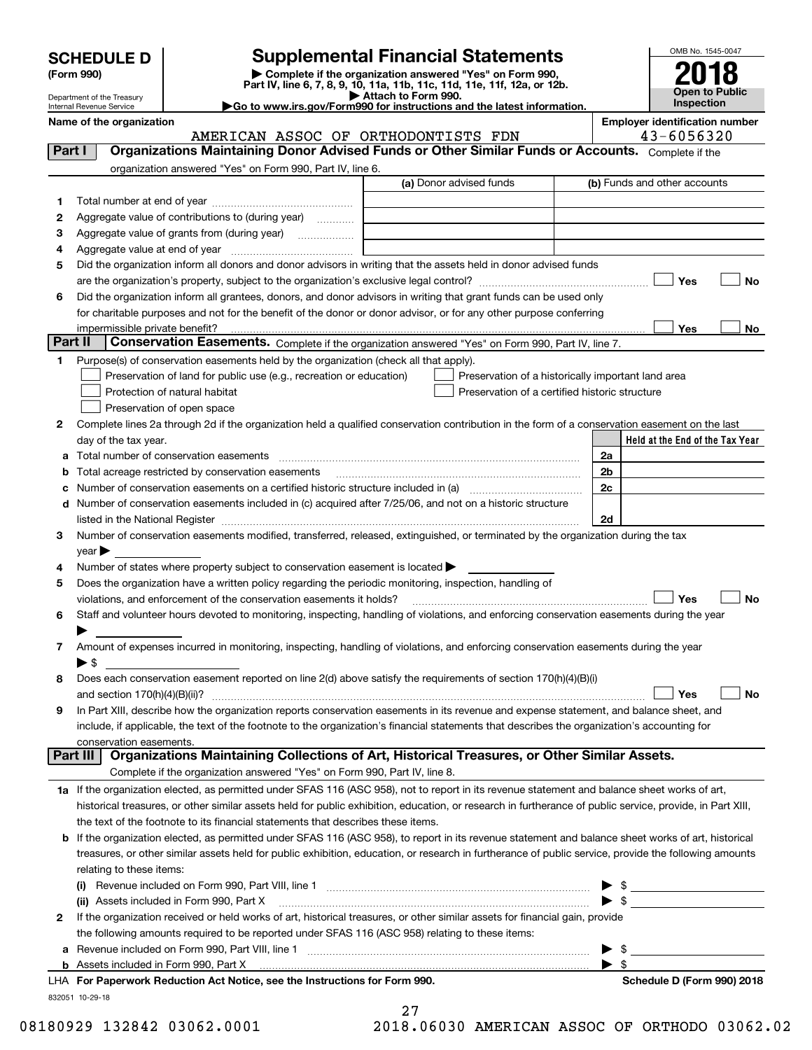# SCHEDULE D (Form 990)

Department of the Treasury
Internal Revenue Service

## Supplemental Financial Statements

▶ Complete if the organization answered "Yes" on Form 990, Part IV, line 6, 7, 8, 9, 10, 11a, 11b, 11c, 11d, 11e, 11f, 12a, or 12b.
▶ Attach to Form 990.
▶Go to www.irs.gov/Form990 for instructions and the latest information.

OMB No. 1545-0047

**2018**

**Open to Public Inspection**

**Name of the organization:** AMERICAN ASSOC OF ORTHODONTISTS FDN

**Employer identification number:** 43-6056320

### Part I — Organizations Maintaining Donor Advised Funds or Other Similar Funds or Accounts.

Complete if the organization answered "Yes" on Form 990, Part IV, line 6.

| | | (a) Donor advised funds | (b) Funds and other accounts |
|---|---|---|---|
| 1 | Total number at end of year | | |
| 2 | Aggregate value of contributions to (during year) | | |
| 3 | Aggregate value of grants from (during year) | | |
| 4 | Aggregate value at end of year | | |

5 Did the organization inform all donors and donor advisors in writing that the assets held in donor advised funds are the organization's property, subject to the organization's exclusive legal control? ☐ Yes ☐ No

6 Did the organization inform all grantees, donors, and donor advisors in writing that grant funds can be used only for charitable purposes and not for the benefit of the donor or donor advisor, or for any other purpose conferring impermissible private benefit? ☐ Yes ☐ No

### Part II — Conservation Easements.

Complete if the organization answered "Yes" on Form 990, Part IV, line 7.

1 Purpose(s) of conservation easements held by the organization (check all that apply).

- ☐ Preservation of land for public use (e.g., recreation or education)
- ☐ Preservation of a historically important land area
- ☐ Protection of natural habitat
- ☐ Preservation of a certified historic structure
- ☐ Preservation of open space

2 Complete lines 2a through 2d if the organization held a qualified conservation contribution in the form of a conservation easement on the last day of the tax year.

| | | | Held at the End of the Tax Year |
|---|---|---|---|
| a | Total number of conservation easements | 2a | |
| b | Total acreage restricted by conservation easements | 2b | |
| c | Number of conservation easements on a certified historic structure included in (a) | 2c | |
| d | Number of conservation easements included in (c) acquired after 7/25/06, and not on a historic structure listed in the National Register | 2d | |

3 Number of conservation easements modified, transferred, released, extinguished, or terminated by the organization during the tax year ▶

4 Number of states where property subject to conservation easement is located ▶

5 Does the organization have a written policy regarding the periodic monitoring, inspection, handling of violations, and enforcement of the conservation easements it holds? ☐ Yes ☐ No

6 Staff and volunteer hours devoted to monitoring, inspecting, handling of violations, and enforcing conservation easements during the year ▶

7 Amount of expenses incurred in monitoring, inspecting, handling of violations, and enforcing conservation easements during the year ▶ $

8 Does each conservation easement reported on line 2(d) above satisfy the requirements of section 170(h)(4)(B)(i) and section 170(h)(4)(B)(ii)? ☐ Yes ☐ No

9 In Part XIII, describe how the organization reports conservation easements in its revenue and expense statement, and balance sheet, and include, if applicable, the text of the footnote to the organization's financial statements that describes the organization's accounting for conservation easements.

### Part III — Organizations Maintaining Collections of Art, Historical Treasures, or Other Similar Assets.

Complete if the organization answered "Yes" on Form 990, Part IV, line 8.

1a If the organization elected, as permitted under SFAS 116 (ASC 958), not to report in its revenue statement and balance sheet works of art, historical treasures, or other similar assets held for public exhibition, education, or research in furtherance of public service, provide, in Part XIII, the text of the footnote to its financial statements that describes these items.

b If the organization elected, as permitted under SFAS 116 (ASC 958), to report in its revenue statement and balance sheet works of art, historical treasures, or other similar assets held for public exhibition, education, or research in furtherance of public service, provide the following amounts relating to these items:

(i) Revenue included on Form 990, Part VIII, line 1 ▶ $

(ii) Assets included in Form 990, Part X ▶ $

2 If the organization received or held works of art, historical treasures, or other similar assets for financial gain, provide the following amounts required to be reported under SFAS 116 (ASC 958) relating to these items:

a Revenue included on Form 990, Part VIII, line 1 ▶ $

b Assets included in Form 990, Part X ▶ $

LHA **For Paperwork Reduction Act Notice, see the Instructions for Form 990.** **Schedule D (Form 990) 2018**

832051 10-29-18

08180929 132842 03062.0001 2018.06030 AMERICAN ASSOC OF ORTHODO 03062.02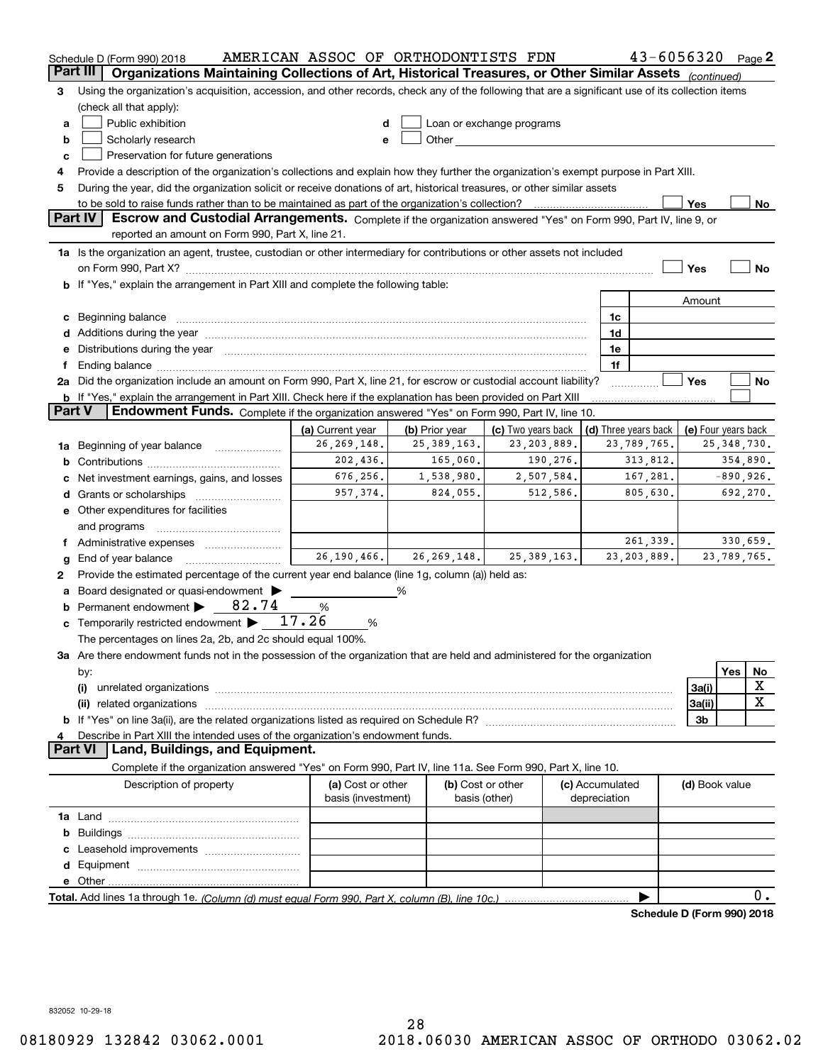Schedule D (Form 990) 2018 AMERICAN ASSOC OF ORTHODONTISTS FDN 43-6056320 Page 2

## Part III Organizations Maintaining Collections of Art, Historical Treasures, or Other Similar Assets *(continued)*

**3** Using the organization's acquisition, accession, and other records, check any of the following that are a significant use of its collection items (check all that apply):

- **a** ☐ Public exhibition
- **b** ☐ Scholarly research
- **c** ☐ Preservation for future generations
- **d** ☐ Loan or exchange programs
- **e** ☐ Other

**4** Provide a description of the organization's collections and explain how they further the organization's exempt purpose in Part XIII.

**5** During the year, did the organization solicit or receive donations of art, historical treasures, or other similar assets to be sold to raise funds rather than to be maintained as part of the organization's collection? ☐ Yes ☐ No

## Part IV Escrow and Custodial Arrangements.

Complete if the organization answered "Yes" on Form 990, Part IV, line 9, or reported an amount on Form 990, Part X, line 21.

**1a** Is the organization an agent, trustee, custodian or other intermediary for contributions or other assets not included on Form 990, Part X? ☐ Yes ☐ No

**b** If "Yes," explain the arrangement in Part XIII and complete the following table:

| | | Amount |
|---|---|---|
| **c** Beginning balance | 1c | |
| **d** Additions during the year | 1d | |
| **e** Distributions during the year | 1e | |
| **f** Ending balance | 1f | |

**2a** Did the organization include an amount on Form 990, Part X, line 21, for escrow or custodial account liability? ☐ Yes ☐ No

**b** If "Yes," explain the arrangement in Part XIII. Check here if the explanation has been provided on Part XIII ☐

## Part V Endowment Funds.

Complete if the organization answered "Yes" on Form 990, Part IV, line 10.

| | (a) Current year | (b) Prior year | (c) Two years back | (d) Three years back | (e) Four years back |
|---|---|---|---|---|---|
| **1a** Beginning of year balance | 26,269,148. | 25,389,163. | 23,203,889. | 23,789,765. | 25,348,730. |
| **b** Contributions | 202,436. | 165,060. | 190,276. | 313,812. | 354,890. |
| **c** Net investment earnings, gains, and losses | 676,256. | 1,538,980. | 2,507,584. | 167,281. | -890,926. |
| **d** Grants or scholarships | 957,374. | 824,055. | 512,586. | 805,630. | 692,270. |
| **e** Other expenditures for facilities and programs | | | | | |
| **f** Administrative expenses | | | | 261,339. | 330,659. |
| **g** End of year balance | 26,190,466. | 26,269,148. | 25,389,163. | 23,203,889. | 23,789,765. |

**2** Provide the estimated percentage of the current year end balance (line 1g, column (a)) held as:

- **a** Board designated or quasi-endowment ▶ ______ %
- **b** Permanent endowment ▶ 82.74 %
- **c** Temporarily restricted endowment ▶ 17.26 %

The percentages on lines 2a, 2b, and 2c should equal 100%.

**3a** Are there endowment funds not in the possession of the organization that are held and administered for the organization by:

| | | Yes | No |
|---|---|---|---|
| **(i)** unrelated organizations | 3a(i) | | X |
| **(ii)** related organizations | 3a(ii) | | X |
| **b** If "Yes" on line 3a(ii), are the related organizations listed as required on Schedule R? | 3b | | |

**4** Describe in Part XIII the intended uses of the organization's endowment funds.

## Part VI Land, Buildings, and Equipment.

Complete if the organization answered "Yes" on Form 990, Part IV, line 11a. See Form 990, Part X, line 10.

| Description of property | (a) Cost or other basis (investment) | (b) Cost or other basis (other) | (c) Accumulated depreciation | (d) Book value |
|---|---|---|---|---|
| **1a** Land | | | | |
| **b** Buildings | | | | |
| **c** Leasehold improvements | | | | |
| **d** Equipment | | | | |
| **e** Other | | | | |
| **Total.** Add lines 1a through 1e. *(Column (d) must equal Form 990, Part X, column (B), line 10c.)* | | | ▶ | 0. |

**Schedule D (Form 990) 2018**

832052 10-29-18

08180929 132842 03062.0001 2018.06030 AMERICAN ASSOC OF ORTHODO 03062.02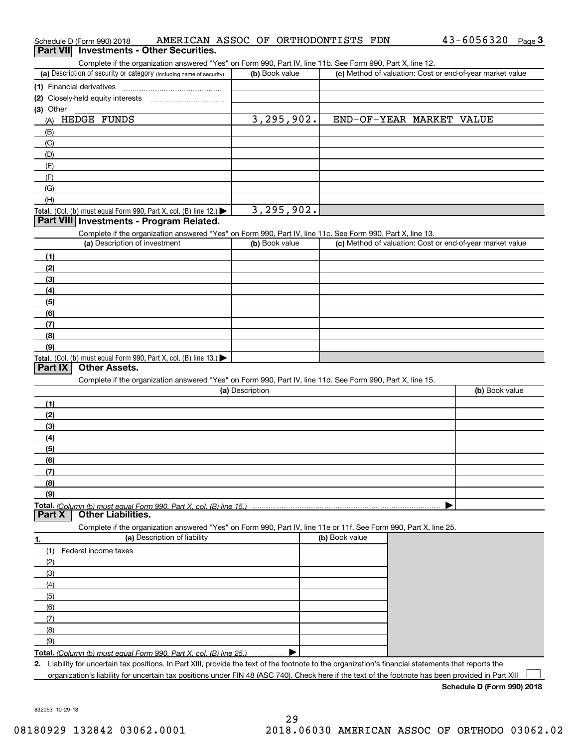Schedule D (Form 990) 2018 AMERICAN ASSOC OF ORTHODONTISTS FDN 43-6056320

## Part VII Investments - Other Securities.

Complete if the organization answered "Yes" on Form 990, Part IV, line 11b. See Form 990, Part X, line 12.

| (a) Description of security or category (including name of security) | (b) Book value | (c) Method of valuation: Cost or end-of-year market value |
|---|---|---|
| (1) Financial derivatives | | |
| (2) Closely-held equity interests | | |
| (3) Other | | |
| (A) HEDGE FUNDS | 3,295,902. | END-OF-YEAR MARKET VALUE |
| (B) | | |
| (C) | | |
| (D) | | |
| (E) | | |
| (F) | | |
| (G) | | |
| (H) | | |
| **Total.** (Col. (b) must equal Form 990, Part X, col. (B) line 12.) | 3,295,902. | |

## Part VIII Investments - Program Related.

Complete if the organization answered "Yes" on Form 990, Part IV, line 11c. See Form 990, Part X, line 13.

| (a) Description of investment | (b) Book value | (c) Method of valuation: Cost or end-of-year market value |
|---|---|---|
| (1) | | |
| (2) | | |
| (3) | | |
| (4) | | |
| (5) | | |
| (6) | | |
| (7) | | |
| (8) | | |
| (9) | | |
| **Total.** (Col. (b) must equal Form 990, Part X, col. (B) line 13.) | | |

## Part IX Other Assets.

Complete if the organization answered "Yes" on Form 990, Part IV, line 11d. See Form 990, Part X, line 15.

| (a) Description | (b) Book value |
|---|---|
| (1) | |
| (2) | |
| (3) | |
| (4) | |
| (5) | |
| (6) | |
| (7) | |
| (8) | |
| (9) | |
| **Total.** *(Column (b) must equal Form 990, Part X, col. (B) line 15.)* | |

## Part X Other Liabilities.

Complete if the organization answered "Yes" on Form 990, Part IV, line 11e or 11f. See Form 990, Part X, line 25.

| 1. (a) Description of liability | (b) Book value |
|---|---|
| (1) Federal income taxes | |
| (2) | |
| (3) | |
| (4) | |
| (5) | |
| (6) | |
| (7) | |
| (8) | |
| (9) | |
| **Total.** *(Column (b) must equal Form 990, Part X, col. (B) line 25.)* | |

2. Liability for uncertain tax positions. In Part XIII, provide the text of the footnote to the organization's financial statements that reports the organization's liability for uncertain tax positions under FIN 48 (ASC 740). Check here if the text of the footnote has been provided in Part XIII ☐

**Schedule D (Form 990) 2018**

832053 10-29-18

08180929 132842 03062.0001 2018.06030 AMERICAN ASSOC OF ORTHODO 03062.02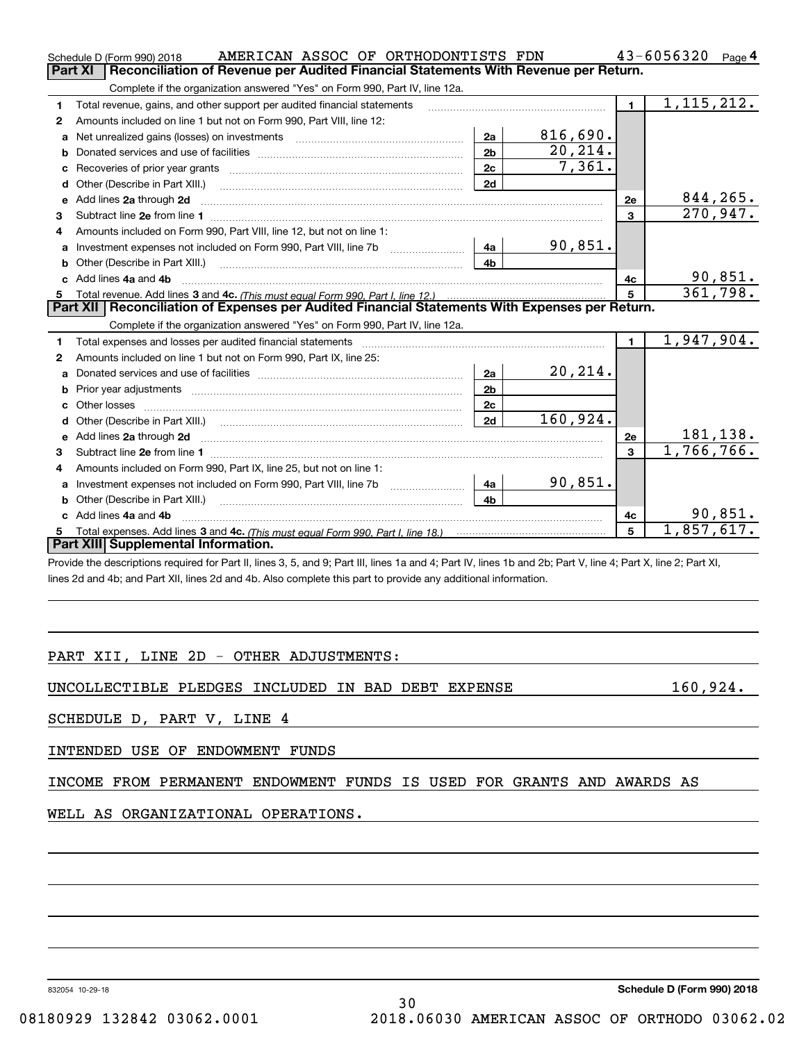Schedule D (Form 990) 2018 AMERICAN ASSOC OF ORTHODONTISTS FDN 43-6056320 Page 4

## Part XI Reconciliation of Revenue per Audited Financial Statements With Revenue per Return.

Complete if the organization answered "Yes" on Form 990, Part IV, line 12a.

| | | | | | |
|---|---|---|---|---|---|
| 1 | Total revenue, gains, and other support per audited financial statements | | | 1 | 1,115,212. |
| 2 | Amounts included on line 1 but not on Form 990, Part VIII, line 12: | | | | |
| a | Net unrealized gains (losses) on investments | 2a | 816,690. | | |
| b | Donated services and use of facilities | 2b | 20,214. | | |
| c | Recoveries of prior year grants | 2c | 7,361. | | |
| d | Other (Describe in Part XIII.) | 2d | | | |
| e | Add lines 2a through 2d | | | 2e | 844,265. |
| 3 | Subtract line 2e from line 1 | | | 3 | 270,947. |
| 4 | Amounts included on Form 990, Part VIII, line 12, but not on line 1: | | | | |
| a | Investment expenses not included on Form 990, Part VIII, line 7b | 4a | 90,851. | | |
| b | Other (Describe in Part XIII.) | 4b | | | |
| c | Add lines 4a and 4b | | | 4c | 90,851. |
| 5 | Total revenue. Add lines 3 and 4c. *(This must equal Form 990, Part I, line 12.)* | | | 5 | 361,798. |

## Part XII Reconciliation of Expenses per Audited Financial Statements With Expenses per Return.

Complete if the organization answered "Yes" on Form 990, Part IV, line 12a.

| | | | | | |
|---|---|---|---|---|---|
| 1 | Total expenses and losses per audited financial statements | | | 1 | 1,947,904. |
| 2 | Amounts included on line 1 but not on Form 990, Part IX, line 25: | | | | |
| a | Donated services and use of facilities | 2a | 20,214. | | |
| b | Prior year adjustments | 2b | | | |
| c | Other losses | 2c | | | |
| d | Other (Describe in Part XIII.) | 2d | 160,924. | | |
| e | Add lines 2a through 2d | | | 2e | 181,138. |
| 3 | Subtract line 2e from line 1 | | | 3 | 1,766,766. |
| 4 | Amounts included on Form 990, Part IX, line 25, but not on line 1: | | | | |
| a | Investment expenses not included on Form 990, Part VIII, line 7b | 4a | 90,851. | | |
| b | Other (Describe in Part XIII.) | 4b | | | |
| c | Add lines 4a and 4b | | | 4c | 90,851. |
| 5 | Total expenses. Add lines 3 and 4c. *(This must equal Form 990, Part I, line 18.)* | | | 5 | 1,857,617. |

## Part XIII Supplemental Information.

Provide the descriptions required for Part II, lines 3, 5, and 9; Part III, lines 1a and 4; Part IV, lines 1b and 2b; Part V, line 4; Part X, line 2; Part XI, lines 2d and 4b; and Part XII, lines 2d and 4b. Also complete this part to provide any additional information.

PART XII, LINE 2D - OTHER ADJUSTMENTS:

UNCOLLECTIBLE PLEDGES INCLUDED IN BAD DEBT EXPENSE 160,924.

SCHEDULE D, PART V, LINE 4

INTENDED USE OF ENDOWMENT FUNDS

INCOME FROM PERMANENT ENDOWMENT FUNDS IS USED FOR GRANTS AND AWARDS AS WELL AS ORGANIZATIONAL OPERATIONS.

832054 10-29-18 Schedule D (Form 990) 2018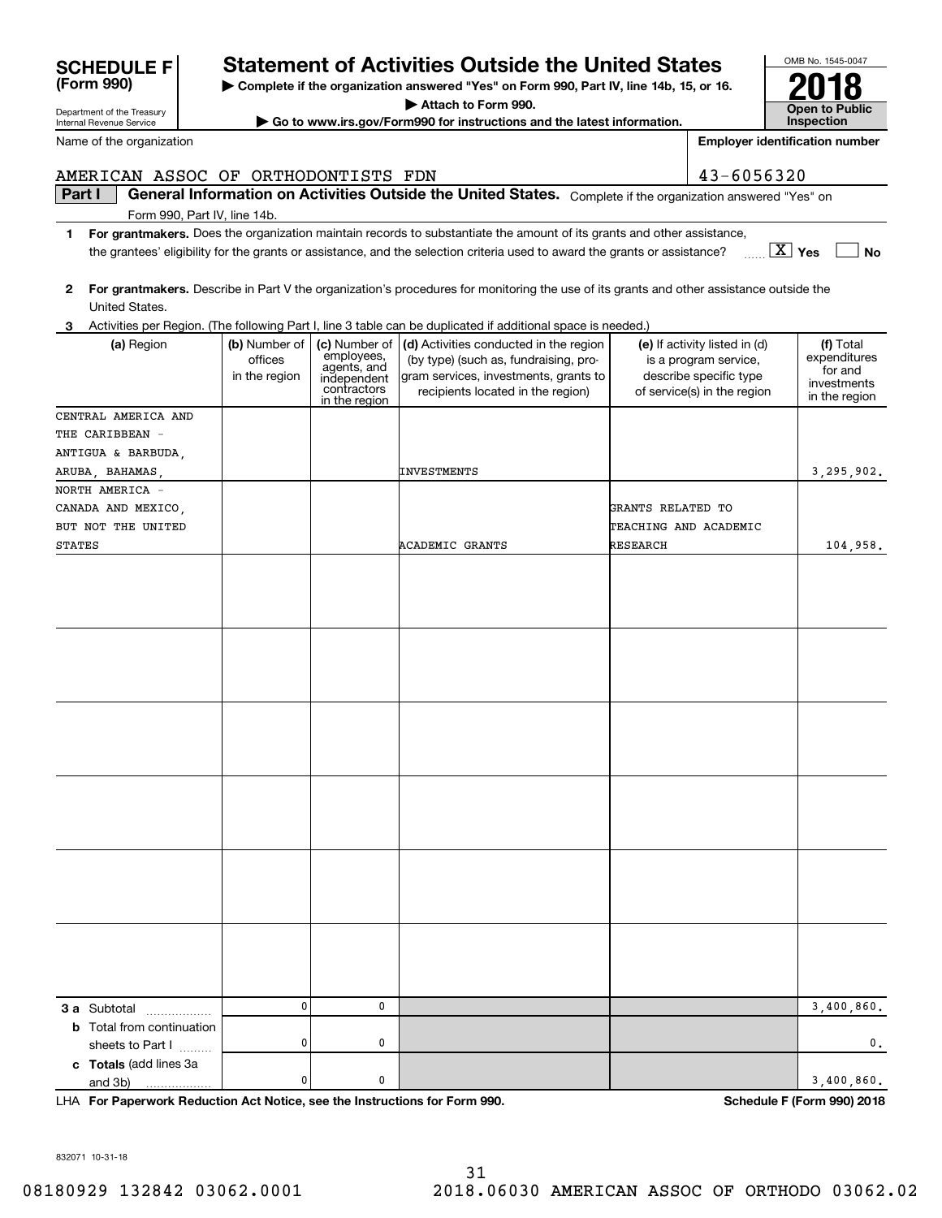**SCHEDULE F**
**(Form 990)**

Department of the Treasury
Internal Revenue Service

# Statement of Activities Outside the United States

▶ **Complete if the organization answered "Yes" on Form 990, Part IV, line 14b, 15, or 16.**
▶ **Attach to Form 990.**
▶ **Go to www.irs.gov/Form990 for instructions and the latest information.**

OMB No. 1545-0047
**2018**
**Open to Public Inspection**

Name of the organization: AMERICAN ASSOC OF ORTHODONTISTS FDN

**Employer identification number:** 43-6056320

**Part I** **General Information on Activities Outside the United States.** Complete if the organization answered "Yes" on Form 990, Part IV, line 14b.

**1** **For grantmakers.** Does the organization maintain records to substantiate the amount of its grants and other assistance, the grantees' eligibility for the grants or assistance, and the selection criteria used to award the grants or assistance? [X] **Yes** [ ] **No**

**2** **For grantmakers.** Describe in Part V the organization's procedures for monitoring the use of its grants and other assistance outside the United States.

**3** Activities per Region. (The following Part I, line 3 table can be duplicated if additional space is needed.)

| (a) Region | (b) Number of offices in the region | (c) Number of employees, agents, and independent contractors in the region | (d) Activities conducted in the region (by type) (such as, fundraising, program services, investments, grants to recipients located in the region) | (e) If activity listed in (d) is a program service, describe specific type of service(s) in the region | (f) Total expenditures for and investments in the region |
|---|---|---|---|---|---|
| CENTRAL AMERICA AND THE CARIBBEAN - ANTIGUA & BARBUDA, ARUBA, BAHAMAS, | | | INVESTMENTS | | 3,295,902. |
| NORTH AMERICA - CANADA AND MEXICO, BUT NOT THE UNITED STATES | | | ACADEMIC GRANTS | GRANTS RELATED TO TEACHING AND ACADEMIC RESEARCH | 104,958. |
| **3 a** Subtotal | 0 | 0 | | | 3,400,860. |
| **b** Total from continuation sheets to Part I | 0 | 0 | | | 0. |
| **c** **Totals** (add lines 3a and 3b) | 0 | 0 | | | 3,400,860. |

LHA **For Paperwork Reduction Act Notice, see the Instructions for Form 990.** **Schedule F (Form 990) 2018**

832071 10-31-18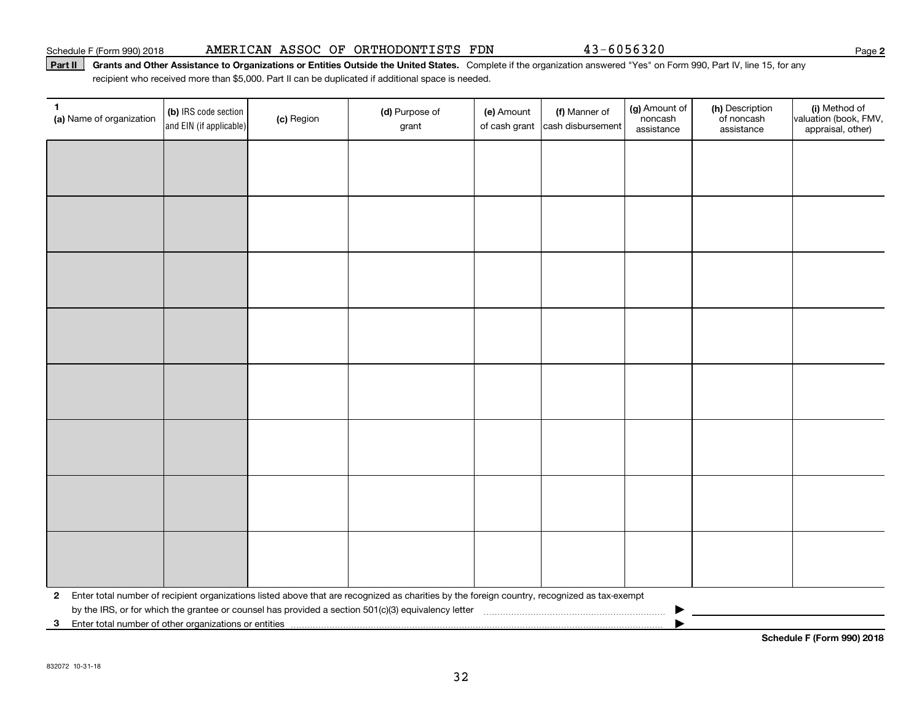Schedule F (Form 990) 2018 AMERICAN ASSOC OF ORTHODONTISTS FDN 43-6056320

**Part II** **Grants and Other Assistance to Organizations or Entities Outside the United States.** Complete if the organization answered "Yes" on Form 990, Part IV, line 15, for any recipient who received more than $5,000. Part II can be duplicated if additional space is needed.

| 1 (a) Name of organization | (b) IRS code section and EIN (if applicable) | (c) Region | (d) Purpose of grant | (e) Amount of cash grant | (f) Manner of cash disbursement | (g) Amount of noncash assistance | (h) Description of noncash assistance | (i) Method of valuation (book, FMV, appraisal, other) |
|---|---|---|---|---|---|---|---|---|
| | | | | | | | | |
| | | | | | | | | |
| | | | | | | | | |
| | | | | | | | | |
| | | | | | | | | |
| | | | | | | | | |
| | | | | | | | | |
| | | | | | | | | |

**2** Enter total number of recipient organizations listed above that are recognized as charities by the foreign country, recognized as tax-exempt by the IRS, or for which the grantee or counsel has provided a section 501(c)(3) equivalency letter ▶

**3** Enter total number of other organizations or entities ▶

**Schedule F (Form 990) 2018**

832072 10-31-18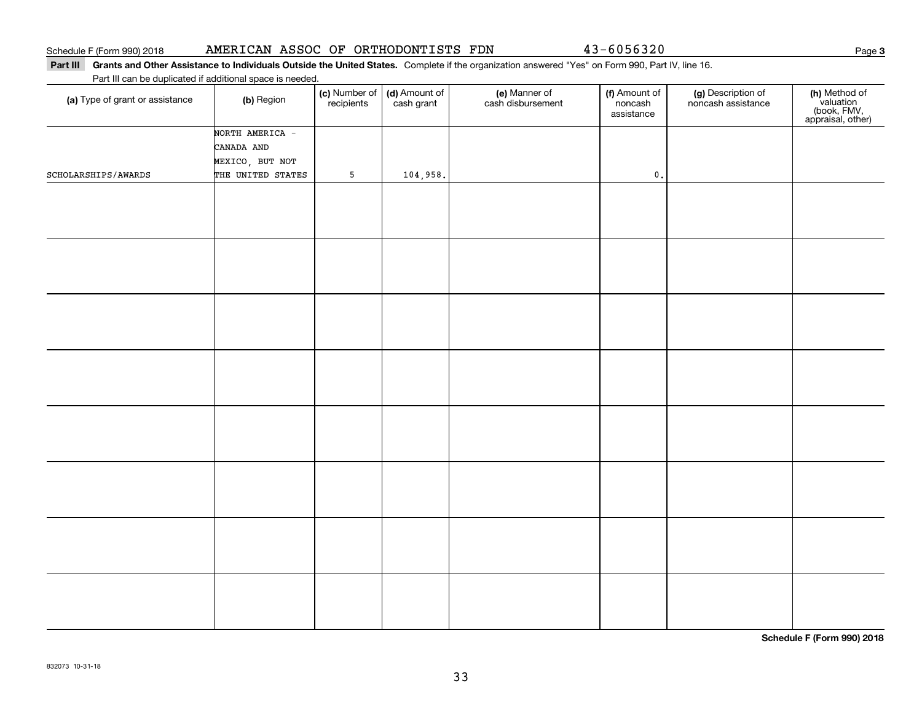Schedule F (Form 990) 2018 AMERICAN ASSOC OF ORTHODONTISTS FDN 43-6056320

**Part III** **Grants and Other Assistance to Individuals Outside the United States.** Complete if the organization answered "Yes" on Form 990, Part IV, line 16.

Part III can be duplicated if additional space is needed.

| (a) Type of grant or assistance | (b) Region | (c) Number of recipients | (d) Amount of cash grant | (e) Manner of cash disbursement | (f) Amount of noncash assistance | (g) Description of noncash assistance | (h) Method of valuation (book, FMV, appraisal, other) |
|---|---|---|---|---|---|---|---|
| SCHOLARSHIPS/AWARDS | NORTH AMERICA - CANADA AND MEXICO, BUT NOT THE UNITED STATES | 5 | 104,958. | | 0. | | |
| | | | | | | | |
| | | | | | | | |
| | | | | | | | |
| | | | | | | | |
| | | | | | | | |
| | | | | | | | |
| | | | | | | | |
| | | | | | | | |

**Schedule F (Form 990) 2018**

832073 10-31-18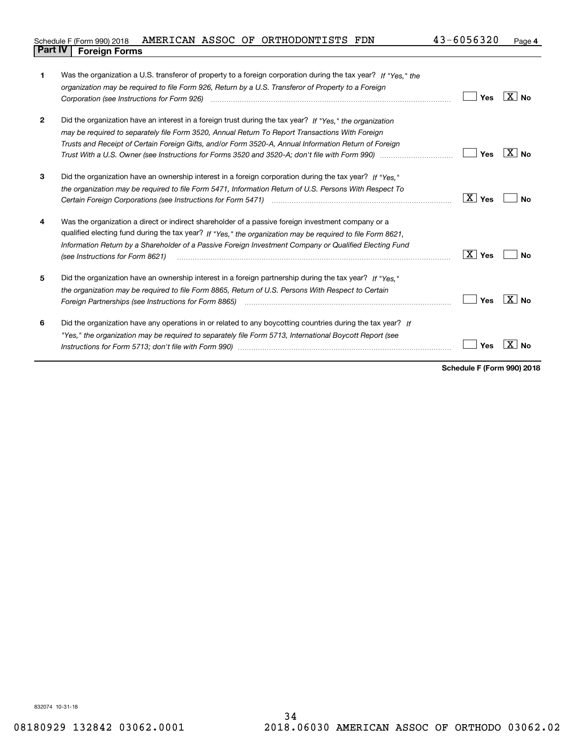Schedule F (Form 990) 2018 AMERICAN ASSOC OF ORTHODONTISTS FDN 43-6056320

## Part IV Foreign Forms

| | | Yes | No |
|---|---|---|---|
| 1 | Was the organization a U.S. transferor of property to a foreign corporation during the tax year? *If "Yes," the organization may be required to file Form 926, Return by a U.S. Transferor of Property to a Foreign Corporation (see Instructions for Form 926)* | | X |
| 2 | Did the organization have an interest in a foreign trust during the tax year? *If "Yes," the organization may be required to separately file Form 3520, Annual Return To Report Transactions With Foreign Trusts and Receipt of Certain Foreign Gifts, and/or Form 3520-A, Annual Information Return of Foreign Trust With a U.S. Owner (see Instructions for Forms 3520 and 3520-A; don't file with Form 990)* | | X |
| 3 | Did the organization have an ownership interest in a foreign corporation during the tax year? *If "Yes," the organization may be required to file Form 5471, Information Return of U.S. Persons With Respect To Certain Foreign Corporations (see Instructions for Form 5471)* | X | |
| 4 | Was the organization a direct or indirect shareholder of a passive foreign investment company or a qualified electing fund during the tax year? *If "Yes," the organization may be required to file Form 8621, Information Return by a Shareholder of a Passive Foreign Investment Company or Qualified Electing Fund (see Instructions for Form 8621)* | X | |
| 5 | Did the organization have an ownership interest in a foreign partnership during the tax year? *If "Yes," the organization may be required to file Form 8865, Return of U.S. Persons With Respect to Certain Foreign Partnerships (see Instructions for Form 8865)* | | X |
| 6 | Did the organization have any operations in or related to any boycotting countries during the tax year? *If "Yes," the organization may be required to separately file Form 5713, International Boycott Report (see Instructions for Form 5713; don't file with Form 990)* | | X |

**Schedule F (Form 990) 2018**

832074 10-31-18

08180929 132842 03062.0001 2018.06030 AMERICAN ASSOC OF ORTHODO 03062.02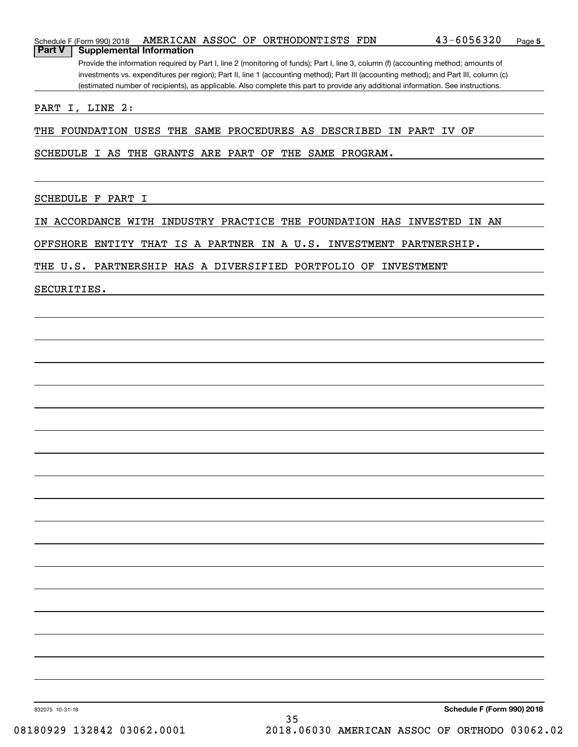Schedule F (Form 990) 2018 AMERICAN ASSOC OF ORTHODONTISTS FDN 43-6056320 Page 5

## Part V Supplemental Information

Provide the information required by Part I, line 2 (monitoring of funds); Part I, line 3, column (f) (accounting method; amounts of investments vs. expenditures per region); Part II, line 1 (accounting method); Part III (accounting method); and Part III, column (c) (estimated number of recipients), as applicable. Also complete this part to provide any additional information. See instructions.

PART I, LINE 2:

THE FOUNDATION USES THE SAME PROCEDURES AS DESCRIBED IN PART IV OF SCHEDULE I AS THE GRANTS ARE PART OF THE SAME PROGRAM.

SCHEDULE F PART I

IN ACCORDANCE WITH INDUSTRY PRACTICE THE FOUNDATION HAS INVESTED IN AN OFFSHORE ENTITY THAT IS A PARTNER IN A U.S. INVESTMENT PARTNERSHIP. THE U.S. PARTNERSHIP HAS A DIVERSIFIED PORTFOLIO OF INVESTMENT SECURITIES.

832075 10-31-18 **Schedule F (Form 990) 2018**

08180929 132842 03062.0001 2018.06030 AMERICAN ASSOC OF ORTHODO 03062.02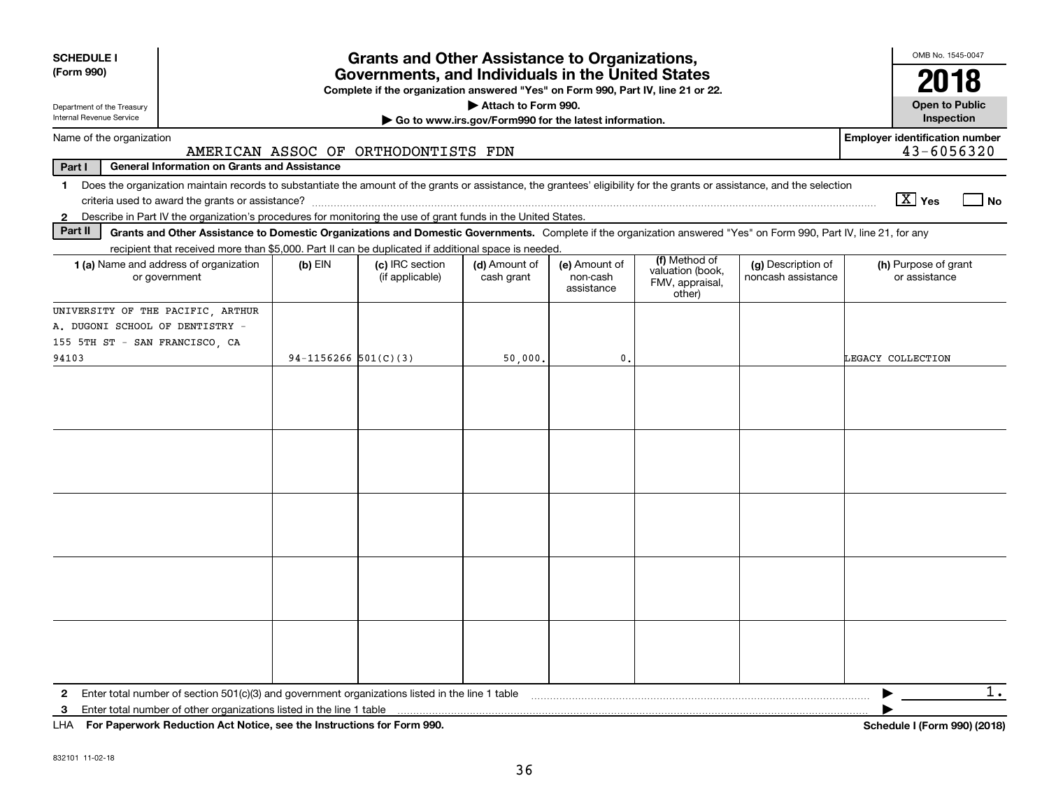**SCHEDULE I (Form 990)**

Department of the Treasury
Internal Revenue Service

# Grants and Other Assistance to Organizations, Governments, and Individuals in the United States

**Complete if the organization answered "Yes" on Form 990, Part IV, line 21 or 22.**

**▶ Attach to Form 990.**

**▶ Go to www.irs.gov/Form990 for the latest information.**

OMB No. 1545-0047

**2018**

**Open to Public Inspection**

Name of the organization: AMERICAN ASSOC OF ORTHODONTISTS FDN

Employer identification number: 43-6056320

**Part I — General Information on Grants and Assistance**

1 Does the organization maintain records to substantiate the amount of the grants or assistance, the grantees' eligibility for the grants or assistance, and the selection criteria used to award the grants or assistance? [X] Yes [ ] No

2 Describe in Part IV the organization's procedures for monitoring the use of grant funds in the United States.

**Part II — Grants and Other Assistance to Domestic Organizations and Domestic Governments.** Complete if the organization answered "Yes" on Form 990, Part IV, line 21, for any recipient that received more than $5,000. Part II can be duplicated if additional space is needed.

| 1 (a) Name and address of organization or government | (b) EIN | (c) IRC section (if applicable) | (d) Amount of cash grant | (e) Amount of non-cash assistance | (f) Method of valuation (book, FMV, appraisal, other) | (g) Description of noncash assistance | (h) Purpose of grant or assistance |
|---|---|---|---|---|---|---|---|
| UNIVERSITY OF THE PACIFIC, ARTHUR A. DUGONI SCHOOL OF DENTISTRY - 155 5TH ST - SAN FRANCISCO, CA 94103 | 94-1156266 | 501(C)(3) | 50,000. | 0. | | | LEGACY COLLECTION |
| | | | | | | | |
| | | | | | | | |
| | | | | | | | |
| | | | | | | | |
| | | | | | | | |

2 Enter total number of section 501(c)(3) and government organizations listed in the line 1 table ▶ 1.

3 Enter total number of other organizations listed in the line 1 table ▶

LHA **For Paperwork Reduction Act Notice, see the Instructions for Form 990.** **Schedule I (Form 990) (2018)**

832101 11-02-18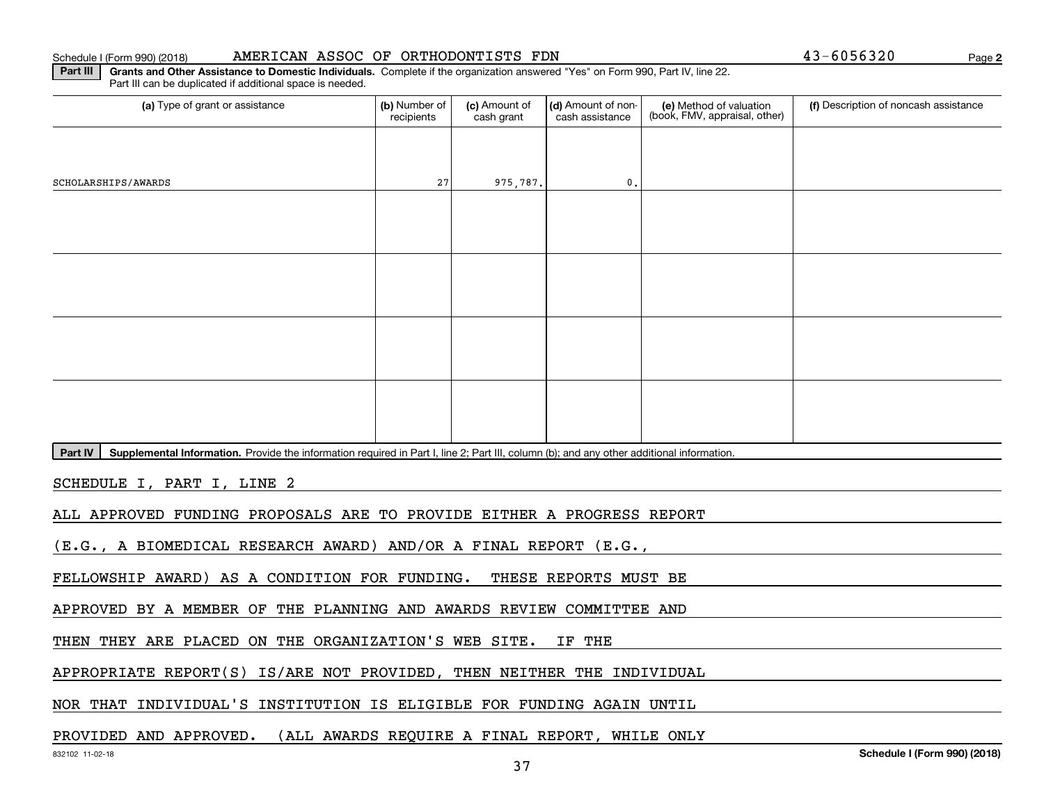Schedule I (Form 990) (2018) AMERICAN ASSOC OF ORTHODONTISTS FDN 43-6056320 Page 2

**Part III** **Grants and Other Assistance to Domestic Individuals.** Complete if the organization answered "Yes" on Form 990, Part IV, line 22. Part III can be duplicated if additional space is needed.

| (a) Type of grant or assistance | (b) Number of recipients | (c) Amount of cash grant | (d) Amount of non-cash assistance | (e) Method of valuation (book, FMV, appraisal, other) | (f) Description of noncash assistance |
|---|---|---|---|---|---|
| SCHOLARSHIPS/AWARDS | 27 | 975,787. | 0. | | |
| | | | | | |
| | | | | | |
| | | | | | |
| | | | | | |

**Part IV** **Supplemental Information.** Provide the information required in Part I, line 2; Part III, column (b); and any other additional information.

SCHEDULE I, PART I, LINE 2

ALL APPROVED FUNDING PROPOSALS ARE TO PROVIDE EITHER A PROGRESS REPORT (E.G., A BIOMEDICAL RESEARCH AWARD) AND/OR A FINAL REPORT (E.G., FELLOWSHIP AWARD) AS A CONDITION FOR FUNDING. THESE REPORTS MUST BE APPROVED BY A MEMBER OF THE PLANNING AND AWARDS REVIEW COMMITTEE AND THEN THEY ARE PLACED ON THE ORGANIZATION'S WEB SITE. IF THE APPROPRIATE REPORT(S) IS/ARE NOT PROVIDED, THEN NEITHER THE INDIVIDUAL NOR THAT INDIVIDUAL'S INSTITUTION IS ELIGIBLE FOR FUNDING AGAIN UNTIL PROVIDED AND APPROVED. (ALL AWARDS REQUIRE A FINAL REPORT, WHILE ONLY

832102 11-02-18 **Schedule I (Form 990) (2018)**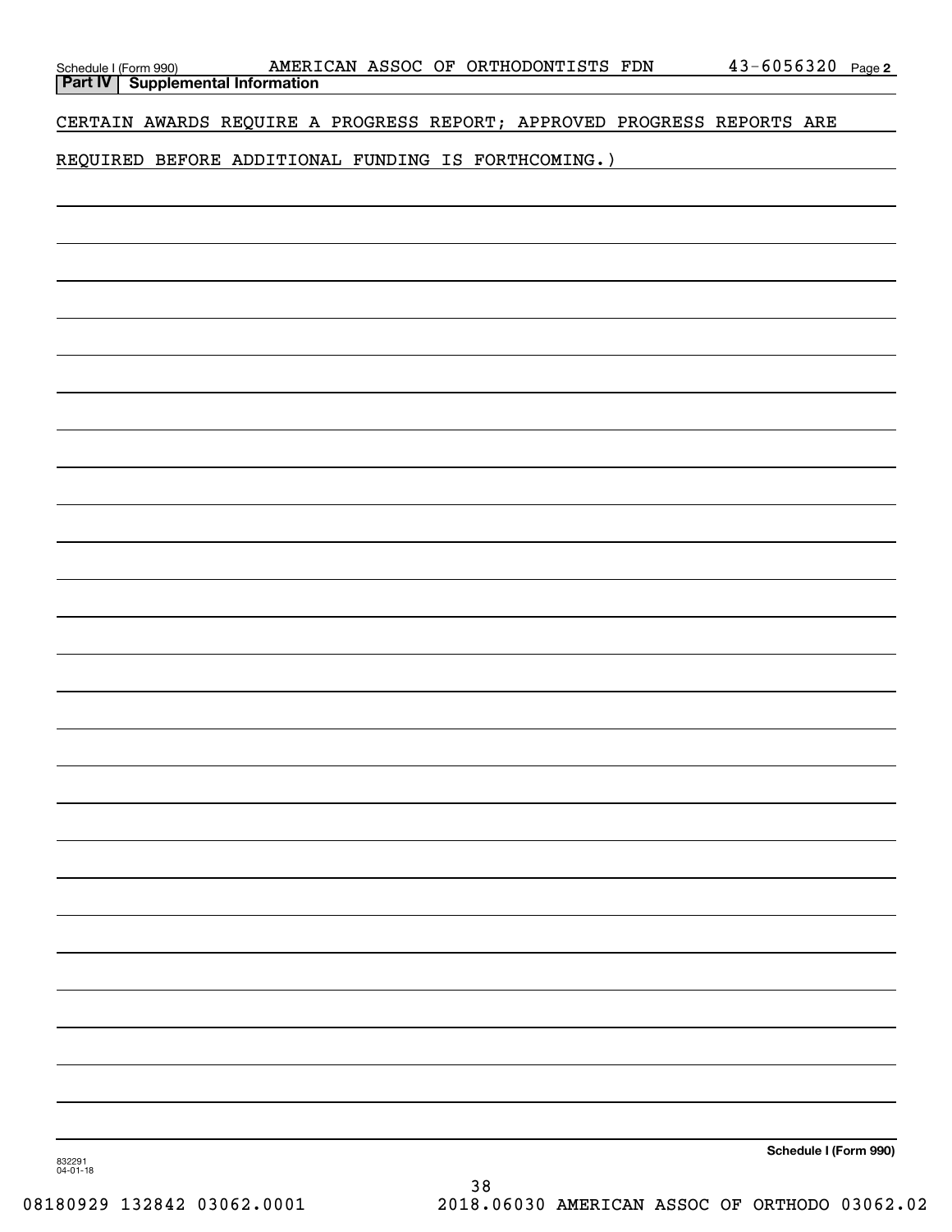Schedule I (Form 990) AMERICAN ASSOC OF ORTHODONTISTS FDN 43-6056320 Page 2

**Part IV | Supplemental Information**

CERTAIN AWARDS REQUIRE A PROGRESS REPORT; APPROVED PROGRESS REPORTS ARE REQUIRED BEFORE ADDITIONAL FUNDING IS FORTHCOMING.)

**Schedule I (Form 990)**

832291 04-01-18

08180929 132842 03062.0001 2018.06030 AMERICAN ASSOC OF ORTHODO 03062.02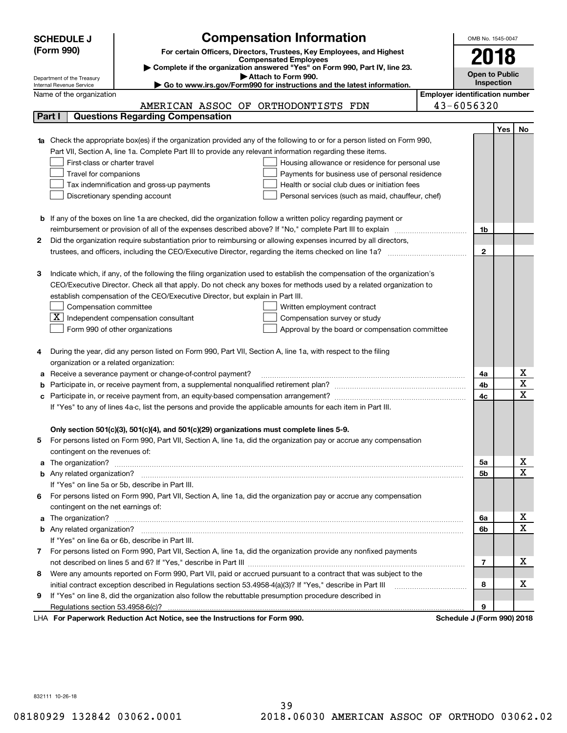**SCHEDULE J (Form 990)**

# Compensation Information

**For certain Officers, Directors, Trustees, Key Employees, and Highest Compensated Employees**

▶ Complete if the organization answered "Yes" on Form 990, Part IV, line 23.

▶ Attach to Form 990.

▶ Go to www.irs.gov/Form990 for instructions and the latest information.

Department of the Treasury
Internal Revenue Service

OMB No. 1545-0047

**2018**

**Open to Public Inspection**

Name of the organization: AMERICAN ASSOC OF ORTHODONTISTS FDN

Employer identification number: 43-6056320

## Part I Questions Regarding Compensation

| | | | Yes | No |
|---|---|---|---|---|
| **1a** | Check the appropriate box(es) if the organization provided any of the following to or for a person listed on Form 990, Part VII, Section A, line 1a. Complete Part III to provide any relevant information regarding these items.<br>☐ First-class or charter travel ☐ Housing allowance or residence for personal use<br>☐ Travel for companions ☐ Payments for business use of personal residence<br>☐ Tax indemnification and gross-up payments ☐ Health or social club dues or initiation fees<br>☐ Discretionary spending account ☐ Personal services (such as maid, chauffeur, chef) | | | |
| **b** | If any of the boxes on line 1a are checked, did the organization follow a written policy regarding payment or reimbursement or provision of all of the expenses described above? If "No," complete Part III to explain | 1b | | |
| **2** | Did the organization require substantiation prior to reimbursing or allowing expenses incurred by all directors, trustees, and officers, including the CEO/Executive Director, regarding the items checked on line 1a? | 2 | | |
| **3** | Indicate which, if any, of the following the filing organization used to establish the compensation of the organization's CEO/Executive Director. Check all that apply. Do not check any boxes for methods used by a related organization to establish compensation of the CEO/Executive Director, but explain in Part III.<br>☐ Compensation committee ☐ Written employment contract<br>☒ Independent compensation consultant ☐ Compensation survey or study<br>☐ Form 990 of other organizations ☐ Approval by the board or compensation committee | | | |
| **4** | During the year, did any person listed on Form 990, Part VII, Section A, line 1a, with respect to the filing organization or a related organization: | | | |
| **a** | Receive a severance payment or change-of-control payment? | 4a | | X |
| **b** | Participate in, or receive payment from, a supplemental nonqualified retirement plan? | 4b | | X |
| **c** | Participate in, or receive payment from, an equity-based compensation arrangement? | 4c | | X |
| | If "Yes" to any of lines 4a-c, list the persons and provide the applicable amounts for each item in Part III. | | | |
| | **Only section 501(c)(3), 501(c)(4), and 501(c)(29) organizations must complete lines 5-9.** | | | |
| **5** | For persons listed on Form 990, Part VII, Section A, line 1a, did the organization pay or accrue any compensation contingent on the revenues of: | | | |
| **a** | The organization? | 5a | | X |
| **b** | Any related organization? | 5b | | X |
| | If "Yes" on line 5a or 5b, describe in Part III. | | | |
| **6** | For persons listed on Form 990, Part VII, Section A, line 1a, did the organization pay or accrue any compensation contingent on the net earnings of: | | | |
| **a** | The organization? | 6a | | X |
| **b** | Any related organization? | 6b | | X |
| | If "Yes" on line 6a or 6b, describe in Part III. | | | |
| **7** | For persons listed on Form 990, Part VII, Section A, line 1a, did the organization provide any nonfixed payments not described on lines 5 and 6? If "Yes," describe in Part III | 7 | | X |
| **8** | Were any amounts reported on Form 990, Part VII, paid or accrued pursuant to a contract that was subject to the initial contract exception described in Regulations section 53.4958-4(a)(3)? If "Yes," describe in Part III | 8 | | X |
| **9** | If "Yes" on line 8, did the organization also follow the rebuttable presumption procedure described in Regulations section 53.4958-6(c)? | 9 | | |

LHA **For Paperwork Reduction Act Notice, see the Instructions for Form 990.** **Schedule J (Form 990) 2018**

832111 10-26-18

08180929 132842 03062.0001 2018.06030 AMERICAN ASSOC OF ORTHODO 03062.02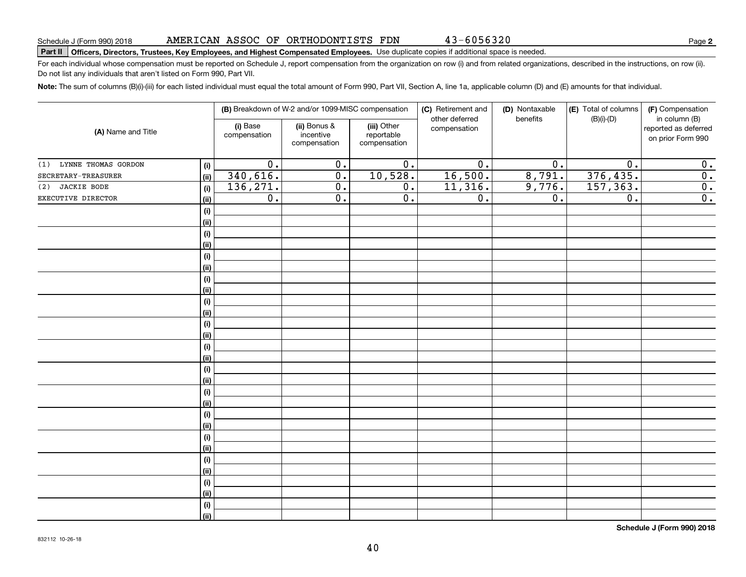Schedule J (Form 990) 2018 AMERICAN ASSOC OF ORTHODONTISTS FDN 43-6056320 Page **2**

**Part II** **Officers, Directors, Trustees, Key Employees, and Highest Compensated Employees.** Use duplicate copies if additional space is needed.

For each individual whose compensation must be reported on Schedule J, report compensation from the organization on row (i) and from related organizations, described in the instructions, on row (ii). Do not list any individuals that aren't listed on Form 990, Part VII.

**Note:** The sum of columns (B)(i)-(iii) for each listed individual must equal the total amount of Form 990, Part VII, Section A, line 1a, applicable column (D) and (E) amounts for that individual.

| (A) Name and Title | | (B) Breakdown of W-2 and/or 1099-MISC compensation | | | (C) Retirement and other deferred compensation | (D) Nontaxable benefits | (E) Total of columns (B)(i)-(D) | (F) Compensation in column (B) reported as deferred on prior Form 990 |
|---|---|---|---|---|---|---|---|---|
| | | (i) Base compensation | (ii) Bonus & incentive compensation | (iii) Other reportable compensation | | | | |
| (1) LYNNE THOMAS GORDON | (i) | 0. | 0. | 0. | 0. | 0. | 0. | 0. |
| SECRETARY-TREASURER | (ii) | 340,616. | 0. | 10,528. | 16,500. | 8,791. | 376,435. | 0. |
| (2) JACKIE BODE | (i) | 136,271. | 0. | 0. | 11,316. | 9,776. | 157,363. | 0. |
| EXECUTIVE DIRECTOR | (ii) | 0. | 0. | 0. | 0. | 0. | 0. | 0. |
| | (i) | | | | | | | |
| | (ii) | | | | | | | |
| | (i) | | | | | | | |
| | (ii) | | | | | | | |
| | (i) | | | | | | | |
| | (ii) | | | | | | | |
| | (i) | | | | | | | |
| | (ii) | | | | | | | |
| | (i) | | | | | | | |
| | (ii) | | | | | | | |
| | (i) | | | | | | | |
| | (ii) | | | | | | | |
| | (i) | | | | | | | |
| | (ii) | | | | | | | |
| | (i) | | | | | | | |
| | (ii) | | | | | | | |
| | (i) | | | | | | | |
| | (ii) | | | | | | | |
| | (i) | | | | | | | |
| | (ii) | | | | | | | |
| | (i) | | | | | | | |
| | (ii) | | | | | | | |
| | (i) | | | | | | | |
| | (ii) | | | | | | | |
| | (i) | | | | | | | |
| | (ii) | | | | | | | |
| | (i) | | | | | | | |
| | (ii) | | | | | | | |

**Schedule J (Form 990) 2018**

832112 10-26-18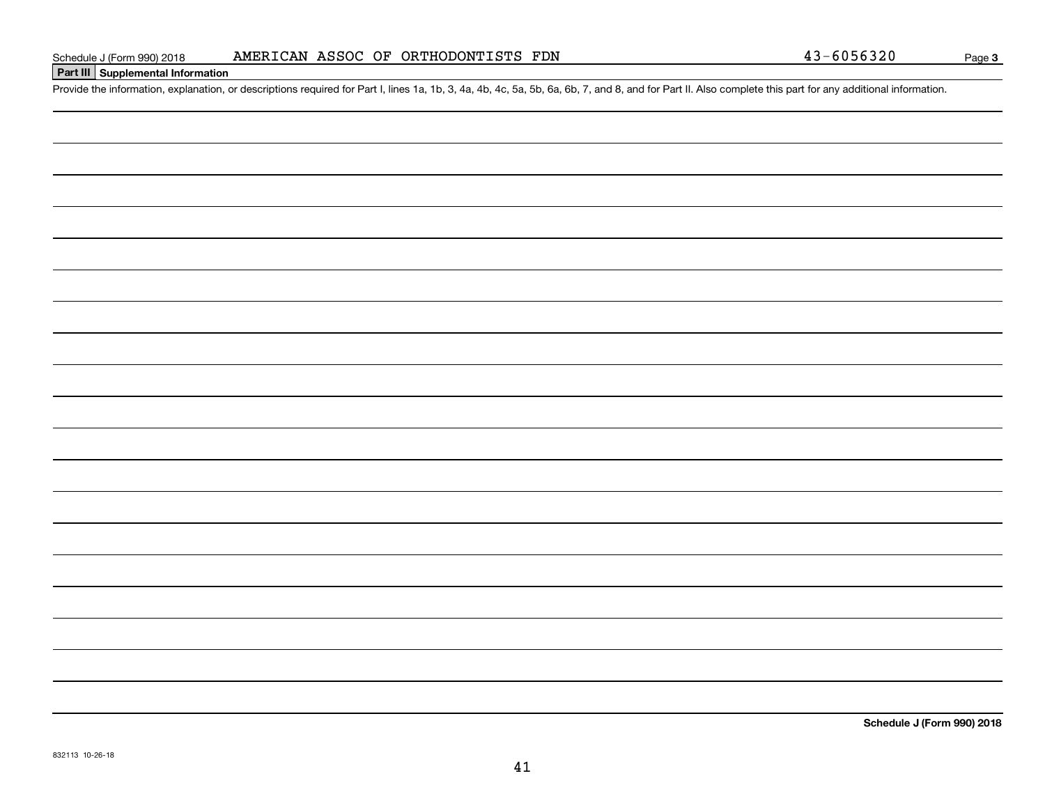Schedule J (Form 990) 2018 AMERICAN ASSOC OF ORTHODONTISTS FDN 43-6056320 Page 3

**Part III | Supplemental Information**

Provide the information, explanation, or descriptions required for Part I, lines 1a, 1b, 3, 4a, 4b, 4c, 5a, 5b, 6a, 6b, 7, and 8, and for Part II. Also complete this part for any additional information.

**Schedule J (Form 990) 2018**

832113 10-26-18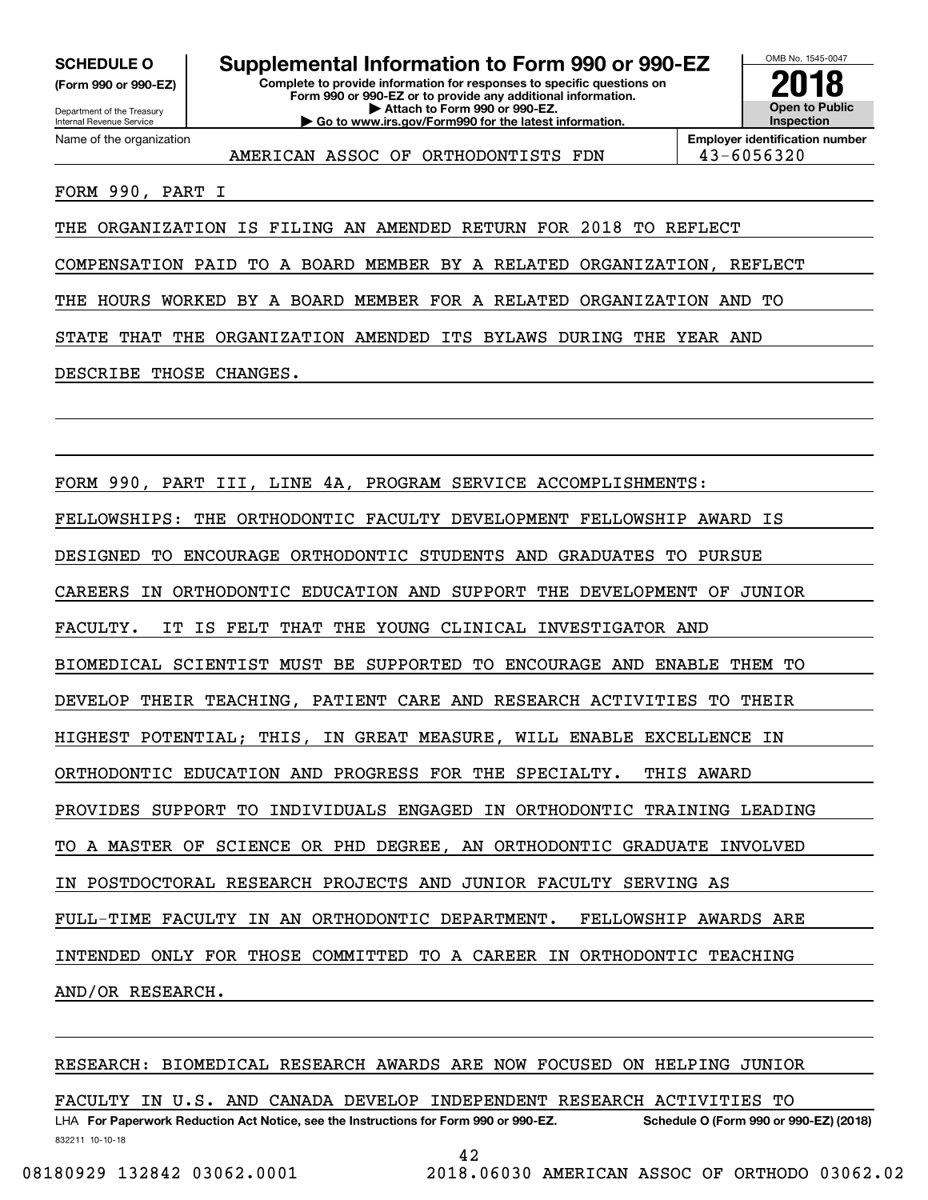**SCHEDULE O** (Form 990 or 990-EZ)

Department of the Treasury
Internal Revenue Service

# Supplemental Information to Form 990 or 990-EZ

**Complete to provide information for responses to specific questions on Form 990 or 990-EZ or to provide any additional information.**
**▶ Attach to Form 990 or 990-EZ.**
**▶ Go to www.irs.gov/Form990 for the latest information.**

OMB No. 1545-0047

**2018**

**Open to Public Inspection**

Name of the organization: AMERICAN ASSOC OF ORTHODONTISTS FDN

**Employer identification number:** 43-6056320

FORM 990, PART I

THE ORGANIZATION IS FILING AN AMENDED RETURN FOR 2018 TO REFLECT COMPENSATION PAID TO A BOARD MEMBER BY A RELATED ORGANIZATION, REFLECT THE HOURS WORKED BY A BOARD MEMBER FOR A RELATED ORGANIZATION AND TO STATE THAT THE ORGANIZATION AMENDED ITS BYLAWS DURING THE YEAR AND DESCRIBE THOSE CHANGES.

FORM 990, PART III, LINE 4A, PROGRAM SERVICE ACCOMPLISHMENTS:

FELLOWSHIPS: THE ORTHODONTIC FACULTY DEVELOPMENT FELLOWSHIP AWARD IS DESIGNED TO ENCOURAGE ORTHODONTIC STUDENTS AND GRADUATES TO PURSUE CAREERS IN ORTHODONTIC EDUCATION AND SUPPORT THE DEVELOPMENT OF JUNIOR FACULTY. IT IS FELT THAT THE YOUNG CLINICAL INVESTIGATOR AND BIOMEDICAL SCIENTIST MUST BE SUPPORTED TO ENCOURAGE AND ENABLE THEM TO DEVELOP THEIR TEACHING, PATIENT CARE AND RESEARCH ACTIVITIES TO THEIR HIGHEST POTENTIAL; THIS, IN GREAT MEASURE, WILL ENABLE EXCELLENCE IN ORTHODONTIC EDUCATION AND PROGRESS FOR THE SPECIALTY. THIS AWARD PROVIDES SUPPORT TO INDIVIDUALS ENGAGED IN ORTHODONTIC TRAINING LEADING TO A MASTER OF SCIENCE OR PHD DEGREE, AN ORTHODONTIC GRADUATE INVOLVED IN POSTDOCTORAL RESEARCH PROJECTS AND JUNIOR FACULTY SERVING AS FULL-TIME FACULTY IN AN ORTHODONTIC DEPARTMENT. FELLOWSHIP AWARDS ARE INTENDED ONLY FOR THOSE COMMITTED TO A CAREER IN ORTHODONTIC TEACHING AND/OR RESEARCH.

RESEARCH: BIOMEDICAL RESEARCH AWARDS ARE NOW FOCUSED ON HELPING JUNIOR FACULTY IN U.S. AND CANADA DEVELOP INDEPENDENT RESEARCH ACTIVITIES TO

LHA **For Paperwork Reduction Act Notice, see the Instructions for Form 990 or 990-EZ.** **Schedule O (Form 990 or 990-EZ) (2018)**

832211 10-10-18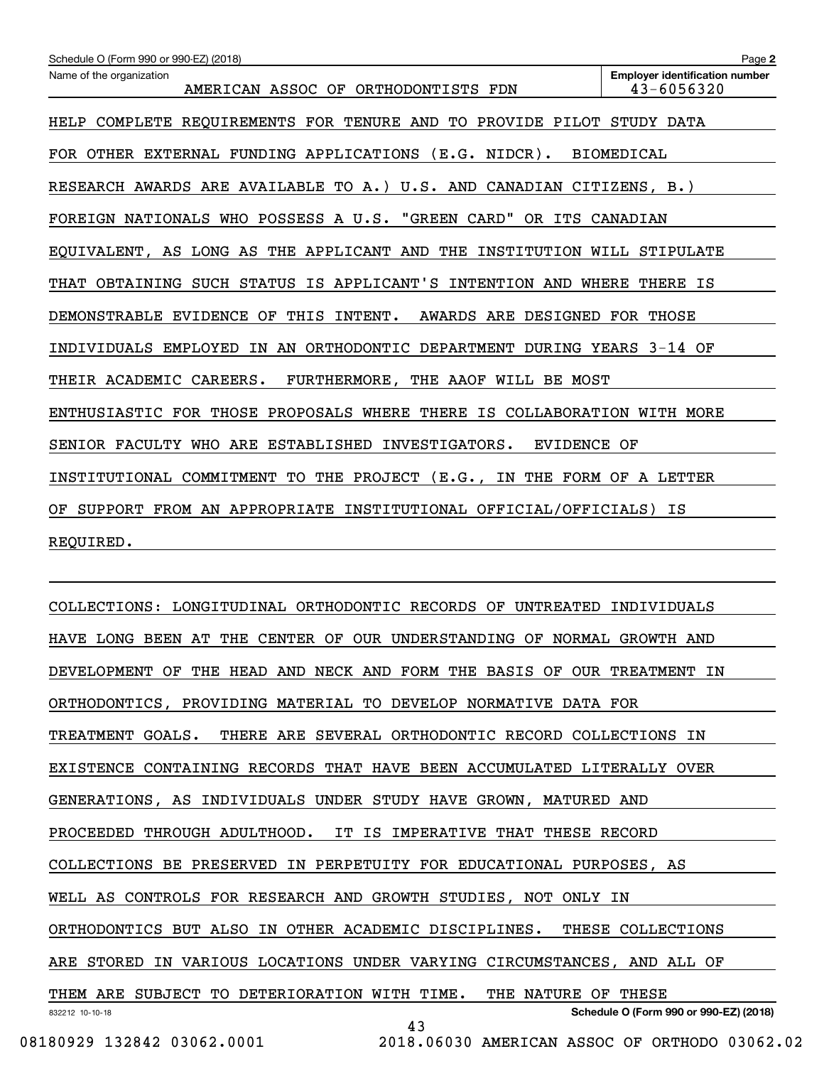Schedule O (Form 990 or 990-EZ) (2018)

Name of the organization: AMERICAN ASSOC OF ORTHODONTISTS FDN

Employer identification number: 43-6056320

HELP COMPLETE REQUIREMENTS FOR TENURE AND TO PROVIDE PILOT STUDY DATA FOR OTHER EXTERNAL FUNDING APPLICATIONS (E.G. NIDCR). BIOMEDICAL RESEARCH AWARDS ARE AVAILABLE TO A.) U.S. AND CANADIAN CITIZENS, B.) FOREIGN NATIONALS WHO POSSESS A U.S. "GREEN CARD" OR ITS CANADIAN EQUIVALENT, AS LONG AS THE APPLICANT AND THE INSTITUTION WILL STIPULATE THAT OBTAINING SUCH STATUS IS APPLICANT'S INTENTION AND WHERE THERE IS DEMONSTRABLE EVIDENCE OF THIS INTENT. AWARDS ARE DESIGNED FOR THOSE INDIVIDUALS EMPLOYED IN AN ORTHODONTIC DEPARTMENT DURING YEARS 3-14 OF THEIR ACADEMIC CAREERS. FURTHERMORE, THE AAOF WILL BE MOST ENTHUSIASTIC FOR THOSE PROPOSALS WHERE THERE IS COLLABORATION WITH MORE SENIOR FACULTY WHO ARE ESTABLISHED INVESTIGATORS. EVIDENCE OF INSTITUTIONAL COMMITMENT TO THE PROJECT (E.G., IN THE FORM OF A LETTER OF SUPPORT FROM AN APPROPRIATE INSTITUTIONAL OFFICIAL/OFFICIALS) IS REQUIRED.

COLLECTIONS: LONGITUDINAL ORTHODONTIC RECORDS OF UNTREATED INDIVIDUALS HAVE LONG BEEN AT THE CENTER OF OUR UNDERSTANDING OF NORMAL GROWTH AND DEVELOPMENT OF THE HEAD AND NECK AND FORM THE BASIS OF OUR TREATMENT IN ORTHODONTICS, PROVIDING MATERIAL TO DEVELOP NORMATIVE DATA FOR TREATMENT GOALS. THERE ARE SEVERAL ORTHODONTIC RECORD COLLECTIONS IN EXISTENCE CONTAINING RECORDS THAT HAVE BEEN ACCUMULATED LITERALLY OVER GENERATIONS, AS INDIVIDUALS UNDER STUDY HAVE GROWN, MATURED AND PROCEEDED THROUGH ADULTHOOD. IT IS IMPERATIVE THAT THESE RECORD COLLECTIONS BE PRESERVED IN PERPETUITY FOR EDUCATIONAL PURPOSES, AS WELL AS CONTROLS FOR RESEARCH AND GROWTH STUDIES, NOT ONLY IN ORTHODONTICS BUT ALSO IN OTHER ACADEMIC DISCIPLINES. THESE COLLECTIONS ARE STORED IN VARIOUS LOCATIONS UNDER VARYING CIRCUMSTANCES, AND ALL OF THEM ARE SUBJECT TO DETERIORATION WITH TIME. THE NATURE OF THESE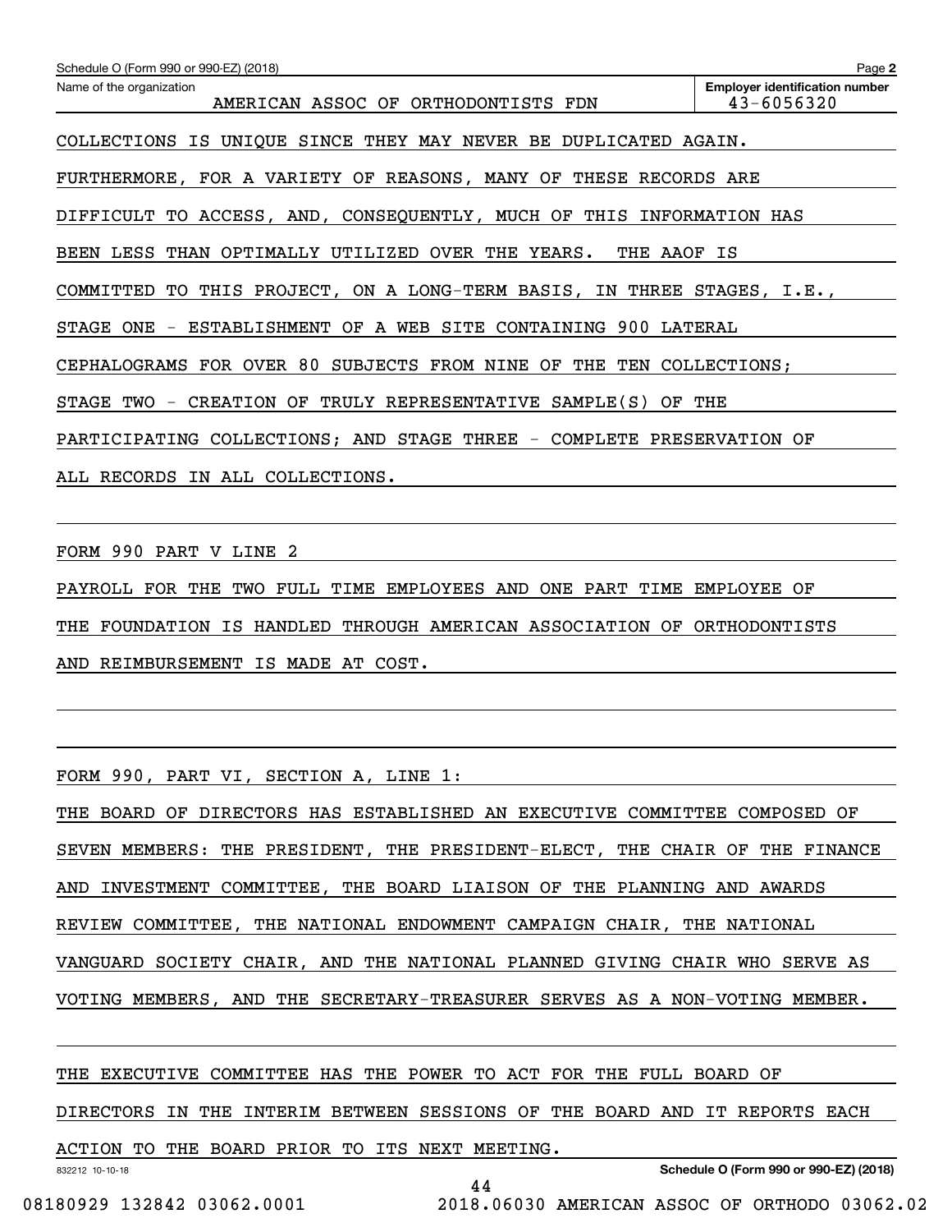Schedule O (Form 990 or 990-EZ) (2018)

Name of the organization: AMERICAN ASSOC OF ORTHODONTISTS FDN

Employer identification number: 43-6056320

COLLECTIONS IS UNIQUE SINCE THEY MAY NEVER BE DUPLICATED AGAIN. FURTHERMORE, FOR A VARIETY OF REASONS, MANY OF THESE RECORDS ARE DIFFICULT TO ACCESS, AND, CONSEQUENTLY, MUCH OF THIS INFORMATION HAS BEEN LESS THAN OPTIMALLY UTILIZED OVER THE YEARS. THE AAOF IS COMMITTED TO THIS PROJECT, ON A LONG-TERM BASIS, IN THREE STAGES, I.E., STAGE ONE - ESTABLISHMENT OF A WEB SITE CONTAINING 900 LATERAL CEPHALOGRAMS FOR OVER 80 SUBJECTS FROM NINE OF THE TEN COLLECTIONS; STAGE TWO - CREATION OF TRULY REPRESENTATIVE SAMPLE(S) OF THE PARTICIPATING COLLECTIONS; AND STAGE THREE - COMPLETE PRESERVATION OF ALL RECORDS IN ALL COLLECTIONS.

FORM 990 PART V LINE 2

PAYROLL FOR THE TWO FULL TIME EMPLOYEES AND ONE PART TIME EMPLOYEE OF THE FOUNDATION IS HANDLED THROUGH AMERICAN ASSOCIATION OF ORTHODONTISTS AND REIMBURSEMENT IS MADE AT COST.

FORM 990, PART VI, SECTION A, LINE 1:

THE BOARD OF DIRECTORS HAS ESTABLISHED AN EXECUTIVE COMMITTEE COMPOSED OF SEVEN MEMBERS: THE PRESIDENT, THE PRESIDENT-ELECT, THE CHAIR OF THE FINANCE AND INVESTMENT COMMITTEE, THE BOARD LIAISON OF THE PLANNING AND AWARDS REVIEW COMMITTEE, THE NATIONAL ENDOWMENT CAMPAIGN CHAIR, THE NATIONAL VANGUARD SOCIETY CHAIR, AND THE NATIONAL PLANNED GIVING CHAIR WHO SERVE AS VOTING MEMBERS, AND THE SECRETARY-TREASURER SERVES AS A NON-VOTING MEMBER.

THE EXECUTIVE COMMITTEE HAS THE POWER TO ACT FOR THE FULL BOARD OF DIRECTORS IN THE INTERIM BETWEEN SESSIONS OF THE BOARD AND IT REPORTS EACH ACTION TO THE BOARD PRIOR TO ITS NEXT MEETING.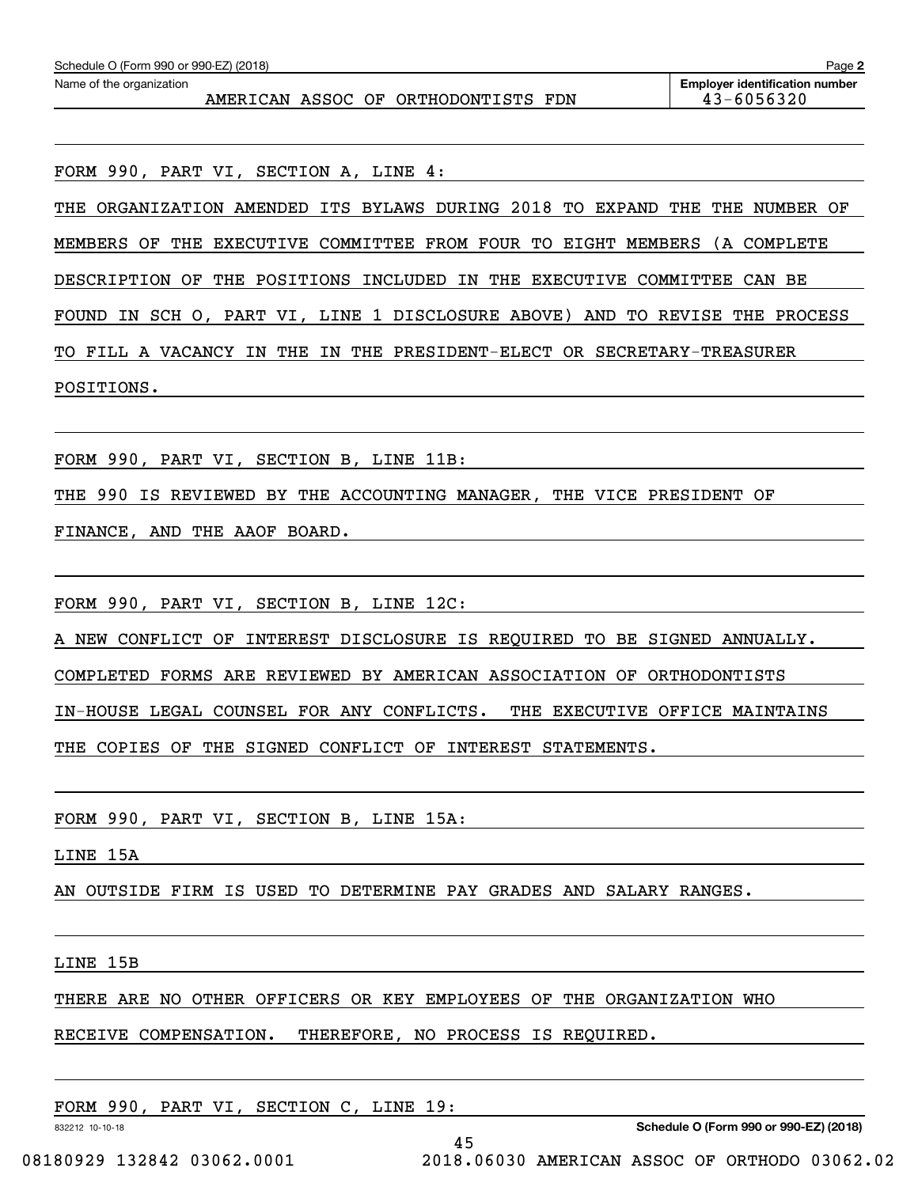Name of the organization: AMERICAN ASSOC OF ORTHODONTISTS FDN

Employer identification number: 43-6056320

FORM 990, PART VI, SECTION A, LINE 4:

THE ORGANIZATION AMENDED ITS BYLAWS DURING 2018 TO EXPAND THE THE NUMBER OF MEMBERS OF THE EXECUTIVE COMMITTEE FROM FOUR TO EIGHT MEMBERS (A COMPLETE DESCRIPTION OF THE POSITIONS INCLUDED IN THE EXECUTIVE COMMITTEE CAN BE FOUND IN SCH O, PART VI, LINE 1 DISCLOSURE ABOVE) AND TO REVISE THE PROCESS TO FILL A VACANCY IN THE IN THE PRESIDENT-ELECT OR SECRETARY-TREASURER POSITIONS.

FORM 990, PART VI, SECTION B, LINE 11B:

THE 990 IS REVIEWED BY THE ACCOUNTING MANAGER, THE VICE PRESIDENT OF FINANCE, AND THE AAOF BOARD.

FORM 990, PART VI, SECTION B, LINE 12C:

A NEW CONFLICT OF INTEREST DISCLOSURE IS REQUIRED TO BE SIGNED ANNUALLY. COMPLETED FORMS ARE REVIEWED BY AMERICAN ASSOCIATION OF ORTHODONTISTS IN-HOUSE LEGAL COUNSEL FOR ANY CONFLICTS. THE EXECUTIVE OFFICE MAINTAINS THE COPIES OF THE SIGNED CONFLICT OF INTEREST STATEMENTS.

FORM 990, PART VI, SECTION B, LINE 15A:

LINE 15A

AN OUTSIDE FIRM IS USED TO DETERMINE PAY GRADES AND SALARY RANGES.

LINE 15B

THERE ARE NO OTHER OFFICERS OR KEY EMPLOYEES OF THE ORGANIZATION WHO RECEIVE COMPENSATION. THEREFORE, NO PROCESS IS REQUIRED.

FORM 990, PART VI, SECTION C, LINE 19: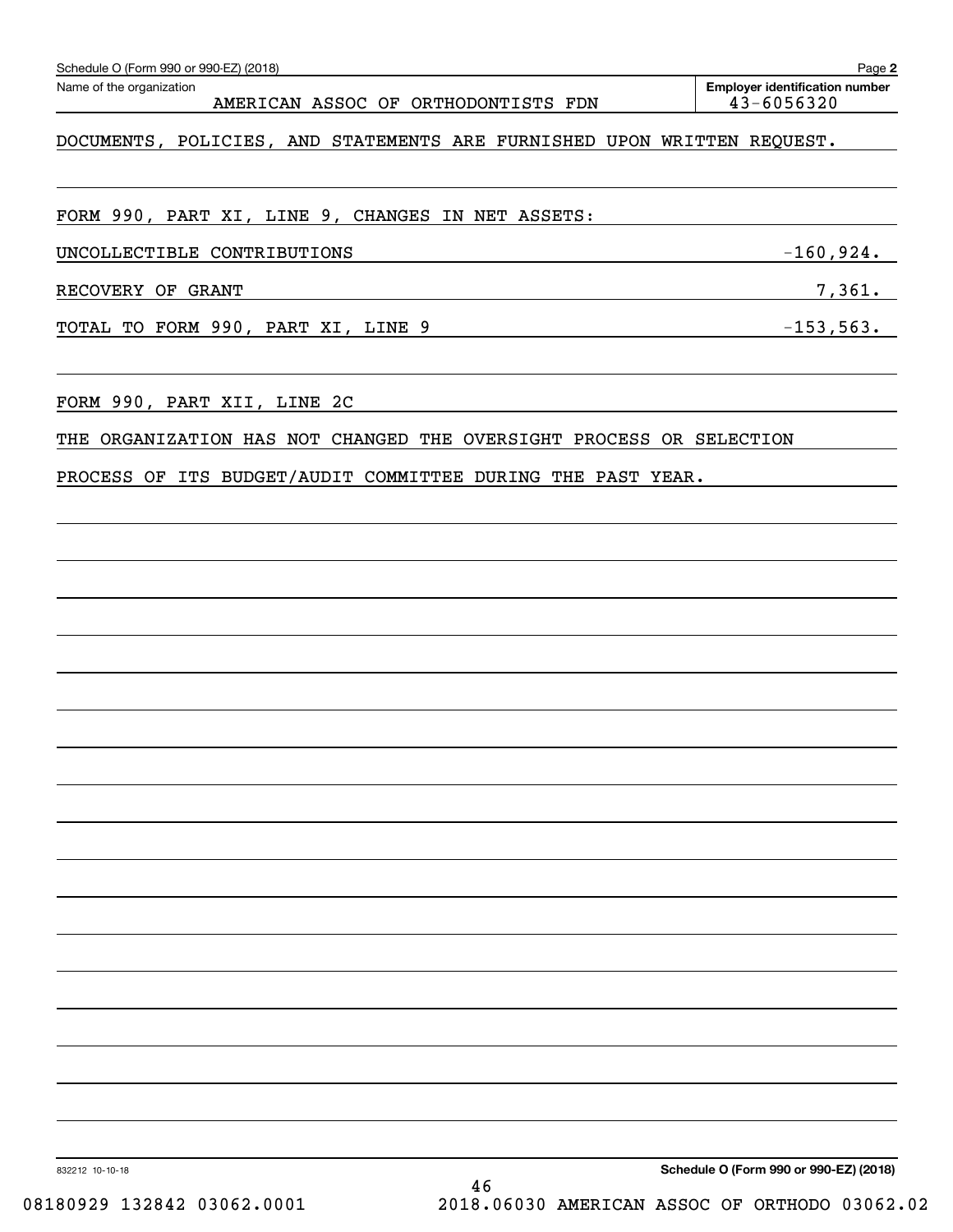Schedule O (Form 990 or 990-EZ) (2018)

| Name of the organization | Employer identification number |
| --- | --- |
| AMERICAN ASSOC OF ORTHODONTISTS FDN | 43-6056320 |

DOCUMENTS, POLICIES, AND STATEMENTS ARE FURNISHED UPON WRITTEN REQUEST.

FORM 990, PART XI, LINE 9, CHANGES IN NET ASSETS:

| | |
| --- | --- |
| UNCOLLECTIBLE CONTRIBUTIONS | -160,924. |
| RECOVERY OF GRANT | 7,361. |
| TOTAL TO FORM 990, PART XI, LINE 9 | -153,563. |

FORM 990, PART XII, LINE 2C

THE ORGANIZATION HAS NOT CHANGED THE OVERSIGHT PROCESS OR SELECTION PROCESS OF ITS BUDGET/AUDIT COMMITTEE DURING THE PAST YEAR.

Schedule O (Form 990 or 990-EZ) (2018)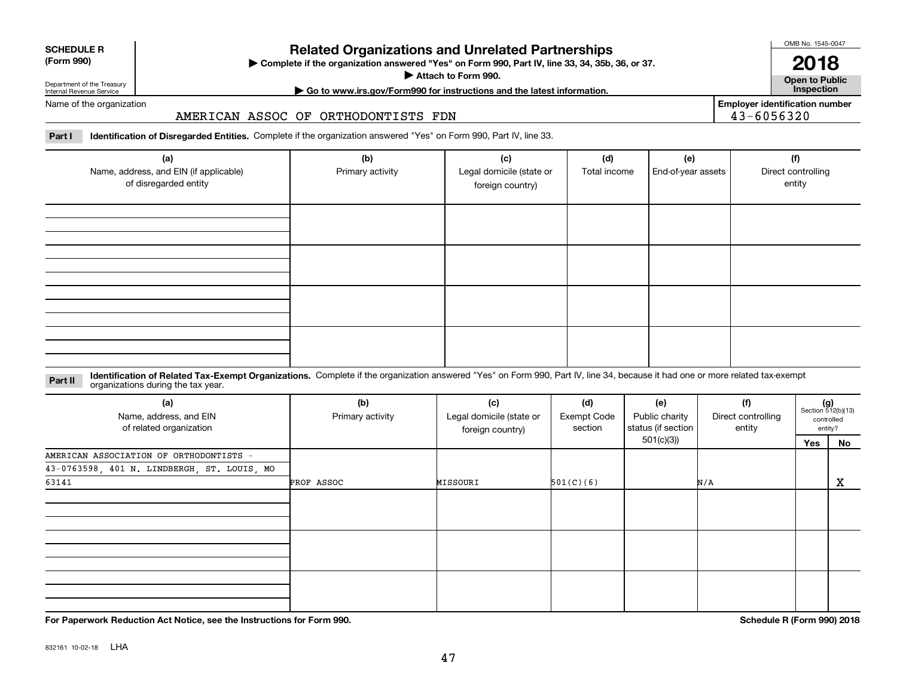**SCHEDULE R (Form 990)**

Department of the Treasury
Internal Revenue Service

# Related Organizations and Unrelated Partnerships

▶ Complete if the organization answered "Yes" on Form 990, Part IV, line 33, 34, 35b, 36, or 37.
▶ Attach to Form 990.
▶ Go to www.irs.gov/Form990 for instructions and the latest information.

OMB No. 1545-0047

**2018**

**Open to Public Inspection**

Name of the organization: AMERICAN ASSOC OF ORTHODONTISTS FDN

**Employer identification number** 43-6056320

**Part I** **Identification of Disregarded Entities.** Complete if the organization answered "Yes" on Form 990, Part IV, line 33.

| (a) Name, address, and EIN (if applicable) of disregarded entity | (b) Primary activity | (c) Legal domicile (state or foreign country) | (d) Total income | (e) End-of-year assets | (f) Direct controlling entity |
|---|---|---|---|---|---|
| | | | | | |
| | | | | | |
| | | | | | |
| | | | | | |

**Part II** **Identification of Related Tax-Exempt Organizations.** Complete if the organization answered "Yes" on Form 990, Part IV, line 34, because it had one or more related tax-exempt organizations during the tax year.

| (a) Name, address, and EIN of related organization | (b) Primary activity | (c) Legal domicile (state or foreign country) | (d) Exempt Code section | (e) Public charity status (if section 501(c)(3)) | (f) Direct controlling entity | (g) Section 512(b)(13) controlled entity? Yes | No |
|---|---|---|---|---|---|---|---|
| AMERICAN ASSOCIATION OF ORTHODONTISTS - 43-0763598, 401 N. LINDBERGH, ST. LOUIS, MO 63141 | PROF ASSOC | MISSOURI | 501(C)(6) | | N/A | | X |
| | | | | | | | |
| | | | | | | | |
| | | | | | | | |

**For Paperwork Reduction Act Notice, see the Instructions for Form 990.**

**Schedule R (Form 990) 2018**

832161 10-02-18 LHA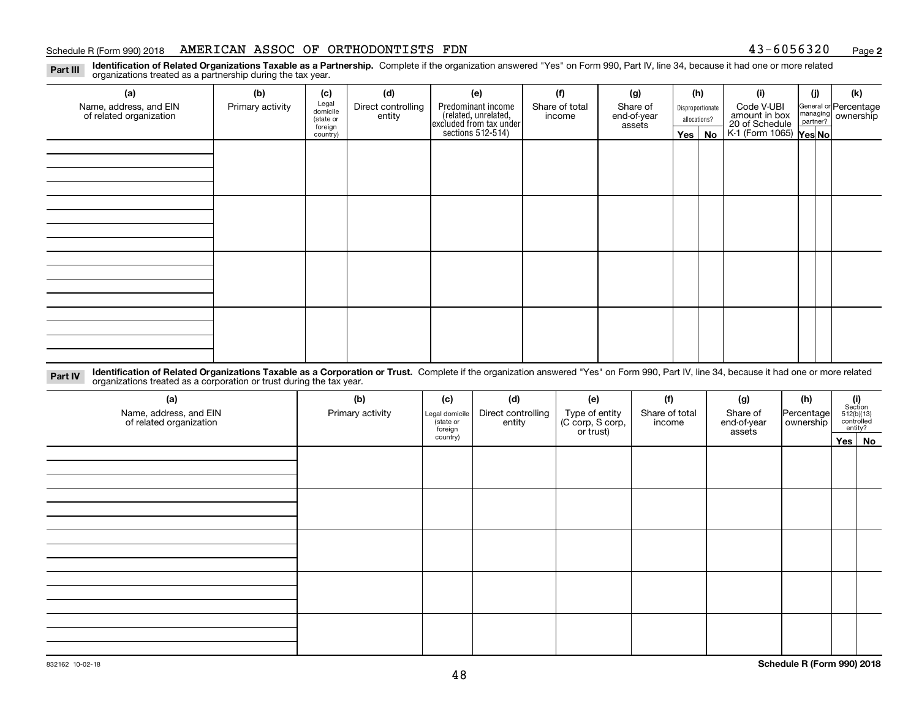Schedule R (Form 990) 2018 AMERICAN ASSOC OF ORTHODONTISTS FDN 43-6056320 Page 2

**Part III** **Identification of Related Organizations Taxable as a Partnership.** Complete if the organization answered "Yes" on Form 990, Part IV, line 34, because it had one or more related organizations treated as a partnership during the tax year.

| (a) Name, address, and EIN of related organization | (b) Primary activity | (c) Legal domicile (state or foreign country) | (d) Direct controlling entity | (e) Predominant income (related, unrelated, excluded from tax under sections 512-514) | (f) Share of total income | (g) Share of end-of-year assets | (h) Disproportionate allocations? Yes | (h) No | (i) Code V-UBI amount in box 20 of Schedule K-1 (Form 1065) | (j) General or managing partner? Yes | (j) No | (k) Percentage ownership |
|---|---|---|---|---|---|---|---|---|---|---|---|---|
| | | | | | | | | | | | | |
| | | | | | | | | | | | | |
| | | | | | | | | | | | | |
| | | | | | | | | | | | | |

**Part IV** **Identification of Related Organizations Taxable as a Corporation or Trust.** Complete if the organization answered "Yes" on Form 990, Part IV, line 34, because it had one or more related organizations treated as a corporation or trust during the tax year.

| (a) Name, address, and EIN of related organization | (b) Primary activity | (c) Legal domicile (state or foreign country) | (d) Direct controlling entity | (e) Type of entity (C corp, S corp, or trust) | (f) Share of total income | (g) Share of end-of-year assets | (h) Percentage ownership | (i) Section 512(b)(13) controlled entity? Yes | (i) No |
|---|---|---|---|---|---|---|---|---|---|
| | | | | | | | | | |
| | | | | | | | | | |
| | | | | | | | | | |
| | | | | | | | | | |
| | | | | | | | | | |

832162 10-02-18 **Schedule R (Form 990) 2018**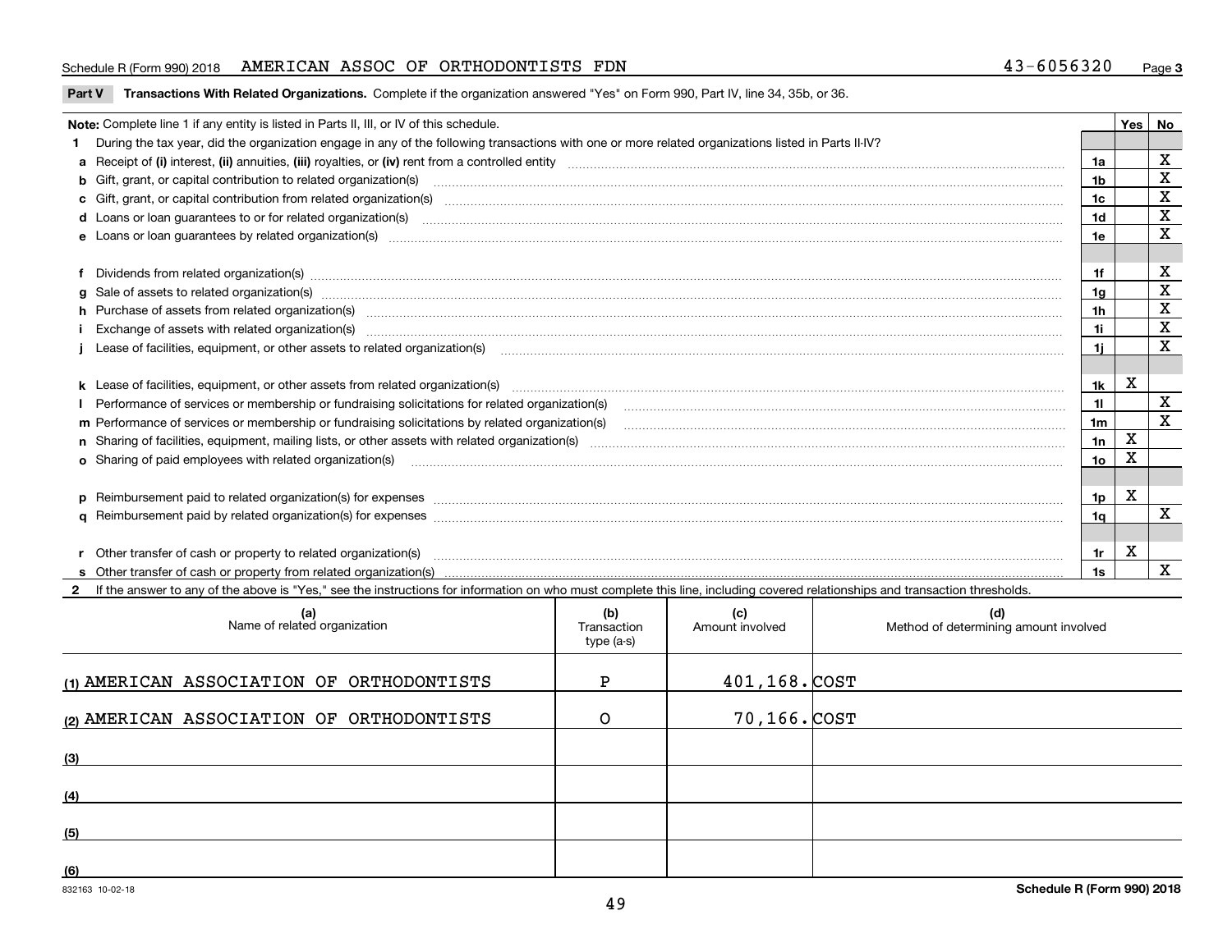Schedule R (Form 990) 2018 AMERICAN ASSOC OF ORTHODONTISTS FDN 43-6056320 Page 3

**Part V Transactions With Related Organizations.** Complete if the organization answered "Yes" on Form 990, Part IV, line 34, 35b, or 36.

| **Note:** Complete line 1 if any entity is listed in Parts II, III, or IV of this schedule. | | Yes | No |
|---|---|---|---|
| **1** During the tax year, did the organization engage in any of the following transactions with one or more related organizations listed in Parts II-IV? | | | |
| **a** Receipt of **(i)** interest, **(ii)** annuities, **(iii)** royalties, or **(iv)** rent from a controlled entity | 1a | | X |
| **b** Gift, grant, or capital contribution to related organization(s) | 1b | | X |
| **c** Gift, grant, or capital contribution from related organization(s) | 1c | | X |
| **d** Loans or loan guarantees to or for related organization(s) | 1d | | X |
| **e** Loans or loan guarantees by related organization(s) | 1e | | X |
| **f** Dividends from related organization(s) | 1f | | X |
| **g** Sale of assets to related organization(s) | 1g | | X |
| **h** Purchase of assets from related organization(s) | 1h | | X |
| **i** Exchange of assets with related organization(s) | 1i | | X |
| **j** Lease of facilities, equipment, or other assets to related organization(s) | 1j | | X |
| **k** Lease of facilities, equipment, or other assets from related organization(s) | 1k | X | |
| **l** Performance of services or membership or fundraising solicitations for related organization(s) | 1l | | X |
| **m** Performance of services or membership or fundraising solicitations by related organization(s) | 1m | | X |
| **n** Sharing of facilities, equipment, mailing lists, or other assets with related organization(s) | 1n | X | |
| **o** Sharing of paid employees with related organization(s) | 1o | X | |
| **p** Reimbursement paid to related organization(s) for expenses | 1p | X | |
| **q** Reimbursement paid by related organization(s) for expenses | 1q | | X |
| **r** Other transfer of cash or property to related organization(s) | 1r | X | |
| **s** Other transfer of cash or property from related organization(s) | 1s | | X |

**2** If the answer to any of the above is "Yes," see the instructions for information on who must complete this line, including covered relationships and transaction thresholds.

| | (a) Name of related organization | (b) Transaction type (a-s) | (c) Amount involved | (d) Method of determining amount involved |
|---|---|---|---|---|
| (1) | AMERICAN ASSOCIATION OF ORTHODONTISTS | P | 401,168. | COST |
| (2) | AMERICAN ASSOCIATION OF ORTHODONTISTS | O | 70,166. | COST |
| (3) | | | | |
| (4) | | | | |
| (5) | | | | |
| (6) | | | | |

832163 10-02-18 **Schedule R (Form 990) 2018**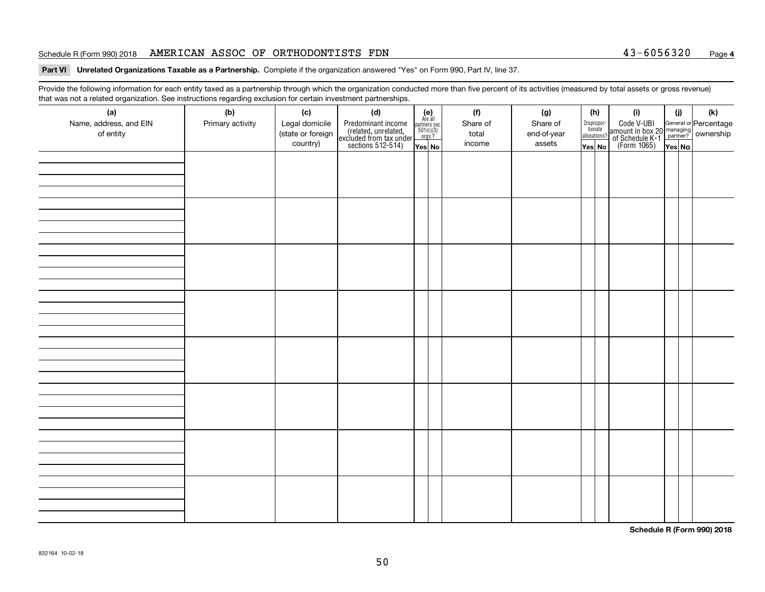Schedule R (Form 990) 2018 AMERICAN ASSOC OF ORTHODONTISTS FDN 43-6056320 Page **4**

**Part VI Unrelated Organizations Taxable as a Partnership.** Complete if the organization answered "Yes" on Form 990, Part IV, line 37.

Provide the following information for each entity taxed as a partnership through which the organization conducted more than five percent of its activities (measured by total assets or gross revenue) that was not a related organization. See instructions regarding exclusion for certain investment partnerships.

| (a) Name, address, and EIN of entity | (b) Primary activity | (c) Legal domicile (state or foreign country) | (d) Predominant income (related, unrelated, excluded from tax under sections 512-514) | (e) Are all partners sec. 501(c)(3) orgs.? Yes | (e) No | (f) Share of total income | (g) Share of end-of-year assets | (h) Dispropor-tionate allocations? Yes | (h) No | (i) Code V-UBI amount in box 20 of Schedule K-1 (Form 1065) | (j) General or managing partner? Yes | (j) No | (k) Percentage ownership |
|---|---|---|---|---|---|---|---|---|---|---|---|---|---|
| | | | | | | | | | | | | | |
| | | | | | | | | | | | | | |
| | | | | | | | | | | | | | |
| | | | | | | | | | | | | | |
| | | | | | | | | | | | | | |
| | | | | | | | | | | | | | |
| | | | | | | | | | | | | | |
| | | | | | | | | | | | | | |

**Schedule R (Form 990) 2018**

832164 10-02-18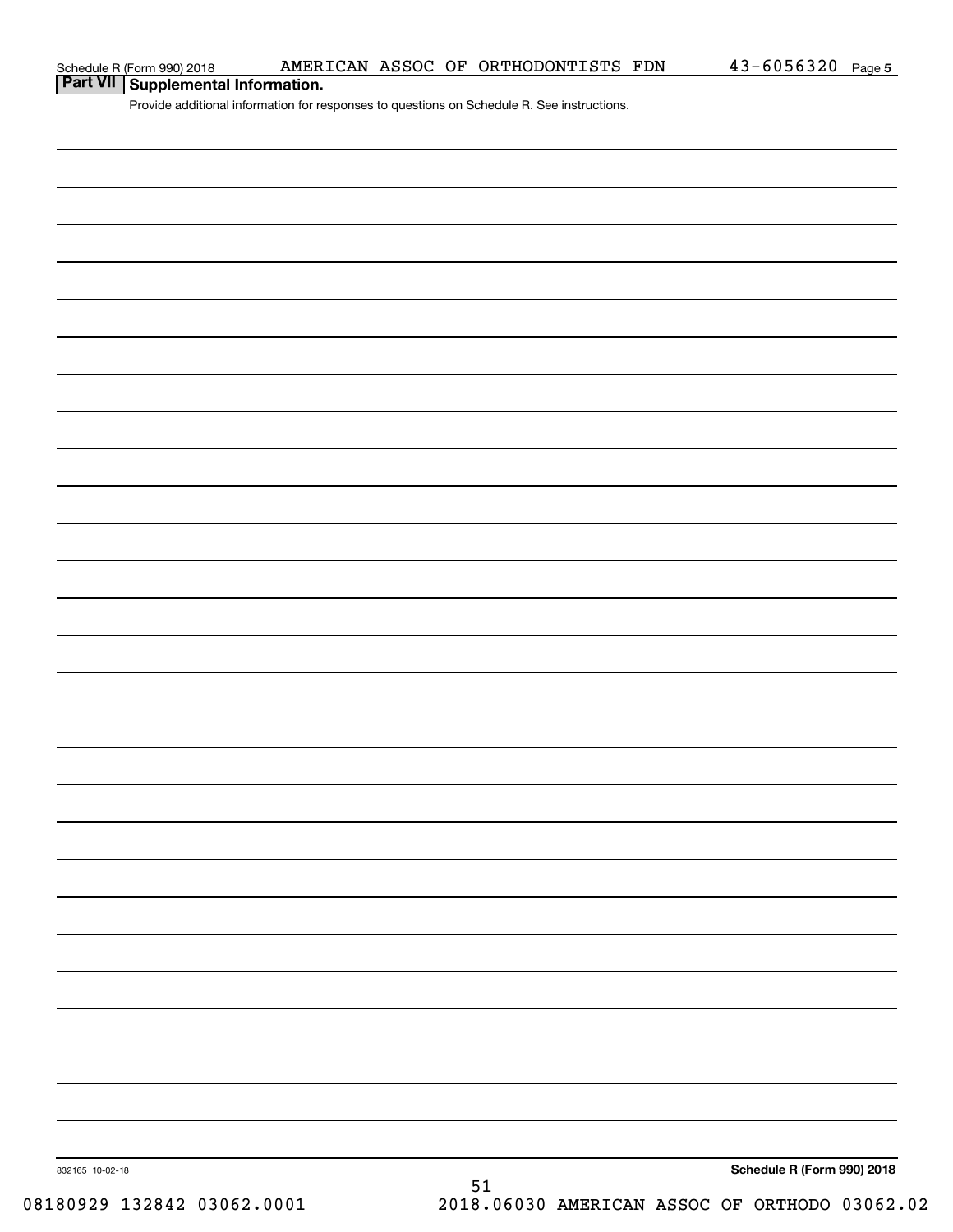**Part VII Supplemental Information.**

Provide additional information for responses to questions on Schedule R. See instructions.